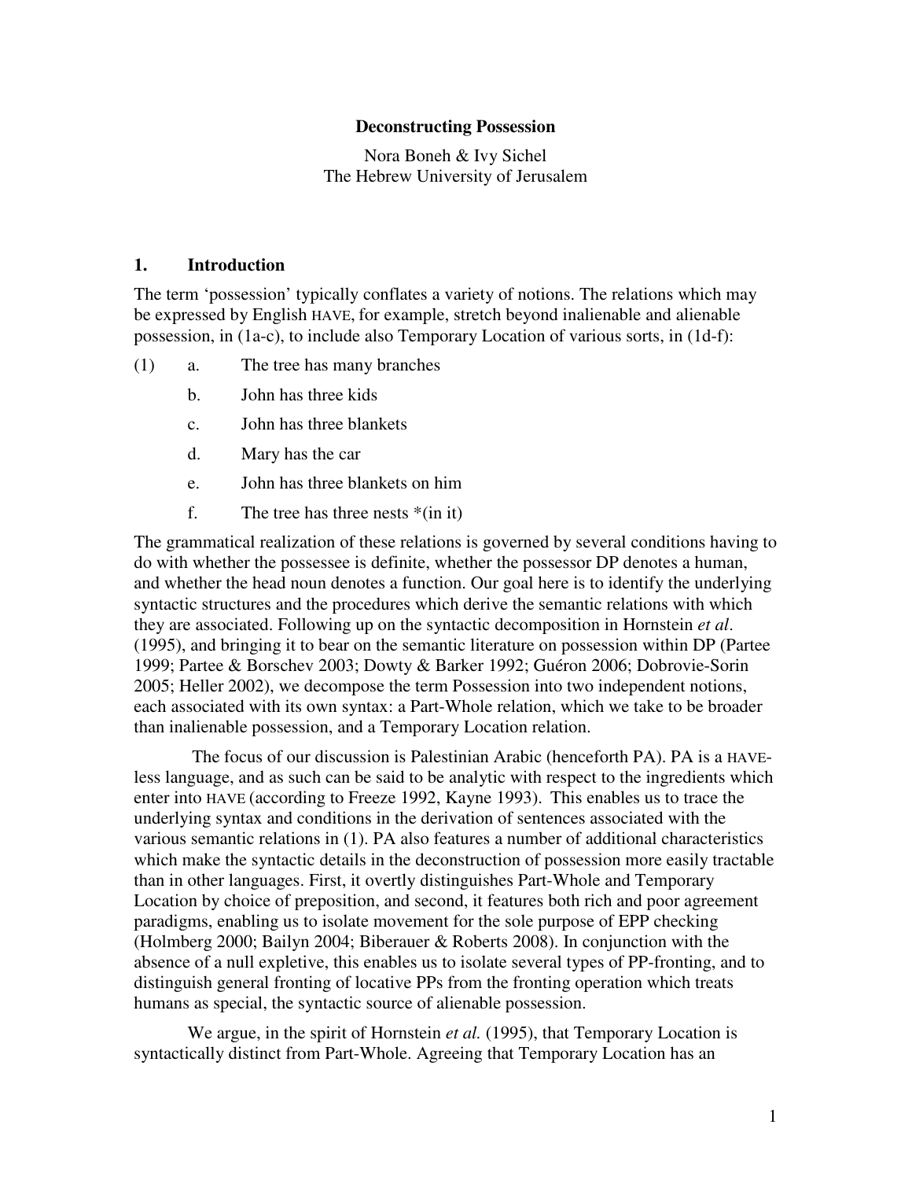**Deconstructing Possession**

Nora Boneh & Ivy Sichel
The Hebrew University of Jerusalem

## 1. Introduction

The term 'possession' typically conflates a variety of notions. The relations which may be expressed by English HAVE, for example, stretch beyond inalienable and alienable possession, in (1a-c), to include also Temporary Location of various sorts, in (1d-f):

(1) a. The tree has many branches
    b. John has three kids
    c. John has three blankets
    d. Mary has the car
    e. John has three blankets on him
    f. The tree has three nests *(in it)

The grammatical realization of these relations is governed by several conditions having to do with whether the possessee is definite, whether the possessor DP denotes a human, and whether the head noun denotes a function. Our goal here is to identify the underlying syntactic structures and the procedures which derive the semantic relations with which they are associated. Following up on the syntactic decomposition in Hornstein *et al*. (1995), and bringing it to bear on the semantic literature on possession within DP (Partee 1999; Partee & Borschev 2003; Dowty & Barker 1992; Guéron 2006; Dobrovie-Sorin 2005; Heller 2002), we decompose the term Possession into two independent notions, each associated with its own syntax: a Part-Whole relation, which we take to be broader than inalienable possession, and a Temporary Location relation.

The focus of our discussion is Palestinian Arabic (henceforth PA). PA is a HAVE-less language, and as such can be said to be analytic with respect to the ingredients which enter into HAVE (according to Freeze 1992, Kayne 1993). This enables us to trace the underlying syntax and conditions in the derivation of sentences associated with the various semantic relations in (1). PA also features a number of additional characteristics which make the syntactic details in the deconstruction of possession more easily tractable than in other languages. First, it overtly distinguishes Part-Whole and Temporary Location by choice of preposition, and second, it features both rich and poor agreement paradigms, enabling us to isolate movement for the sole purpose of EPP checking (Holmberg 2000; Bailyn 2004; Biberauer & Roberts 2008). In conjunction with the absence of a null expletive, this enables us to isolate several types of PP-fronting, and to distinguish general fronting of locative PPs from the fronting operation which treats humans as special, the syntactic source of alienable possession.

We argue, in the spirit of Hornstein *et al.* (1995), that Temporary Location is syntactically distinct from Part-Whole. Agreeing that Temporary Location has an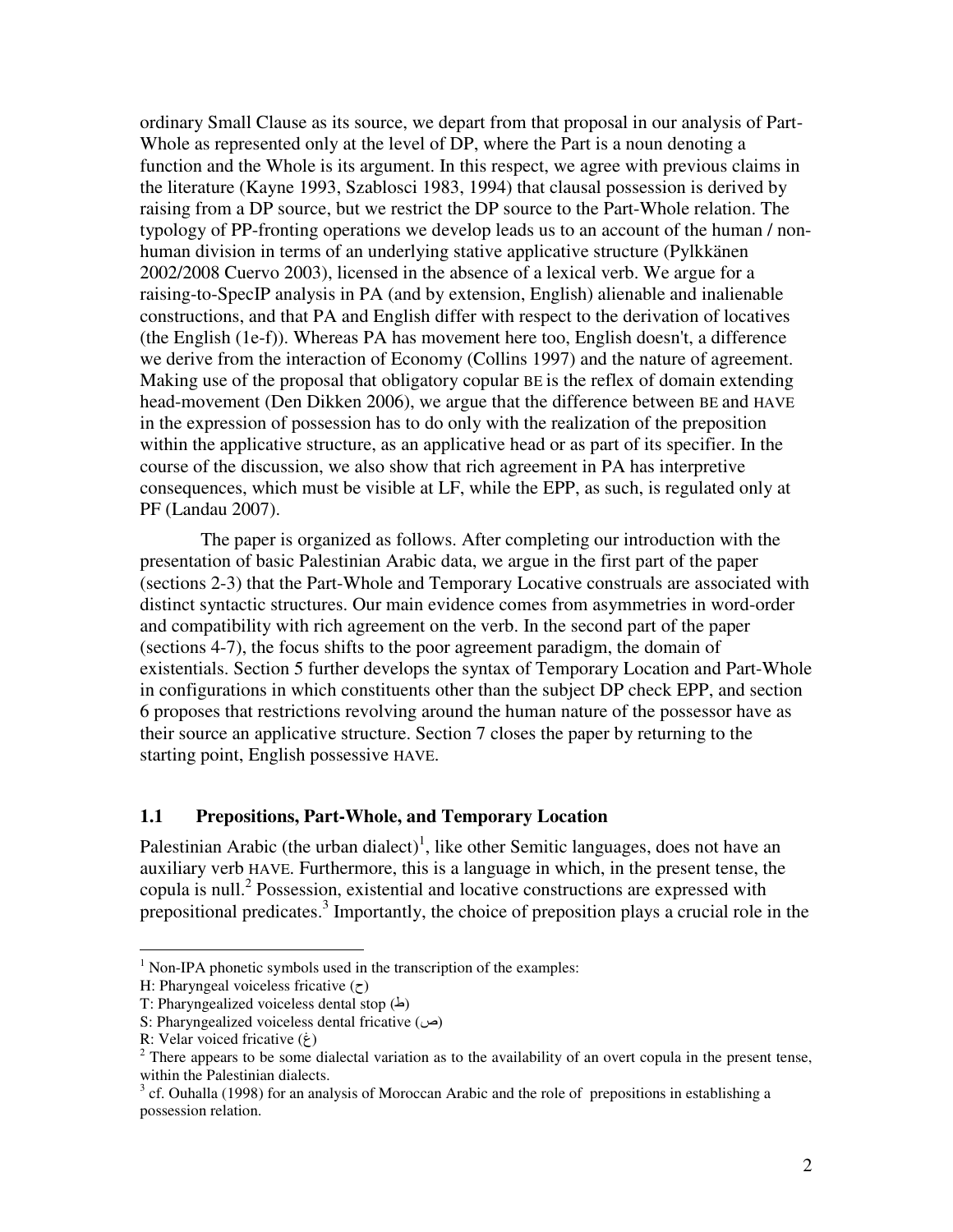ordinary Small Clause as its source, we depart from that proposal in our analysis of Part-Whole as represented only at the level of DP, where the Part is a noun denoting a function and the Whole is its argument. In this respect, we agree with previous claims in the literature (Kayne 1993, Szablosci 1983, 1994) that clausal possession is derived by raising from a DP source, but we restrict the DP source to the Part-Whole relation. The typology of PP-fronting operations we develop leads us to an account of the human / non-human division in terms of an underlying stative applicative structure (Pylkkänen 2002/2008 Cuervo 2003), licensed in the absence of a lexical verb. We argue for a raising-to-SpecIP analysis in PA (and by extension, English) alienable and inalienable constructions, and that PA and English differ with respect to the derivation of locatives (the English (1e-f)). Whereas PA has movement here too, English doesn't, a difference we derive from the interaction of Economy (Collins 1997) and the nature of agreement. Making use of the proposal that obligatory copular BE is the reflex of domain extending head-movement (Den Dikken 2006), we argue that the difference between BE and HAVE in the expression of possession has to do only with the realization of the preposition within the applicative structure, as an applicative head or as part of its specifier. In the course of the discussion, we also show that rich agreement in PA has interpretive consequences, which must be visible at LF, while the EPP, as such, is regulated only at PF (Landau 2007).

The paper is organized as follows. After completing our introduction with the presentation of basic Palestinian Arabic data, we argue in the first part of the paper (sections 2-3) that the Part-Whole and Temporary Locative construals are associated with distinct syntactic structures. Our main evidence comes from asymmetries in word-order and compatibility with rich agreement on the verb. In the second part of the paper (sections 4-7), the focus shifts to the poor agreement paradigm, the domain of existentials. Section 5 further develops the syntax of Temporary Location and Part-Whole in configurations in which constituents other than the subject DP check EPP, and section 6 proposes that restrictions revolving around the human nature of the possessor have as their source an applicative structure. Section 7 closes the paper by returning to the starting point, English possessive HAVE.

### 1.1 Prepositions, Part-Whole, and Temporary Location

Palestinian Arabic (the urban dialect)[1], like other Semitic languages, does not have an auxiliary verb HAVE. Furthermore, this is a language in which, in the present tense, the copula is null.[2] Possession, existential and locative constructions are expressed with prepositional predicates.[3] Importantly, the choice of preposition plays a crucial role in the

---

[1] Non-IPA phonetic symbols used in the transcription of the examples:
H: Pharyngeal voiceless fricative (ح)
T: Pharyngealized voiceless dental stop (ط)
S: Pharyngealized voiceless dental fricative (ص)
R: Velar voiced fricative (غ)

[2] There appears to be some dialectal variation as to the availability of an overt copula in the present tense, within the Palestinian dialects.

[3] cf. Ouhalla (1998) for an analysis of Moroccan Arabic and the role of prepositions in establishing a possession relation.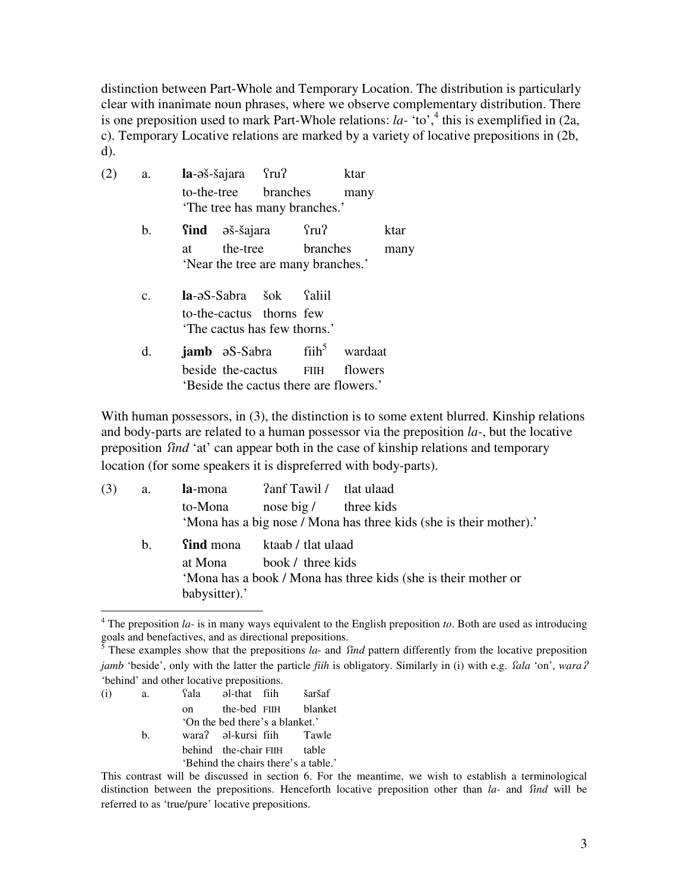distinction between Part-Whole and Temporary Location. The distribution is particularly clear with inanimate noun phrases, where we observe complementary distribution. There is one preposition used to mark Part-Whole relations: *la-* 'to',[4] this is exemplified in (2a, c). Temporary Locative relations are marked by a variety of locative prepositions in (2b, d).

(2)

a. **la**-əš-šajara ʕruʔ ktar
   to-the-tree branches many
   'The tree has many branches.'

b. **ʕind** əš-šajara ʕruʔ ktar
   at the-tree branches many
   'Near the tree are many branches.'

c. **la**-əS-Sabra šok ʕaliil
   to-the-cactus thorns few
   'The cactus has few thorns.'

d. **jamb** əS-Sabra fiih[5] wardaat
   beside the-cactus FIIH flowers
   'Beside the cactus there are flowers.'

With human possessors, in (3), the distinction is to some extent blurred. Kinship relations and body-parts are related to a human possessor via the preposition *la-*, but the locative preposition *ʕind* 'at' can appear both in the case of kinship relations and temporary location (for some speakers it is dispreferred with body-parts).

(3)

a. **la**-mona ʔanf Tawil / tlat ulaad
   to-Mona nose big / three kids
   'Mona has a big nose / Mona has three kids (she is their mother).'

b. **ʕind** mona ktaab / tlat ulaad
   at Mona book / three kids
   'Mona has a book / Mona has three kids (she is their mother or babysitter).'

---

[4] The preposition *la-* is in many ways equivalent to the English preposition *to*. Both are used as introducing goals and benefactives, and as directional prepositions.

[5] These examples show that the prepositions *la-* and *ʕind* pattern differently from the locative preposition *jamb* 'beside', only with the latter the particle *fiih* is obligatory. Similarly in (i) with e.g. *ʕala* 'on', *waraʔ* 'behind' and other locative prepositions.

(i)

a. ʕala əl-that fiih šaršaf
   on the-bed FIIH blanket
   'On the bed there's a blanket.'

b. waraʔ əl-kursi fiih Tawle
   behind the-chair FIIH table
   'Behind the chairs there's a table.'

This contrast will be discussed in section 6. For the meantime, we wish to establish a terminological distinction between the prepositions. Henceforth locative preposition other than *la-* and *ʕind* will be referred to as 'true/pure' locative prepositions.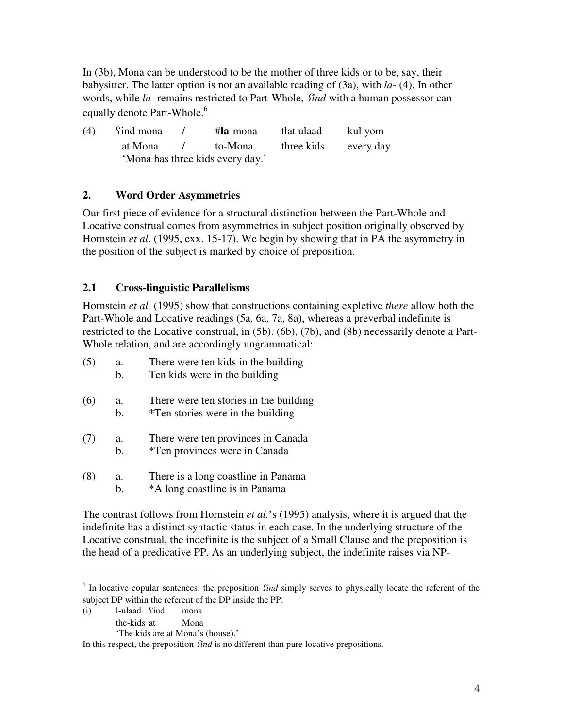In (3b), Mona can be understood to be the mother of three kids or to be, say, their babysitter. The latter option is not an available reading of (3a), with *la-* (4). In other words, while *la-* remains restricted to Part-Whole, *ʕind* with a human possessor can equally denote Part-Whole.[6]

| (4) | ʕind mona | / | #**la**-mona | tlat ulaad | kul yom |
|---|---|---|---|---|---|
| | at Mona | / | to-Mona | three kids | every day |
| | 'Mona has three kids every day.' | | | | |

## 2. Word Order Asymmetries

Our first piece of evidence for a structural distinction between the Part-Whole and Locative construal comes from asymmetries in subject position originally observed by Hornstein *et al*. (1995, exx. 15-17). We begin by showing that in PA the asymmetry in the position of the subject is marked by choice of preposition.

### 2.1 Cross-linguistic Parallelisms

Hornstein *et al.* (1995) show that constructions containing expletive *there* allow both the Part-Whole and Locative readings (5a, 6a, 7a, 8a), whereas a preverbal indefinite is restricted to the Locative construal, in (5b). (6b), (7b), and (8b) necessarily denote a Part-Whole relation, and are accordingly ungrammatical:

(5) a. There were ten kids in the building
    b. Ten kids were in the building

(6) a. There were ten stories in the building
    b. *Ten stories were in the building

(7) a. There were ten provinces in Canada
    b. *Ten provinces were in Canada

(8) a. There is a long coastline in Panama
    b. *A long coastline is in Panama

The contrast follows from Hornstein *et al.*'s (1995) analysis, where it is argued that the indefinite has a distinct syntactic status in each case. In the underlying structure of the Locative construal, the indefinite is the subject of a Small Clause and the preposition is the head of a predicative PP. As an underlying subject, the indefinite raises via NP-

---

[6] In locative copular sentences, the preposition *ʕind* simply serves to physically locate the referent of the subject DP within the referent of the DP inside the PP:

| (i) | l-ulaad | ʕind | mona |
|---|---|---|---|
| | the-kids | at | Mona |
| | 'The kids are at Mona's (house).' | | |

In this respect, the preposition *ʕind* is no different than pure locative prepositions.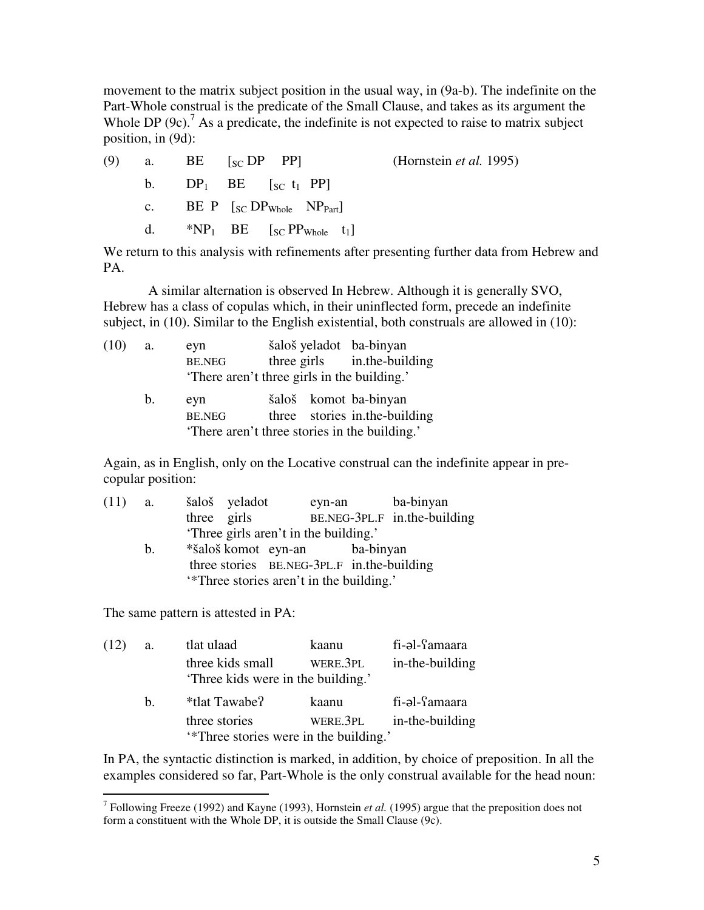movement to the matrix subject position in the usual way, in (9a-b). The indefinite on the Part-Whole construal is the predicate of the Small Clause, and takes as its argument the Whole DP (9c).[7] As a predicate, the indefinite is not expected to raise to matrix subject position, in (9d):

(9) a. BE $[_{SC}$ DP PP] (Hornstein *et al.* 1995)

b. $DP_1$ BE $[_{SC}$ $t_1$ PP]

c. BE P $[_{SC}$ $DP_{Whole}$ $NP_{Part}]$

d. $*NP_1$ BE $[_{SC}$ $PP_{Whole}$ $t_1]$

We return to this analysis with refinements after presenting further data from Hebrew and PA.

A similar alternation is observed In Hebrew. Although it is generally SVO, Hebrew has a class of copulas which, in their uninflected form, precede an indefinite subject, in (10). Similar to the English existential, both construals are allowed in (10):

(10) a. eyn šaloš yeladot ba-binyan
BE.NEG three girls in.the-building
'There aren't three girls in the building.'

b. eyn šaloš komot ba-binyan
BE.NEG three stories in.the-building
'There aren't three stories in the building.'

Again, as in English, only on the Locative construal can the indefinite appear in pre-copular position:

(11) a. šaloš yeladot eyn-an ba-binyan
three girls BE.NEG-3PL.F in.the-building
'Three girls aren't in the building.'

b. *šaloš komot eyn-an ba-binyan
three stories BE.NEG-3PL.F in.the-building
'*Three stories aren't in the building.'

The same pattern is attested in PA:

(12) a. tlat ulaad kaanu fi-əl-ʕamaara
three kids small WERE.3PL in-the-building
'Three kids were in the building.'

b. *tlat Tawabeʔ kaanu fi-əl-ʕamaara
three stories WERE.3PL in-the-building
'*Three stories were in the building.'

In PA, the syntactic distinction is marked, in addition, by choice of preposition. In all the examples considered so far, Part-Whole is the only construal available for the head noun:

---

[7] Following Freeze (1992) and Kayne (1993), Hornstein *et al.* (1995) argue that the preposition does not form a constituent with the Whole DP, it is outside the Small Clause (9c).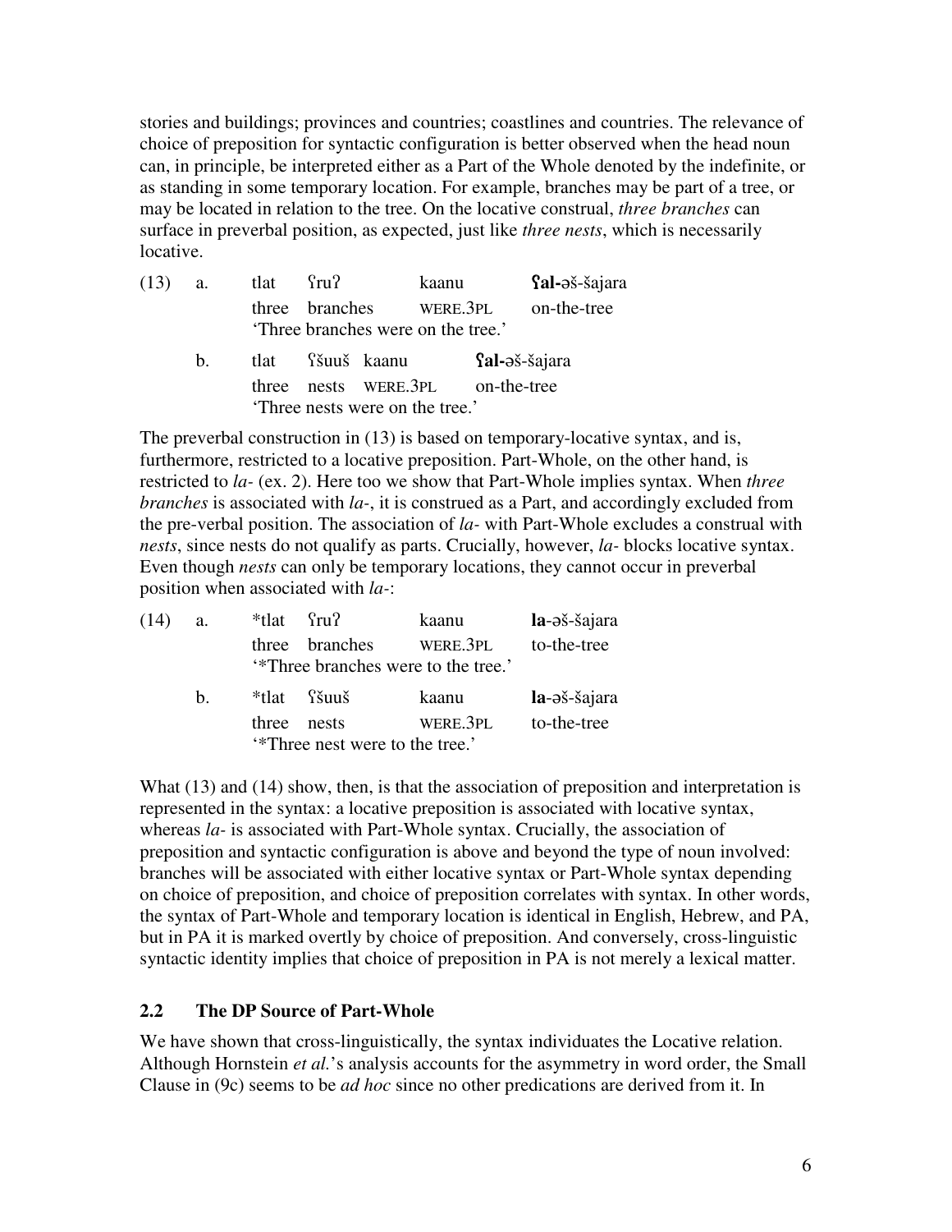stories and buildings; provinces and countries; coastlines and countries. The relevance of choice of preposition for syntactic configuration is better observed when the head noun can, in principle, be interpreted either as a Part of the Whole denoted by the indefinite, or as standing in some temporary location. For example, branches may be part of a tree, or may be located in relation to the tree. On the locative construal, *three branches* can surface in preverbal position, as expected, just like *three nests*, which is necessarily locative.

(13) a. tlat ʕruʔ kaanu **ʕal-**əš-šajara
three branches WERE.3PL on-the-tree
'Three branches were on the tree.'

b. tlat ʕšuuš kaanu **ʕal-**əš-šajara
three nests WERE.3PL on-the-tree
'Three nests were on the tree.'

The preverbal construction in (13) is based on temporary-locative syntax, and is, furthermore, restricted to a locative preposition. Part-Whole, on the other hand, is restricted to *la-* (ex. 2). Here too we show that Part-Whole implies syntax. When *three branches* is associated with *la-*, it is construed as a Part, and accordingly excluded from the pre-verbal position. The association of *la-* with Part-Whole excludes a construal with *nests*, since nests do not qualify as parts. Crucially, however, *la-* blocks locative syntax. Even though *nests* can only be temporary locations, they cannot occur in preverbal position when associated with *la-*:

(14) a. *tlat ʕruʔ kaanu **la**-əš-šajara
three branches WERE.3PL to-the-tree
'*Three branches were to the tree.'

b. *tlat ʕšuuš kaanu **la**-əš-šajara
three nests WERE.3PL to-the-tree
'*Three nest were to the tree.'

What (13) and (14) show, then, is that the association of preposition and interpretation is represented in the syntax: a locative preposition is associated with locative syntax, whereas *la-* is associated with Part-Whole syntax. Crucially, the association of preposition and syntactic configuration is above and beyond the type of noun involved: branches will be associated with either locative syntax or Part-Whole syntax depending on choice of preposition, and choice of preposition correlates with syntax. In other words, the syntax of Part-Whole and temporary location is identical in English, Hebrew, and PA, but in PA it is marked overtly by choice of preposition. And conversely, cross-linguistic syntactic identity implies that choice of preposition in PA is not merely a lexical matter.

## 2.2 The DP Source of Part-Whole

We have shown that cross-linguistically, the syntax individuates the Locative relation. Although Hornstein *et al.*'s analysis accounts for the asymmetry in word order, the Small Clause in (9c) seems to be *ad hoc* since no other predications are derived from it. In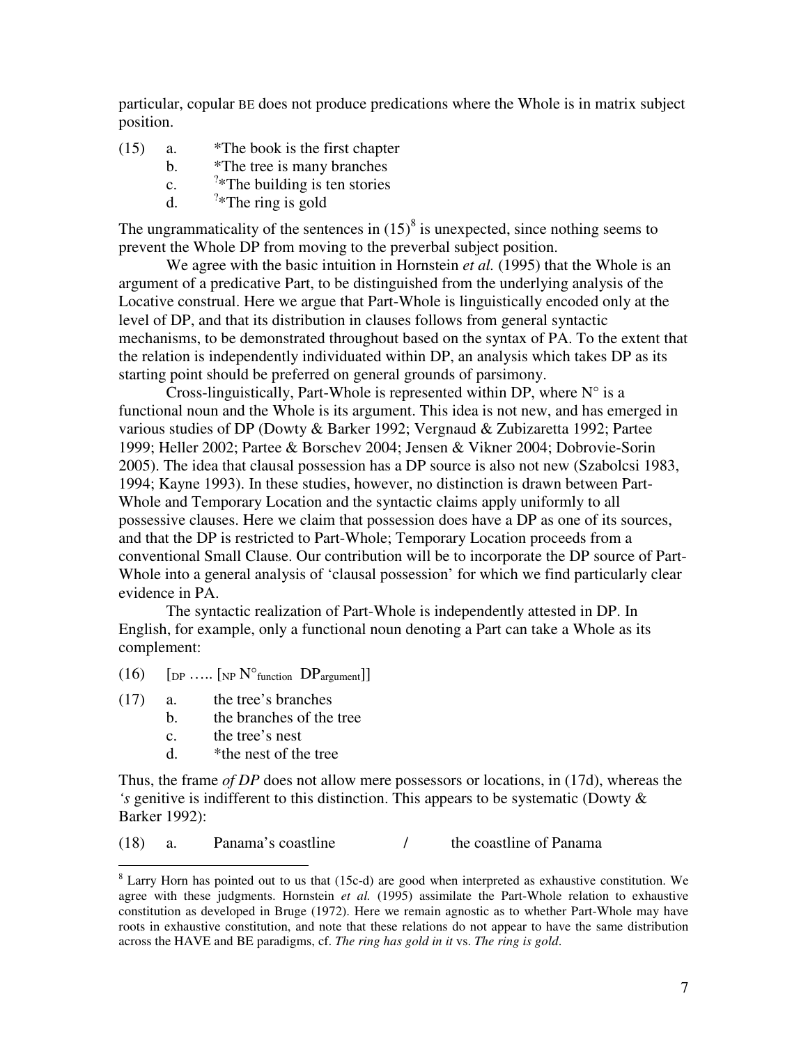particular, copular BE does not produce predications where the Whole is in matrix subject position.

(15) a. *The book is the first chapter
b. *The tree is many branches
c. ?*The building is ten stories
d. ?*The ring is gold

The ungrammaticality of the sentences in (15)[8] is unexpected, since nothing seems to prevent the Whole DP from moving to the preverbal subject position.

We agree with the basic intuition in Hornstein *et al.* (1995) that the Whole is an argument of a predicative Part, to be distinguished from the underlying analysis of the Locative construal. Here we argue that Part-Whole is linguistically encoded only at the level of DP, and that its distribution in clauses follows from general syntactic mechanisms, to be demonstrated throughout based on the syntax of PA. To the extent that the relation is independently individuated within DP, an analysis which takes DP as its starting point should be preferred on general grounds of parsimony.

Cross-linguistically, Part-Whole is represented within DP, where N° is a functional noun and the Whole is its argument. This idea is not new, and has emerged in various studies of DP (Dowty & Barker 1992; Vergnaud & Zubizaretta 1992; Partee 1999; Heller 2002; Partee & Borschev 2004; Jensen & Vikner 2004; Dobrovie-Sorin 2005). The idea that clausal possession has a DP source is also not new (Szabolcsi 1983, 1994; Kayne 1993). In these studies, however, no distinction is drawn between Part-Whole and Temporary Location and the syntactic claims apply uniformly to all possessive clauses. Here we claim that possession does have a DP as one of its sources, and that the DP is restricted to Part-Whole; Temporary Location proceeds from a conventional Small Clause. Our contribution will be to incorporate the DP source of Part-Whole into a general analysis of 'clausal possession' for which we find particularly clear evidence in PA.

The syntactic realization of Part-Whole is independently attested in DP. In English, for example, only a functional noun denoting a Part can take a Whole as its complement:

(16) $[_{DP} \ldots [_{NP}\ N°_{function}\ \ DP_{argument}]]$

(17) a. the tree's branches
b. the branches of the tree
c. the tree's nest
d. *the nest of the tree

Thus, the frame *of DP* does not allow mere possessors or locations, in (17d), whereas the *'s* genitive is indifferent to this distinction. This appears to be systematic (Dowty & Barker 1992):

(18) a. Panama's coastline / the coastline of Panama

---

[8] Larry Horn has pointed out to us that (15c-d) are good when interpreted as exhaustive constitution. We agree with these judgments. Hornstein *et al.* (1995) assimilate the Part-Whole relation to exhaustive constitution as developed in Bruge (1972). Here we remain agnostic as to whether Part-Whole may have roots in exhaustive constitution, and note that these relations do not appear to have the same distribution across the HAVE and BE paradigms, cf. *The ring has gold in it* vs. *The ring is gold*.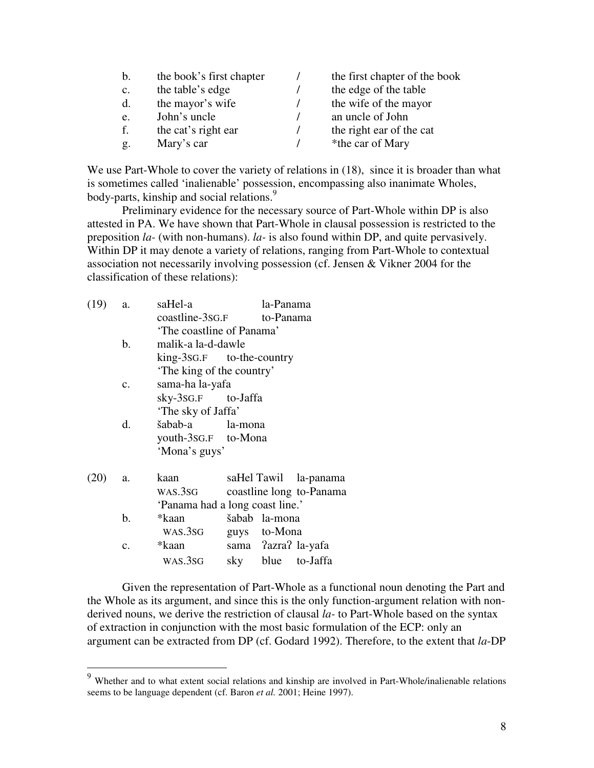| | | | |
|---|---|---|---|
| b. | the book's first chapter | / | the first chapter of the book |
| c. | the table's edge | / | the edge of the table |
| d. | the mayor's wife | / | the wife of the mayor |
| e. | John's uncle | / | an uncle of John |
| f. | the cat's right ear | / | the right ear of the cat |
| g. | Mary's car | / | *the car of Mary |

We use Part-Whole to cover the variety of relations in (18), since it is broader than what is sometimes called 'inalienable' possession, encompassing also inanimate Wholes, body-parts, kinship and social relations.[9]

Preliminary evidence for the necessary source of Part-Whole within DP is also attested in PA. We have shown that Part-Whole in clausal possession is restricted to the preposition *la-* (with non-humans). *la-* is also found within DP, and quite pervasively. Within DP it may denote a variety of relations, ranging from Part-Whole to contextual association not necessarily involving possession (cf. Jensen & Vikner 2004 for the classification of these relations):

(19) a. saHel-a la-Panama
   coastline-3SG.F to-Panama
   'The coastline of Panama'

b. malik-a la-d-dawle
   king-3SG.F to-the-country
   'The king of the country'

c. sama-ha la-yafa
   sky-3SG.F to-Jaffa
   'The sky of Jaffa'

d. šabab-a la-mona
   youth-3SG.F to-Mona
   'Mona's guys'

(20) a. kaan saHel Tawil la-panama
   WAS.3SG coastline long to-Panama
   'Panama had a long coast line.'

b. *kaan šabab la-mona
   WAS.3SG guys to-Mona

c. *kaan sama ʔazraʔ la-yafa
   WAS.3SG sky blue to-Jaffa

Given the representation of Part-Whole as a functional noun denoting the Part and the Whole as its argument, and since this is the only function-argument relation with non-derived nouns, we derive the restriction of clausal *la-* to Part-Whole based on the syntax of extraction in conjunction with the most basic formulation of the ECP: only an argument can be extracted from DP (cf. Godard 1992). Therefore, to the extent that *la*-DP

---

[9] Whether and to what extent social relations and kinship are involved in Part-Whole/inalienable relations seems to be language dependent (cf. Baron *et al.* 2001; Heine 1997).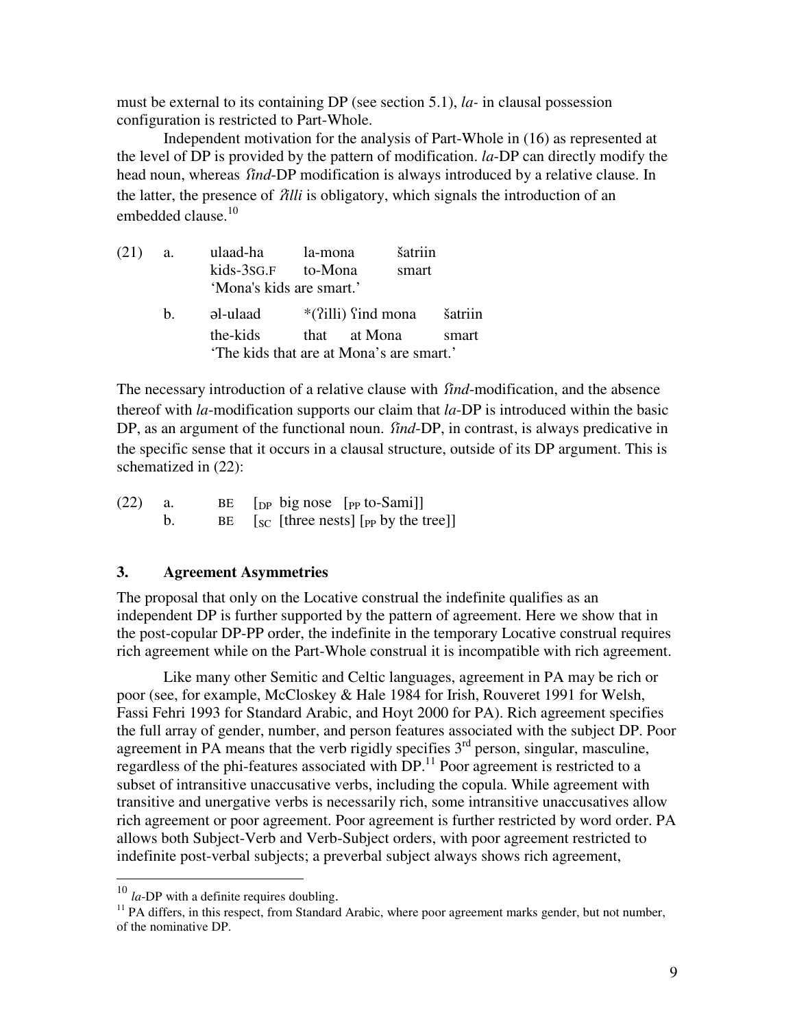must be external to its containing DP (see section 5.1), *la-* in clausal possession configuration is restricted to Part-Whole.

Independent motivation for the analysis of Part-Whole in (16) as represented at the level of DP is provided by the pattern of modification. *la*-DP can directly modify the head noun, whereas *ʕind*-DP modification is always introduced by a relative clause. In the latter, the presence of *ʔilli* is obligatory, which signals the introduction of an embedded clause.[10]

(21) a. ulaad-ha la-mona šatriin
kids-3SG.F to-Mona smart
'Mona's kids are smart.'

b. əl-ulaad *(ʔilli) ʕind mona šatriin
the-kids that at Mona smart
'The kids that are at Mona's are smart.'

The necessary introduction of a relative clause with *ʕind*-modification, and the absence thereof with *la*-modification supports our claim that *la*-DP is introduced within the basic DP, as an argument of the functional noun. *ʕind*-DP, in contrast, is always predicative in the specific sense that it occurs in a clausal structure, outside of its DP argument. This is schematized in (22):

(22) a. BE [$_{DP}$ big nose [$_{PP}$ to-Sami]]
b. BE [$_{SC}$ [three nests] [$_{PP}$ by the tree]]

## 3. Agreement Asymmetries

The proposal that only on the Locative construal the indefinite qualifies as an independent DP is further supported by the pattern of agreement. Here we show that in the post-copular DP-PP order, the indefinite in the temporary Locative construal requires rich agreement while on the Part-Whole construal it is incompatible with rich agreement.

Like many other Semitic and Celtic languages, agreement in PA may be rich or poor (see, for example, McCloskey & Hale 1984 for Irish, Rouveret 1991 for Welsh, Fassi Fehri 1993 for Standard Arabic, and Hoyt 2000 for PA). Rich agreement specifies the full array of gender, number, and person features associated with the subject DP. Poor agreement in PA means that the verb rigidly specifies 3rd person, singular, masculine, regardless of the phi-features associated with DP.[11] Poor agreement is restricted to a subset of intransitive unaccusative verbs, including the copula. While agreement with transitive and unergative verbs is necessarily rich, some intransitive unaccusatives allow rich agreement or poor agreement. Poor agreement is further restricted by word order. PA allows both Subject-Verb and Verb-Subject orders, with poor agreement restricted to indefinite post-verbal subjects; a preverbal subject always shows rich agreement,

---

[10] *la*-DP with a definite requires doubling.

[11] PA differs, in this respect, from Standard Arabic, where poor agreement marks gender, but not number, of the nominative DP.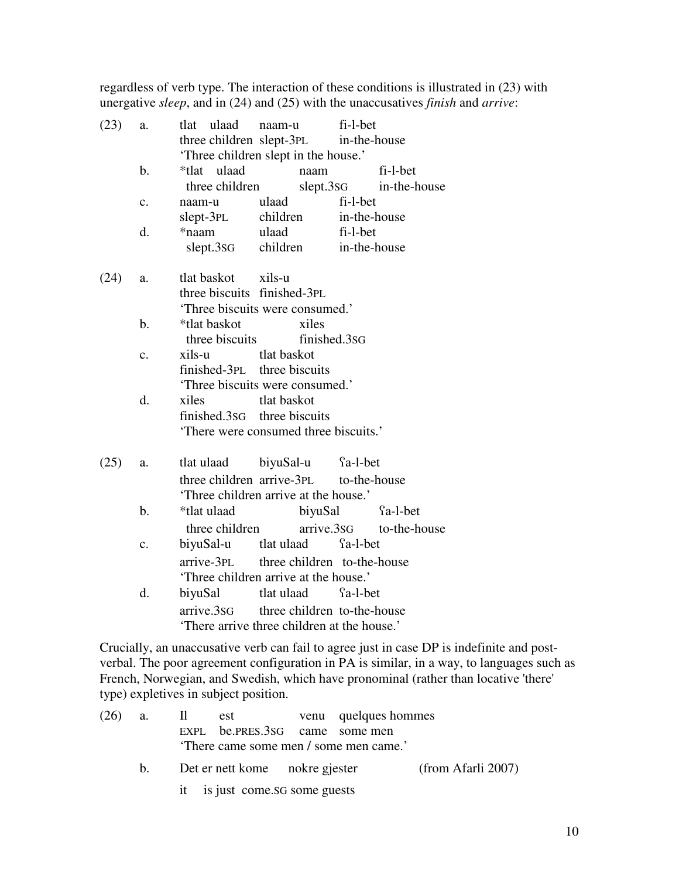regardless of verb type. The interaction of these conditions is illustrated in (23) with unergative *sleep*, and in (24) and (25) with the unaccusatives *finish* and *arrive*:

(23) a. tlat ulaad naam-u fi-l-bet
three children slept-3PL in-the-house
'Three children slept in the house.'

b. *tlat ulaad naam fi-l-bet
three children slept.3SG in-the-house

c. naam-u ulaad fi-l-bet
slept-3PL children in-the-house

d. *naam ulaad fi-l-bet
slept.3SG children in-the-house

(24) a. tlat baskot xils-u
three biscuits finished-3PL
'Three biscuits were consumed.'

b. *tlat baskot xiles
three biscuits finished.3SG

c. xils-u tlat baskot
finished-3PL three biscuits
'Three biscuits were consumed.'

d. xiles tlat baskot
finished.3SG three biscuits
'There were consumed three biscuits.'

(25) a. tlat ulaad biyuSal-u ʕa-l-bet
three children arrive-3PL to-the-house
'Three children arrive at the house.'

b. *tlat ulaad biyuSal ʕa-l-bet
three children arrive.3SG to-the-house

c. biyuSal-u tlat ulaad ʕa-l-bet
arrive-3PL three children to-the-house
'Three children arrive at the house.'

d. biyuSal tlat ulaad ʕa-l-bet
arrive.3SG three children to-the-house
'There arrive three children at the house.'

Crucially, an unaccusative verb can fail to agree just in case DP is indefinite and post-verbal. The poor agreement configuration in PA is similar, in a way, to languages such as French, Norwegian, and Swedish, which have pronominal (rather than locative 'there' type) expletives in subject position.

(26) a. Il est venu quelques hommes
EXPL be.PRES.3SG came some men
'There came some men / some men came.'

b. Det er nett kome nokre gjester (from Afarli 2007)
it is just come.SG some guests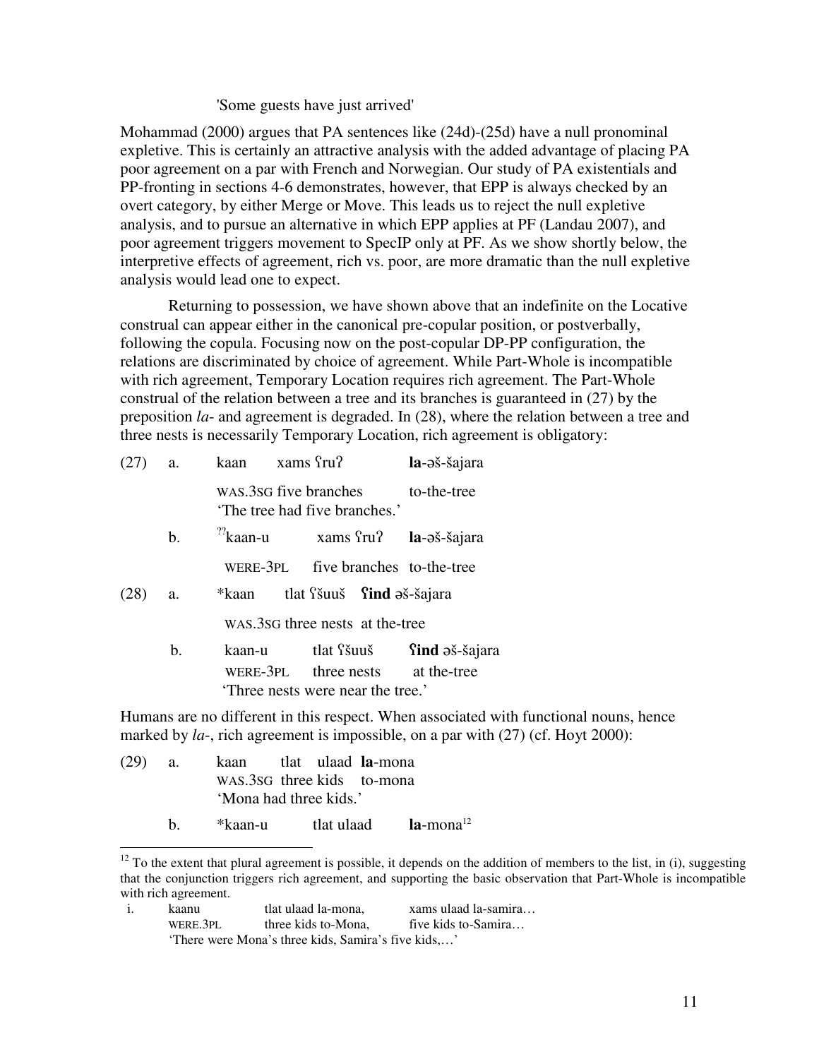'Some guests have just arrived'

Mohammad (2000) argues that PA sentences like (24d)-(25d) have a null pronominal expletive. This is certainly an attractive analysis with the added advantage of placing PA poor agreement on a par with French and Norwegian. Our study of PA existentials and PP-fronting in sections 4-6 demonstrates, however, that EPP is always checked by an overt category, by either Merge or Move. This leads us to reject the null expletive analysis, and to pursue an alternative in which EPP applies at PF (Landau 2007), and poor agreement triggers movement to SpecIP only at PF. As we show shortly below, the interpretive effects of agreement, rich vs. poor, are more dramatic than the null expletive analysis would lead one to expect.

Returning to possession, we have shown above that an indefinite on the Locative construal can appear either in the canonical pre-copular position, or postverbally, following the copula. Focusing now on the post-copular DP-PP configuration, the relations are discriminated by choice of agreement. While Part-Whole is incompatible with rich agreement, Temporary Location requires rich agreement. The Part-Whole construal of the relation between a tree and its branches is guaranteed in (27) by the preposition *la-* and agreement is degraded. In (28), where the relation between a tree and three nests is necessarily Temporary Location, rich agreement is obligatory:

(27) a. kaan xams ʕruʔ **la**-əš-šajara
WAS.3SG five branches to-the-tree
'The tree had five branches.'

b. ??kaan-u xams ʕruʔ **la**-əš-šajara
WERE-3PL five branches to-the-tree

(28) a. *kaan tlat ʕšuuš **ʕind** əš-šajara
WAS.3SG three nests at the-tree

b. kaan-u tlat ʕšuuš **ʕind** əš-šajara
WERE-3PL three nests at the-tree
'Three nests were near the tree.'

Humans are no different in this respect. When associated with functional nouns, hence marked by *la-*, rich agreement is impossible, on a par with (27) (cf. Hoyt 2000):

(29) a. kaan tlat ulaad **la**-mona
WAS.3SG three kids to-mona
'Mona had three kids.'

b. *kaan-u tlat ulaad **la**-mona[12]

---

[12] To the extent that plural agreement is possible, it depends on the addition of members to the list, in (i), suggesting that the conjunction triggers rich agreement, and supporting the basic observation that Part-Whole is incompatible with rich agreement.

i. kaanu tlat ulaad la-mona, xams ulaad la-samira…
WERE.3PL three kids to-Mona, five kids to-Samira…
'There were Mona's three kids, Samira's five kids,…'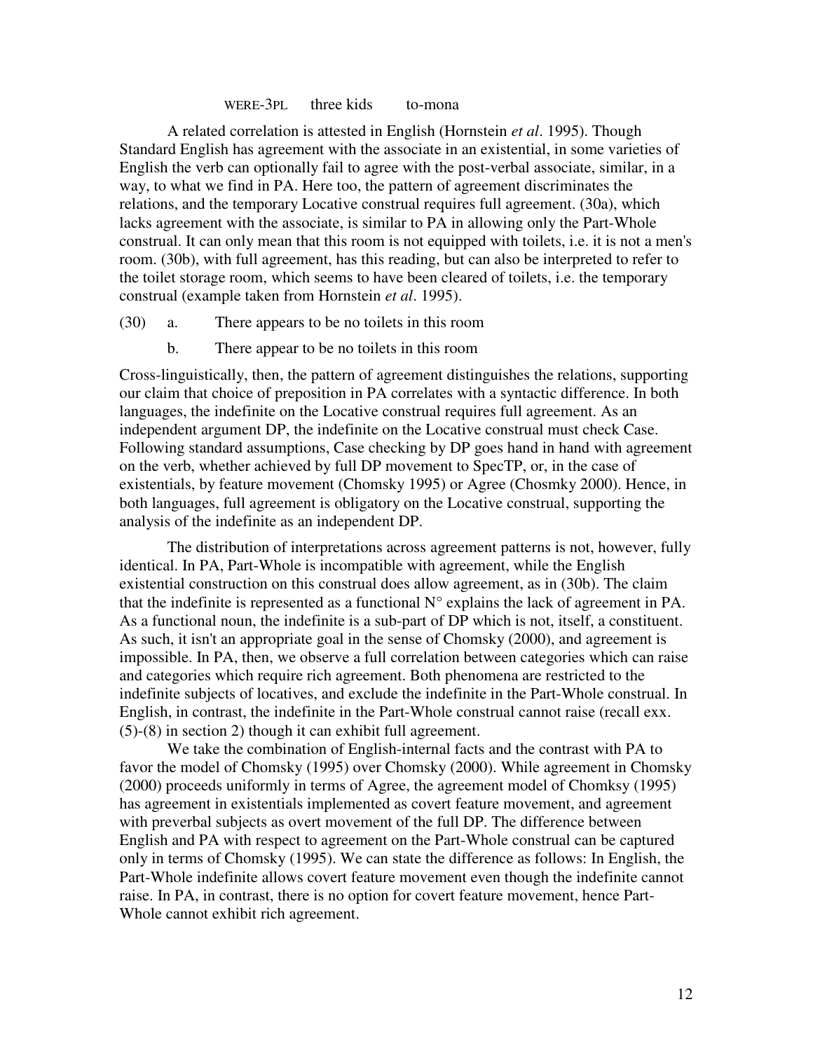WERE-3PL three kids to-mona

A related correlation is attested in English (Hornstein *et al*. 1995). Though Standard English has agreement with the associate in an existential, in some varieties of English the verb can optionally fail to agree with the post-verbal associate, similar, in a way, to what we find in PA. Here too, the pattern of agreement discriminates the relations, and the temporary Locative construal requires full agreement. (30a), which lacks agreement with the associate, is similar to PA in allowing only the Part-Whole construal. It can only mean that this room is not equipped with toilets, i.e. it is not a men's room. (30b), with full agreement, has this reading, but can also be interpreted to refer to the toilet storage room, which seems to have been cleared of toilets, i.e. the temporary construal (example taken from Hornstein *et al*. 1995).

(30) a. There appears to be no toilets in this room

b. There appear to be no toilets in this room

Cross-linguistically, then, the pattern of agreement distinguishes the relations, supporting our claim that choice of preposition in PA correlates with a syntactic difference. In both languages, the indefinite on the Locative construal requires full agreement. As an independent argument DP, the indefinite on the Locative construal must check Case. Following standard assumptions, Case checking by DP goes hand in hand with agreement on the verb, whether achieved by full DP movement to SpecTP, or, in the case of existentials, by feature movement (Chomsky 1995) or Agree (Chosmky 2000). Hence, in both languages, full agreement is obligatory on the Locative construal, supporting the analysis of the indefinite as an independent DP.

The distribution of interpretations across agreement patterns is not, however, fully identical. In PA, Part-Whole is incompatible with agreement, while the English existential construction on this construal does allow agreement, as in (30b). The claim that the indefinite is represented as a functional N° explains the lack of agreement in PA. As a functional noun, the indefinite is a sub-part of DP which is not, itself, a constituent. As such, it isn't an appropriate goal in the sense of Chomsky (2000), and agreement is impossible. In PA, then, we observe a full correlation between categories which can raise and categories which require rich agreement. Both phenomena are restricted to the indefinite subjects of locatives, and exclude the indefinite in the Part-Whole construal. In English, in contrast, the indefinite in the Part-Whole construal cannot raise (recall exx. (5)-(8) in section 2) though it can exhibit full agreement.

We take the combination of English-internal facts and the contrast with PA to favor the model of Chomsky (1995) over Chomsky (2000). While agreement in Chomsky (2000) proceeds uniformly in terms of Agree, the agreement model of Chomksy (1995) has agreement in existentials implemented as covert feature movement, and agreement with preverbal subjects as overt movement of the full DP. The difference between English and PA with respect to agreement on the Part-Whole construal can be captured only in terms of Chomsky (1995). We can state the difference as follows: In English, the Part-Whole indefinite allows covert feature movement even though the indefinite cannot raise. In PA, in contrast, there is no option for covert feature movement, hence Part-Whole cannot exhibit rich agreement.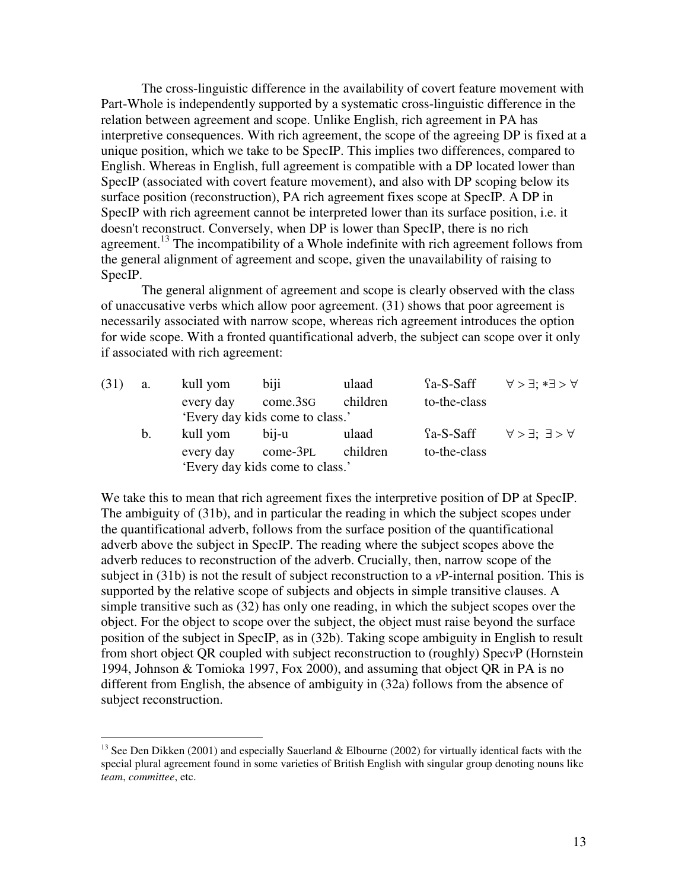The cross-linguistic difference in the availability of covert feature movement with Part-Whole is independently supported by a systematic cross-linguistic difference in the relation between agreement and scope. Unlike English, rich agreement in PA has interpretive consequences. With rich agreement, the scope of the agreeing DP is fixed at a unique position, which we take to be SpecIP. This implies two differences, compared to English. Whereas in English, full agreement is compatible with a DP located lower than SpecIP (associated with covert feature movement), and also with DP scoping below its surface position (reconstruction), PA rich agreement fixes scope at SpecIP. A DP in SpecIP with rich agreement cannot be interpreted lower than its surface position, i.e. it doesn't reconstruct. Conversely, when DP is lower than SpecIP, there is no rich agreement.[13] The incompatibility of a Whole indefinite with rich agreement follows from the general alignment of agreement and scope, given the unavailability of raising to SpecIP.

The general alignment of agreement and scope is clearly observed with the class of unaccusative verbs which allow poor agreement. (31) shows that poor agreement is necessarily associated with narrow scope, whereas rich agreement introduces the option for wide scope. With a fronted quantificational adverb, the subject can scope over it only if associated with rich agreement:

(31) a. kull yom biji ulaad ʕa-S-Saff $\forall > \exists$; $*\exists > \forall$
every day come.3SG children to-the-class
'Every day kids come to class.'

b. kull yom bij-u ulaad ʕa-S-Saff $\forall > \exists$; $\exists > \forall$
every day come-3PL children to-the-class
'Every day kids come to class.'

We take this to mean that rich agreement fixes the interpretive position of DP at SpecIP. The ambiguity of (31b), and in particular the reading in which the subject scopes under the quantificational adverb, follows from the surface position of the quantificational adverb above the subject in SpecIP. The reading where the subject scopes above the adverb reduces to reconstruction of the adverb. Crucially, then, narrow scope of the subject in (31b) is not the result of subject reconstruction to a *v*P-internal position. This is supported by the relative scope of subjects and objects in simple transitive clauses. A simple transitive such as (32) has only one reading, in which the subject scopes over the object. For the object to scope over the subject, the object must raise beyond the surface position of the subject in SpecIP, as in (32b). Taking scope ambiguity in English to result from short object QR coupled with subject reconstruction to (roughly) Spec*v*P (Hornstein 1994, Johnson & Tomioka 1997, Fox 2000), and assuming that object QR in PA is no different from English, the absence of ambiguity in (32a) follows from the absence of subject reconstruction.

[13] See Den Dikken (2001) and especially Sauerland & Elbourne (2002) for virtually identical facts with the special plural agreement found in some varieties of British English with singular group denoting nouns like *team*, *committee*, etc.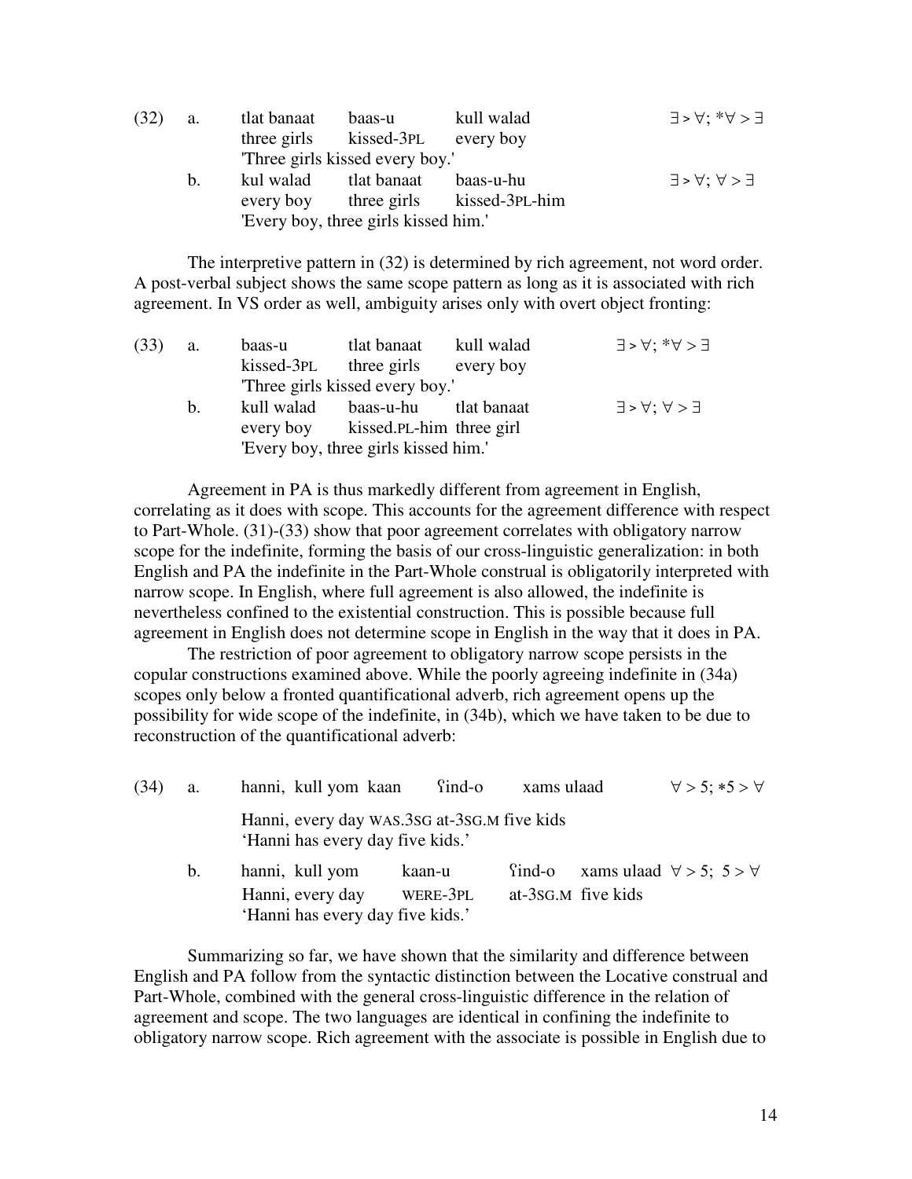(32) a. tlat banaat baas-u kull walad $\exists > \forall$; $*\forall > \exists$
three girls kissed-3PL every boy
'Three girls kissed every boy.'

b. kul walad tlat banaat baas-u-hu $\exists > \forall$; $\forall > \exists$
every boy three girls kissed-3PL-him
'Every boy, three girls kissed him.'

The interpretive pattern in (32) is determined by rich agreement, not word order. A post-verbal subject shows the same scope pattern as long as it is associated with rich agreement. In VS order as well, ambiguity arises only with overt object fronting:

(33) a. baas-u tlat banaat kull walad $\exists > \forall$; $*\forall > \exists$
kissed-3PL three girls every boy
'Three girls kissed every boy.'

b. kull walad baas-u-hu tlat banaat $\exists > \forall$; $\forall > \exists$
every boy kissed.PL-him three girl
'Every boy, three girls kissed him.'

Agreement in PA is thus markedly different from agreement in English, correlating as it does with scope. This accounts for the agreement difference with respect to Part-Whole. (31)-(33) show that poor agreement correlates with obligatory narrow scope for the indefinite, forming the basis of our cross-linguistic generalization: in both English and PA the indefinite in the Part-Whole construal is obligatorily interpreted with narrow scope. In English, where full agreement is also allowed, the indefinite is nevertheless confined to the existential construction. This is possible because full agreement in English does not determine scope in English in the way that it does in PA.

The restriction of poor agreement to obligatory narrow scope persists in the copular constructions examined above. While the poorly agreeing indefinite in (34a) scopes only below a fronted quantificational adverb, rich agreement opens up the possibility for wide scope of the indefinite, in (34b), which we have taken to be due to reconstruction of the quantificational adverb:

(34) a. hanni, kull yom kaan ʕind-o xams ulaad $\forall > 5$; $*5 > \forall$
Hanni, every day WAS.3SG at-3SG.M five kids
'Hanni has every day five kids.'

b. hanni, kull yom kaan-u ʕind-o xams ulaad $\forall > 5$; $5 > \forall$
Hanni, every day WERE-3PL at-3SG.M five kids
'Hanni has every day five kids.'

Summarizing so far, we have shown that the similarity and difference between English and PA follow from the syntactic distinction between the Locative construal and Part-Whole, combined with the general cross-linguistic difference in the relation of agreement and scope. The two languages are identical in confining the indefinite to obligatory narrow scope. Rich agreement with the associate is possible in English due to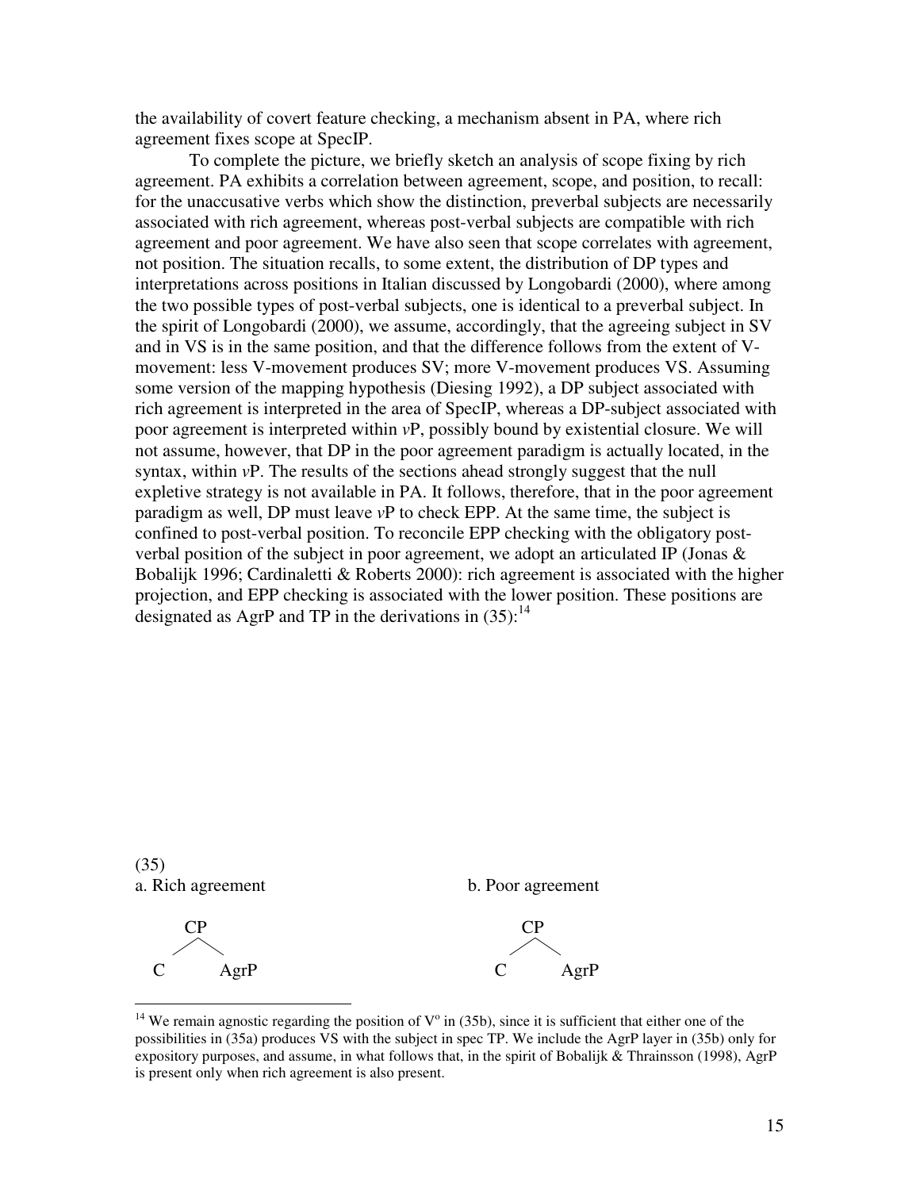the availability of covert feature checking, a mechanism absent in PA, where rich agreement fixes scope at SpecIP.

To complete the picture, we briefly sketch an analysis of scope fixing by rich agreement. PA exhibits a correlation between agreement, scope, and position, to recall: for the unaccusative verbs which show the distinction, preverbal subjects are necessarily associated with rich agreement, whereas post-verbal subjects are compatible with rich agreement and poor agreement. We have also seen that scope correlates with agreement, not position. The situation recalls, to some extent, the distribution of DP types and interpretations across positions in Italian discussed by Longobardi (2000), where among the two possible types of post-verbal subjects, one is identical to a preverbal subject. In the spirit of Longobardi (2000), we assume, accordingly, that the agreeing subject in SV and in VS is in the same position, and that the difference follows from the extent of V-movement: less V-movement produces SV; more V-movement produces VS. Assuming some version of the mapping hypothesis (Diesing 1992), a DP subject associated with rich agreement is interpreted in the area of SpecIP, whereas a DP-subject associated with poor agreement is interpreted within *v*P, possibly bound by existential closure. We will not assume, however, that DP in the poor agreement paradigm is actually located, in the syntax, within *v*P. The results of the sections ahead strongly suggest that the null expletive strategy is not available in PA. It follows, therefore, that in the poor agreement paradigm as well, DP must leave *v*P to check EPP. At the same time, the subject is confined to post-verbal position. To reconcile EPP checking with the obligatory post-verbal position of the subject in poor agreement, we adopt an articulated IP (Jonas & Bobalijk 1996; Cardinaletti & Roberts 2000): rich agreement is associated with the higher projection, and EPP checking is associated with the lower position. These positions are designated as AgrP and TP in the derivations in (35):[14]

(35)

a. Rich agreement

```
    CP
   /  \
  C    AgrP
```

b. Poor agreement

```
    CP
   /  \
  C    AgrP
```

[14] We remain agnostic regarding the position of V° in (35b), since it is sufficient that either one of the possibilities in (35a) produces VS with the subject in spec TP. We include the AgrP layer in (35b) only for expository purposes, and assume, in what follows that, in the spirit of Bobalijk & Thrainsson (1998), AgrP is present only when rich agreement is also present.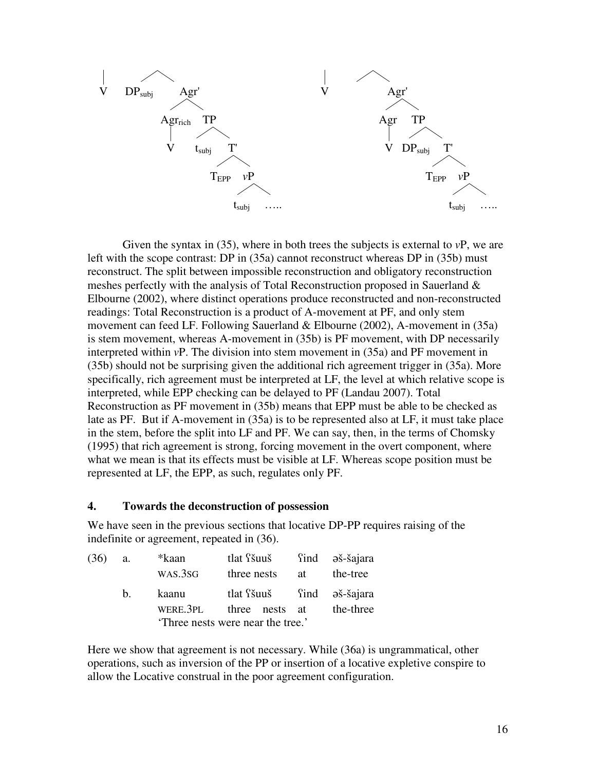```
V    DP_subj    Agr'                          V              Agr'
                /  \                                         /  \
          Agr_rich  TP                                     Agr   TP
             |      /  \                                    |    /  \
             V  t_subj  T'                                  V DP_subj T'
                       /  \                                          /  \
                   T_EPP   vP                                    T_EPP   vP
                           /  \                                          /  \
                       t_subj  …..                                   t_subj  …..
```

Given the syntax in (35), where in both trees the subjects is external to *v*P, we are left with the scope contrast: DP in (35a) cannot reconstruct whereas DP in (35b) must reconstruct. The split between impossible reconstruction and obligatory reconstruction meshes perfectly with the analysis of Total Reconstruction proposed in Sauerland & Elbourne (2002), where distinct operations produce reconstructed and non-reconstructed readings: Total Reconstruction is a product of A-movement at PF, and only stem movement can feed LF. Following Sauerland & Elbourne (2002), A-movement in (35a) is stem movement, whereas A-movement in (35b) is PF movement, with DP necessarily interpreted within *v*P. The division into stem movement in (35a) and PF movement in (35b) should not be surprising given the additional rich agreement trigger in (35a). More specifically, rich agreement must be interpreted at LF, the level at which relative scope is interpreted, while EPP checking can be delayed to PF (Landau 2007). Total Reconstruction as PF movement in (35b) means that EPP must be able to be checked as late as PF. But if A-movement in (35a) is to be represented also at LF, it must take place in the stem, before the split into LF and PF. We can say, then, in the terms of Chomsky (1995) that rich agreement is strong, forcing movement in the overt component, where what we mean is that its effects must be visible at LF. Whereas scope position must be represented at LF, the EPP, as such, regulates only PF.

## 4. Towards the deconstruction of possession

We have seen in the previous sections that locative DP-PP requires raising of the indefinite or agreement, repeated in (36).

(36) a. *kaan tlat ʕšuuš ʕind əš-šajara
WAS.3SG three nests at the-tree

b. kaanu tlat ʕšuuš ʕind əš-šajara
WERE.3PL three nests at the-three
'Three nests were near the tree.'

Here we show that agreement is not necessary. While (36a) is ungrammatical, other operations, such as inversion of the PP or insertion of a locative expletive conspire to allow the Locative construal in the poor agreement configuration.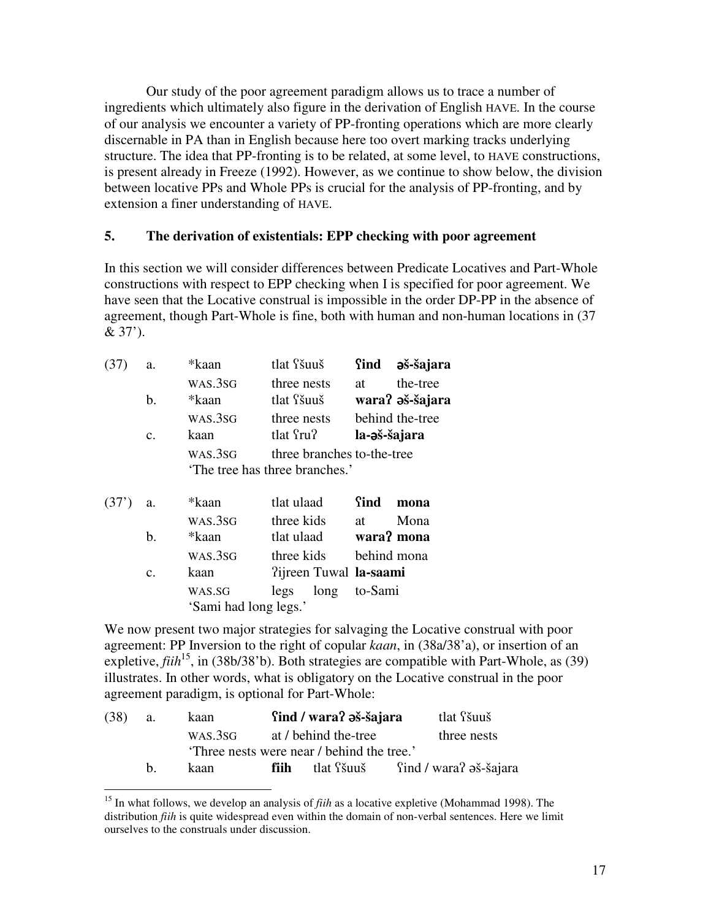Our study of the poor agreement paradigm allows us to trace a number of ingredients which ultimately also figure in the derivation of English HAVE. In the course of our analysis we encounter a variety of PP-fronting operations which are more clearly discernable in PA than in English because here too overt marking tracks underlying structure. The idea that PP-fronting is to be related, at some level, to HAVE constructions, is present already in Freeze (1992). However, as we continue to show below, the division between locative PPs and Whole PPs is crucial for the analysis of PP-fronting, and by extension a finer understanding of HAVE.

## 5. The derivation of existentials: EPP checking with poor agreement

In this section we will consider differences between Predicate Locatives and Part-Whole constructions with respect to EPP checking when I is specified for poor agreement. We have seen that the Locative construal is impossible in the order DP-PP in the absence of agreement, though Part-Whole is fine, both with human and non-human locations in (37 & 37').

(37) a. *kaan tlat ʕšuuš **ʕind əš-šajara**
  WAS.3SG three nests at the-tree

b. *kaan tlat ʕšuuš **waraʔ əš-šajara**
  WAS.3SG three nests behind the-tree

c. kaan tlat ʕruʔ **la-əš-šajara**
  WAS.3SG three branches to-the-tree
  'The tree has three branches.'

(37') a. *kaan tlat ulaad **ʕind mona**
  WAS.3SG three kids at Mona

b. *kaan tlat ulaad **waraʔ mona**
  WAS.3SG three kids behind mona

c. kaan ʔijreen Tuwal **la-saami**
  WAS.SG legs long to-Sami
  'Sami had long legs.'

We now present two major strategies for salvaging the Locative construal with poor agreement: PP Inversion to the right of copular *kaan*, in (38a/38'a), or insertion of an expletive, *fiih*[15], in (38b/38'b). Both strategies are compatible with Part-Whole, as (39) illustrates. In other words, what is obligatory on the Locative construal in the poor agreement paradigm, is optional for Part-Whole:

(38) a. kaan **ʕind / waraʔ əš-šajara** tlat ʕšuuš
  WAS.3SG at / behind the-tree three nests
  'Three nests were near / behind the tree.'

b. kaan **fiih** tlat ʕšuuš ʕind / waraʔ əš-šajara

[15] In what follows, we develop an analysis of *fiih* as a locative expletive (Mohammad 1998). The distribution *fiih* is quite widespread even within the domain of non-verbal sentences. Here we limit ourselves to the construals under discussion.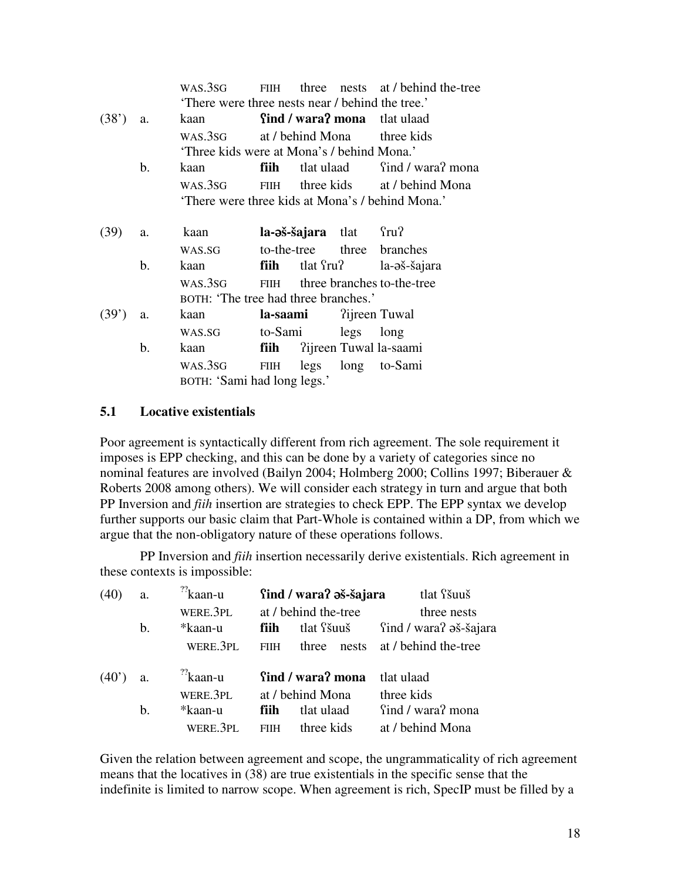WAS.3SG FIIH three nests at / behind the-tree
'There were three nests near / behind the tree.'

(38') a. kaan **ʕind / waraʔ mona** tlat ulaad
WAS.3SG at / behind Mona three kids
'Three kids were at Mona's / behind Mona.'

b. kaan **fiih** tlat ulaad ʕind / waraʔ mona
WAS.3SG FIIH three kids at / behind Mona
'There were three kids at Mona's / behind Mona.'

(39) a. kaan **la-əš-šajara** tlat ʕruʔ
WAS.SG to-the-tree three branches

b. kaan **fiih** tlat ʕruʔ la-əš-šajara
WAS.3SG FIIH three branches to-the-tree
BOTH: 'The tree had three branches.'

(39') a. kaan **la-saami** ʔijreen Tuwal
WAS.SG to-Sami legs long

b. kaan **fiih** ʔijreen Tuwal la-saami
WAS.3SG FIIH legs long to-Sami
BOTH: 'Sami had long legs.'

### 5.1 Locative existentials

Poor agreement is syntactically different from rich agreement. The sole requirement it imposes is EPP checking, and this can be done by a variety of categories since no nominal features are involved (Bailyn 2004; Holmberg 2000; Collins 1997; Biberauer & Roberts 2008 among others). We will consider each strategy in turn and argue that both PP Inversion and *fiih* insertion are strategies to check EPP. The EPP syntax we develop further supports our basic claim that Part-Whole is contained within a DP, from which we argue that the non-obligatory nature of these operations follows.

PP Inversion and *fiih* insertion necessarily derive existentials. Rich agreement in these contexts is impossible:

(40) a. ??kaan-u **ʕind / waraʔ əš-šajara** tlat ʕšuuš
WERE.3PL at / behind the-tree three nests

b. *kaan-u **fiih** tlat ʕšuuš ʕind / waraʔ əš-šajara
WERE.3PL FIIH three nests at / behind the-tree

(40') a. ??kaan-u **ʕind / waraʔ mona** tlat ulaad
WERE.3PL at / behind Mona three kids

b. *kaan-u **fiih** tlat ulaad ʕind / waraʔ mona
WERE.3PL FIIH three kids at / behind Mona

Given the relation between agreement and scope, the ungrammaticality of rich agreement means that the locatives in (38) are true existentials in the specific sense that the indefinite is limited to narrow scope. When agreement is rich, SpecIP must be filled by a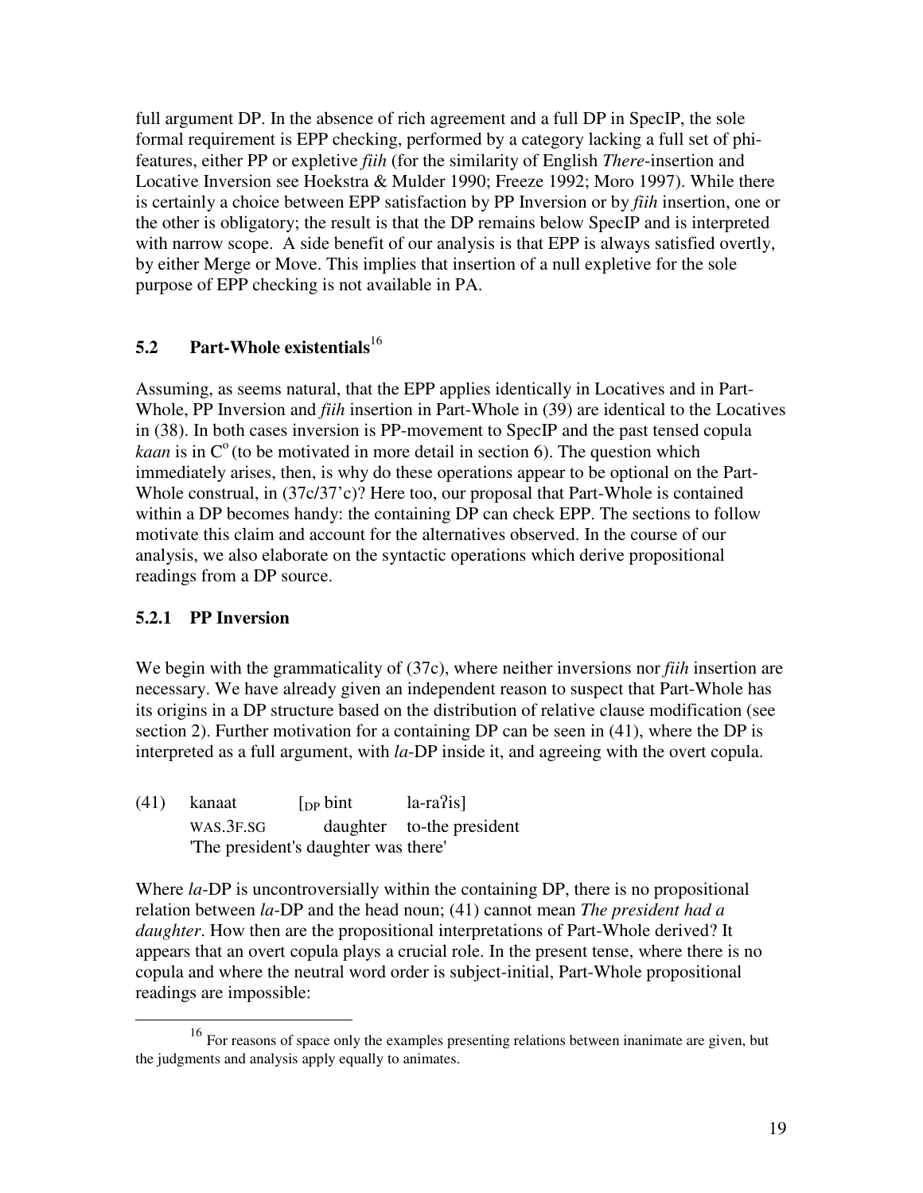full argument DP. In the absence of rich agreement and a full DP in SpecIP, the sole formal requirement is EPP checking, performed by a category lacking a full set of phi-features, either PP or expletive *fiih* (for the similarity of English *There*-insertion and Locative Inversion see Hoekstra & Mulder 1990; Freeze 1992; Moro 1997). While there is certainly a choice between EPP satisfaction by PP Inversion or by *fiih* insertion, one or the other is obligatory; the result is that the DP remains below SpecIP and is interpreted with narrow scope. A side benefit of our analysis is that EPP is always satisfied overtly, by either Merge or Move. This implies that insertion of a null expletive for the sole purpose of EPP checking is not available in PA.

## 5.2 Part-Whole existentials[16]

Assuming, as seems natural, that the EPP applies identically in Locatives and in Part-Whole, PP Inversion and *fiih* insertion in Part-Whole in (39) are identical to the Locatives in (38). In both cases inversion is PP-movement to SpecIP and the past tensed copula *kaan* is in C$^{o}$ (to be motivated in more detail in section 6). The question which immediately arises, then, is why do these operations appear to be optional on the Part-Whole construal, in (37c/37'c)? Here too, our proposal that Part-Whole is contained within a DP becomes handy: the containing DP can check EPP. The sections to follow motivate this claim and account for the alternatives observed. In the course of our analysis, we also elaborate on the syntactic operations which derive propositional readings from a DP source.

### 5.2.1 PP Inversion

We begin with the grammaticality of (37c), where neither inversions nor *fiih* insertion are necessary. We have already given an independent reason to suspect that Part-Whole has its origins in a DP structure based on the distribution of relative clause modification (see section 2). Further motivation for a containing DP can be seen in (41), where the DP is interpreted as a full argument, with *la*-DP inside it, and agreeing with the overt copula.

(41) kanaat [$_{DP}$ bint la-raʔis]
WAS.3F.SG daughter to-the president
'The president's daughter was there'

Where *la*-DP is uncontroversially within the containing DP, there is no propositional relation between *la*-DP and the head noun; (41) cannot mean *The president had a daughter*. How then are the propositional interpretations of Part-Whole derived? It appears that an overt copula plays a crucial role. In the present tense, where there is no copula and where the neutral word order is subject-initial, Part-Whole propositional readings are impossible:

[16] For reasons of space only the examples presenting relations between inanimate are given, but the judgments and analysis apply equally to animates.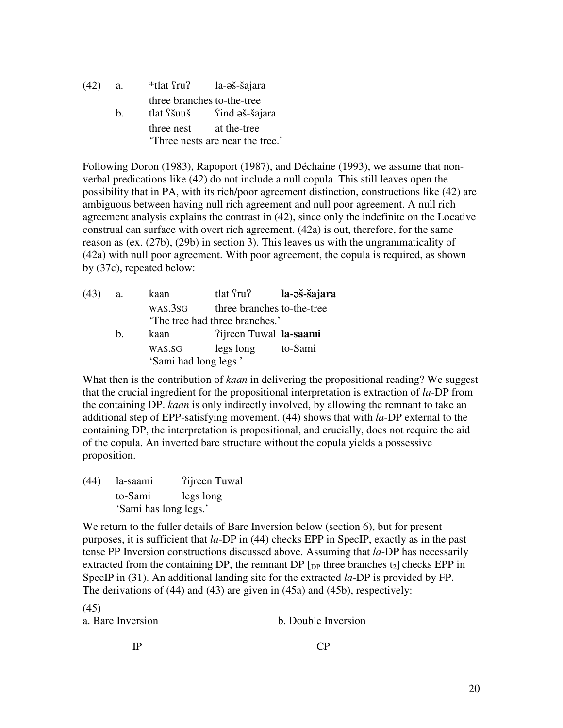(42) a. *tlat ʕruʔ la-əš-šajara
three branches to-the-tree

b. tlat ʕšuuš ʕind əš-šajara
three nest at the-tree
'Three nests are near the tree.'

Following Doron (1983), Rapoport (1987), and Déchaine (1993), we assume that non-verbal predications like (42) do not include a null copula. This still leaves open the possibility that in PA, with its rich/poor agreement distinction, constructions like (42) are ambiguous between having null rich agreement and null poor agreement. A null rich agreement analysis explains the contrast in (42), since only the indefinite on the Locative construal can surface with overt rich agreement. (42a) is out, therefore, for the same reason as (ex. (27b), (29b) in section 3). This leaves us with the ungrammaticality of (42a) with null poor agreement. With poor agreement, the copula is required, as shown by (37c), repeated below:

(43) a. kaan tlat ʕruʔ **la-əš-šajara**
WAS.3SG three branches to-the-tree
'The tree had three branches.'

b. kaan ʔijreen Tuwal **la-saami**
WAS.SG legs long to-Sami
'Sami had long legs.'

What then is the contribution of *kaan* in delivering the propositional reading? We suggest that the crucial ingredient for the propositional interpretation is extraction of *la*-DP from the containing DP. *kaan* is only indirectly involved, by allowing the remnant to take an additional step of EPP-satisfying movement. (44) shows that with *la*-DP external to the containing DP, the interpretation is propositional, and crucially, does not require the aid of the copula. An inverted bare structure without the copula yields a possessive proposition.

(44) la-saami ʔijreen Tuwal
to-Sami legs long
'Sami has long legs.'

We return to the fuller details of Bare Inversion below (section 6), but for present purposes, it is sufficient that *la*-DP in (44) checks EPP in SpecIP, exactly as in the past tense PP Inversion constructions discussed above. Assuming that *la*-DP has necessarily extracted from the containing DP, the remnant DP [$_{DP}$ three branches $t_2$] checks EPP in SpecIP in (31). An additional landing site for the extracted *la*-DP is provided by FP. The derivations of (44) and (43) are given in (45a) and (45b), respectively:

(45)
a. Bare Inversion b. Double Inversion

IP CP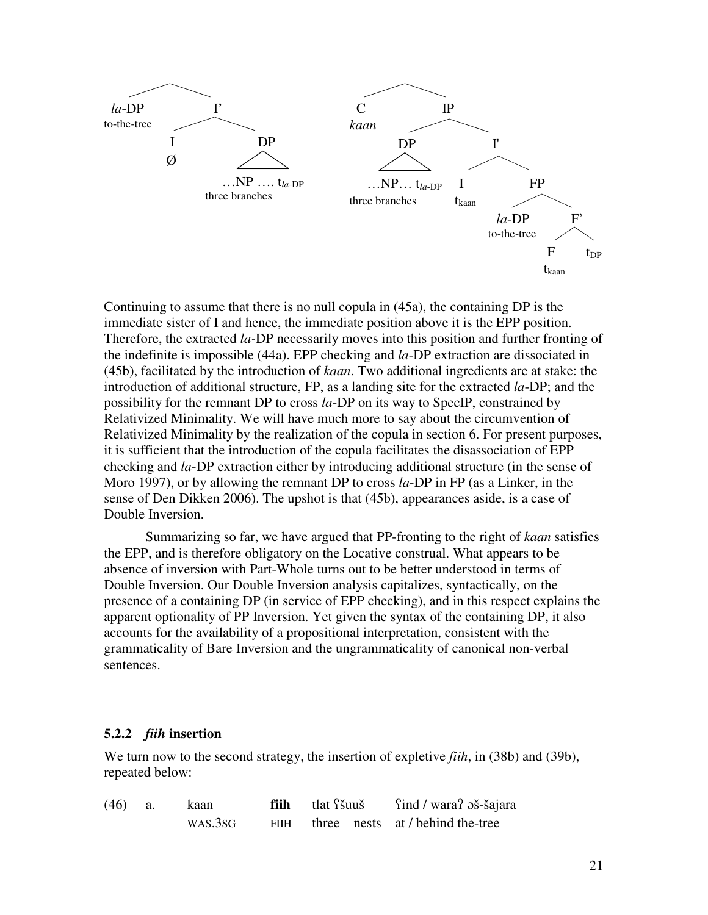```
                 ______________                                    ______________
                |              |                                  |              |
              la-DP            I'                                 C              IP
           to-the-tree    _____|_____                            kaan       _____|_____
                         |           |                                     |           |
                         I           DP                                    DP          I'
                         Ø           /\                                    /\     _____|_____
                                    /  \                                  /  \   |           |
                           …NP …. t_la-DP                      …NP… t_la-DP     I           FP
                            three branches                     three branches  t_kaan  _____|_____
                                                                                       |           |
                                                                                     la-DP         F'
                                                                                  to-the-tree   ___|___
                                                                                                |       |
                                                                                                F      t_DP
                                                                                              t_kaan
```

Continuing to assume that there is no null copula in (45a), the containing DP is the immediate sister of I and hence, the immediate position above it is the EPP position. Therefore, the extracted *la*-DP necessarily moves into this position and further fronting of the indefinite is impossible (44a). EPP checking and *la*-DP extraction are dissociated in (45b), facilitated by the introduction of *kaan*. Two additional ingredients are at stake: the introduction of additional structure, FP, as a landing site for the extracted *la*-DP; and the possibility for the remnant DP to cross *la*-DP on its way to SpecIP, constrained by Relativized Minimality. We will have much more to say about the circumvention of Relativized Minimality by the realization of the copula in section 6. For present purposes, it is sufficient that the introduction of the copula facilitates the disassociation of EPP checking and *la*-DP extraction either by introducing additional structure (in the sense of Moro 1997), or by allowing the remnant DP to cross *la*-DP in FP (as a Linker, in the sense of Den Dikken 2006). The upshot is that (45b), appearances aside, is a case of Double Inversion.

Summarizing so far, we have argued that PP-fronting to the right of *kaan* satisfies the EPP, and is therefore obligatory on the Locative construal. What appears to be absence of inversion with Part-Whole turns out to be better understood in terms of Double Inversion. Our Double Inversion analysis capitalizes, syntactically, on the presence of a containing DP (in service of EPP checking), and in this respect explains the apparent optionality of PP Inversion. Yet given the syntax of the containing DP, it also accounts for the availability of a propositional interpretation, consistent with the grammaticality of Bare Inversion and the ungrammaticality of canonical non-verbal sentences.

### 5.2.2 *fiih* insertion

We turn now to the second strategy, the insertion of expletive *fiih*, in (38b) and (39b), repeated below:

(46) a. kaan **fiih** tlat ʕšuuš ʕind / waraʔ əš-šajara
  WAS.3SG FIIH three nests at / behind the-tree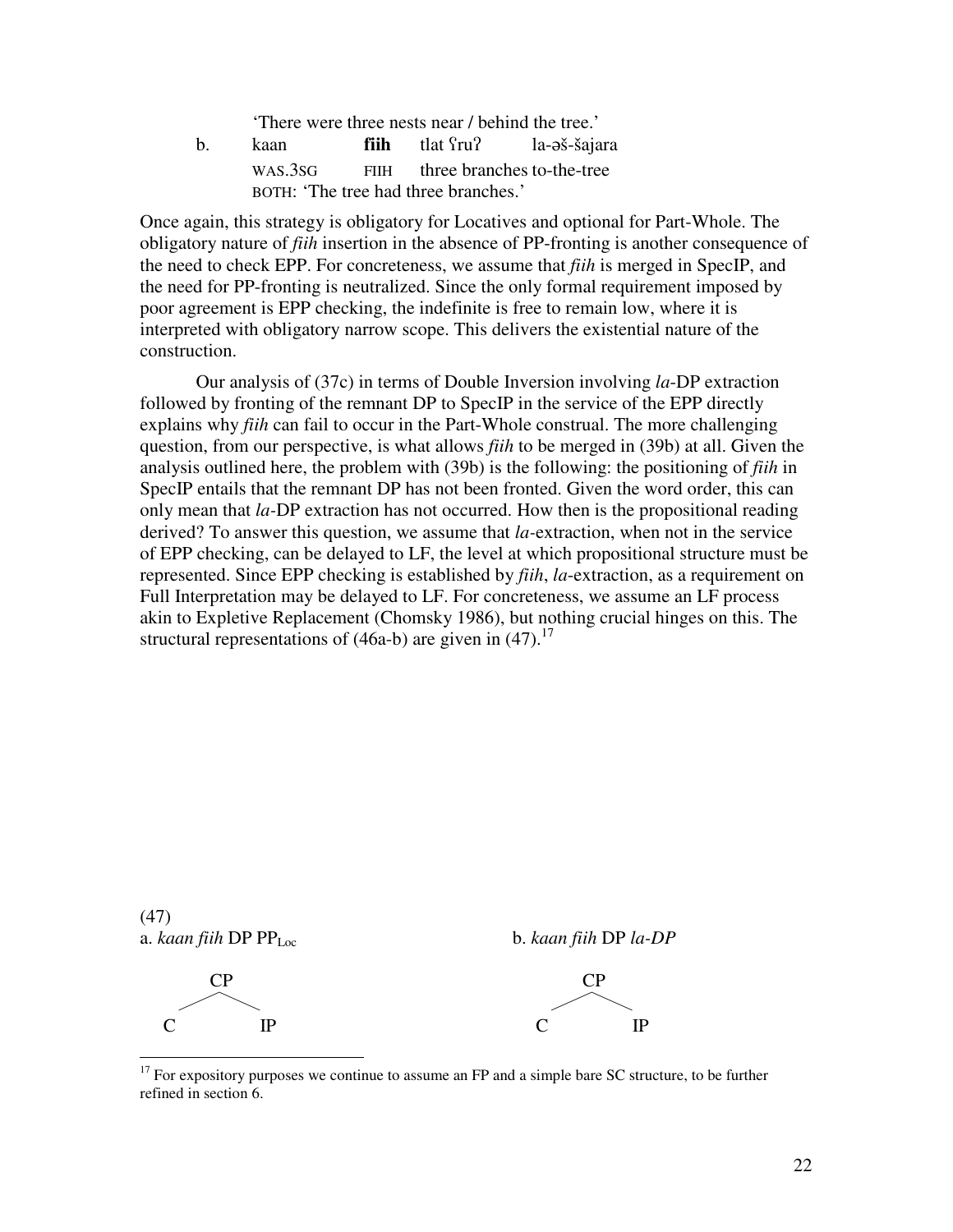'There were three nests near / behind the tree.'

b. kaan **fiih** tlat ʕruʔ la-əš-šajara
WAS.3SG FIIH three branches to-the-tree
BOTH: 'The tree had three branches.'

Once again, this strategy is obligatory for Locatives and optional for Part-Whole. The obligatory nature of *fiih* insertion in the absence of PP-fronting is another consequence of the need to check EPP. For concreteness, we assume that *fiih* is merged in SpecIP, and the need for PP-fronting is neutralized. Since the only formal requirement imposed by poor agreement is EPP checking, the indefinite is free to remain low, where it is interpreted with obligatory narrow scope. This delivers the existential nature of the construction.

Our analysis of (37c) in terms of Double Inversion involving *la*-DP extraction followed by fronting of the remnant DP to SpecIP in the service of the EPP directly explains why *fiih* can fail to occur in the Part-Whole construal. The more challenging question, from our perspective, is what allows *fiih* to be merged in (39b) at all. Given the analysis outlined here, the problem with (39b) is the following: the positioning of *fiih* in SpecIP entails that the remnant DP has not been fronted. Given the word order, this can only mean that *la*-DP extraction has not occurred. How then is the propositional reading derived? To answer this question, we assume that *la*-extraction, when not in the service of EPP checking, can be delayed to LF, the level at which propositional structure must be represented. Since EPP checking is established by *fiih*, *la*-extraction, as a requirement on Full Interpretation may be delayed to LF. For concreteness, we assume an LF process akin to Expletive Replacement (Chomsky 1986), but nothing crucial hinges on this. The structural representations of (46a-b) are given in (47).[17]

(47)

a. *kaan fiih* DP $PP_{Loc}$

```
    CP
   /  \
  C    IP
```

b. *kaan fiih* DP *la-DP*

```
    CP
   /  \
  C    IP
```

[17] For expository purposes we continue to assume an FP and a simple bare SC structure, to be further refined in section 6.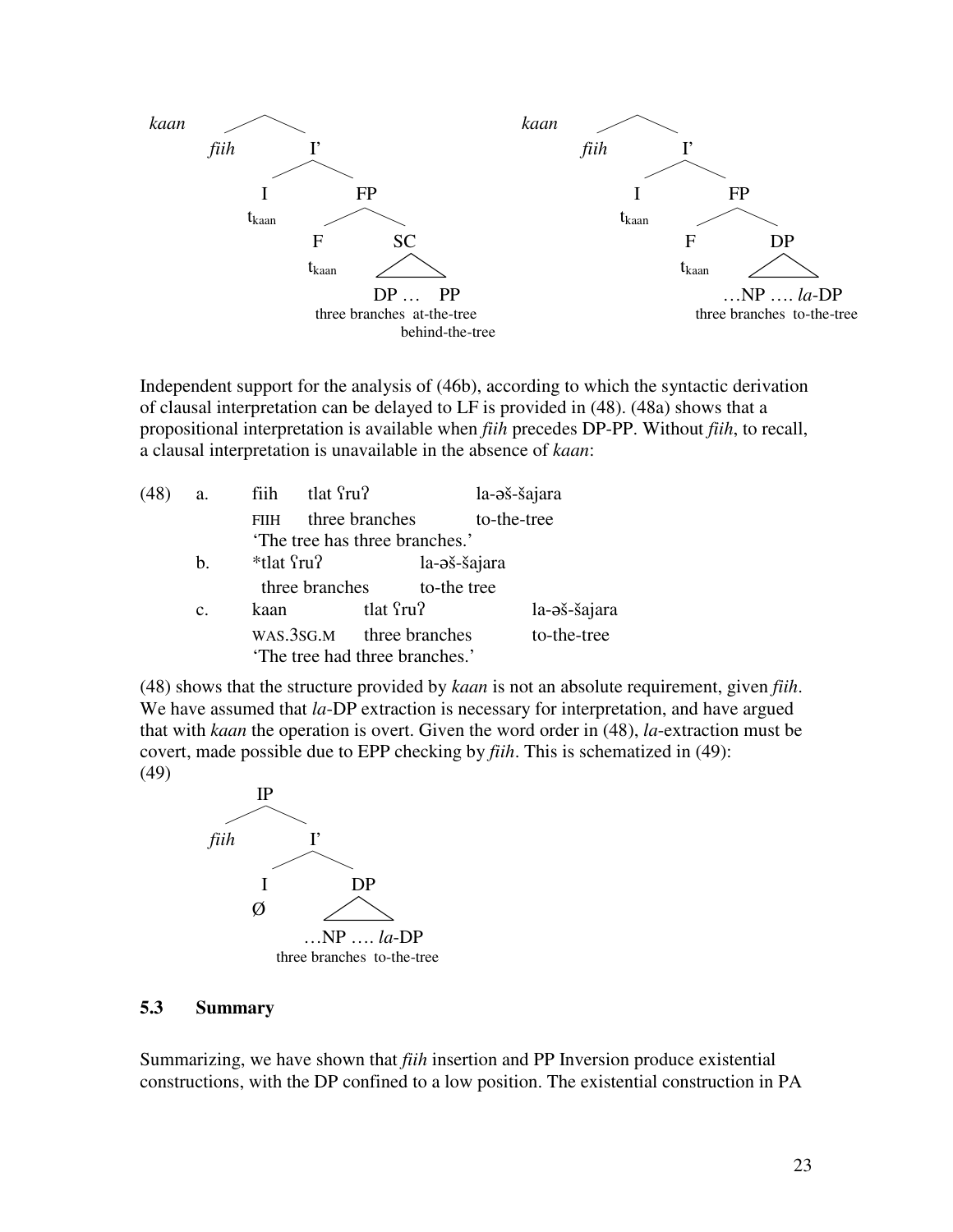```
kaan
        fiih        I'
                I          FP
                tkaan   F        SC
                        tkaan      DP …   PP
                           three branches  at-the-tree
                                           behind-the-tree

kaan
        fiih        I'
                I          FP
                tkaan   F        DP
                        tkaan      …NP …. la-DP
                           three branches  to-the-tree
```

Independent support for the analysis of (46b), according to which the syntactic derivation of clausal interpretation can be delayed to LF is provided in (48). (48a) shows that a propositional interpretation is available when *fiih* precedes DP-PP. Without *fiih*, to recall, a clausal interpretation is unavailable in the absence of *kaan*:

(48) a. fiih tlat ʕruʔ la-əš-šajara
   FIIH three branches to-the-tree
   'The tree has three branches.'

b. *tlat ʕruʔ la-əš-šajara
   three branches to-the tree

c. kaan tlat ʕruʔ la-əš-šajara
   WAS.3SG.M three branches to-the-tree
   'The tree had three branches.'

(48) shows that the structure provided by *kaan* is not an absolute requirement, given *fiih*. We have assumed that *la*-DP extraction is necessary for interpretation, and have argued that with *kaan* the operation is overt. Given the word order in (48), *la*-extraction must be covert, made possible due to EPP checking by *fiih*. This is schematized in (49):

(49)
```
        IP
  fiih        I'
          I        DP
          Ø      …NP …. la-DP
             three branches  to-the-tree
```

### 5.3 Summary

Summarizing, we have shown that *fiih* insertion and PP Inversion produce existential constructions, with the DP confined to a low position. The existential construction in PA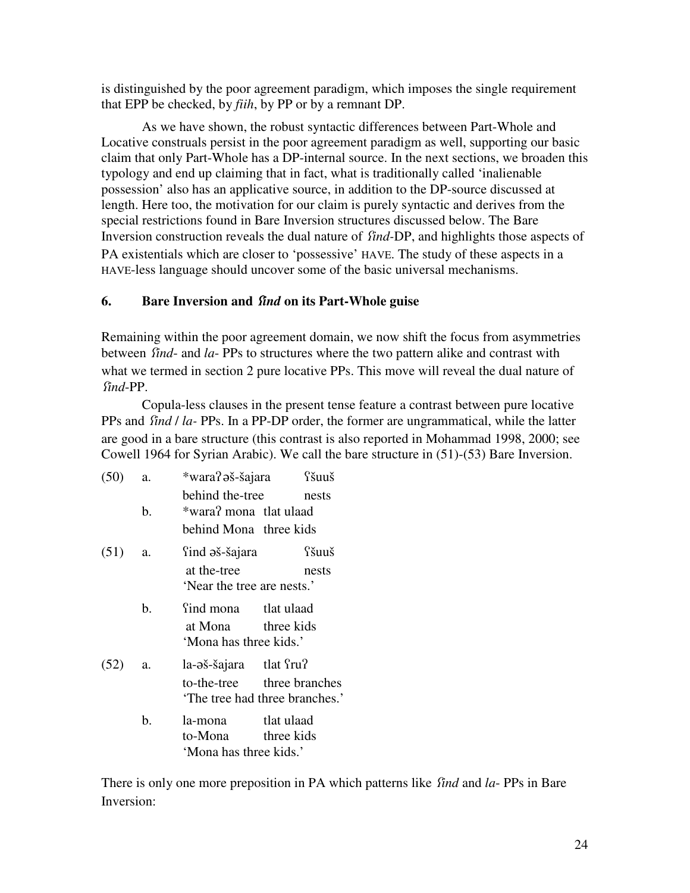is distinguished by the poor agreement paradigm, which imposes the single requirement that EPP be checked, by *fiih*, by PP or by a remnant DP.

As we have shown, the robust syntactic differences between Part-Whole and Locative construals persist in the poor agreement paradigm as well, supporting our basic claim that only Part-Whole has a DP-internal source. In the next sections, we broaden this typology and end up claiming that in fact, what is traditionally called 'inalienable possession' also has an applicative source, in addition to the DP-source discussed at length. Here too, the motivation for our claim is purely syntactic and derives from the special restrictions found in Bare Inversion structures discussed below. The Bare Inversion construction reveals the dual nature of *ʕind*-DP, and highlights those aspects of PA existentials which are closer to 'possessive' HAVE. The study of these aspects in a HAVE-less language should uncover some of the basic universal mechanisms.

## 6. Bare Inversion and *ʕind* on its Part-Whole guise

Remaining within the poor agreement domain, we now shift the focus from asymmetries between *ʕind-* and *la-* PPs to structures where the two pattern alike and contrast with what we termed in section 2 pure locative PPs. This move will reveal the dual nature of *ʕind*-PP.

Copula-less clauses in the present tense feature a contrast between pure locative PPs and *ʕind* / *la-* PPs. In a PP-DP order, the former are ungrammatical, while the latter are good in a bare structure (this contrast is also reported in Mohammad 1998, 2000; see Cowell 1964 for Syrian Arabic). We call the bare structure in (51)-(53) Bare Inversion.

(50) a. *waraʔ əš-šajara ʕšuuš
behind the-tree nests

b. *waraʔ mona tlat ulaad
behind Mona three kids

(51) a. ʕind əš-šajara ʕšuuš
at the-tree nests
'Near the tree are nests.'

b. ʕind mona tlat ulaad
at Mona three kids
'Mona has three kids.'

(52) a. la-əš-šajara tlat ʕruʔ
to-the-tree three branches
'The tree had three branches.'

b. la-mona tlat ulaad
to-Mona three kids
'Mona has three kids.'

There is only one more preposition in PA which patterns like *ʕind* and *la-* PPs in Bare Inversion: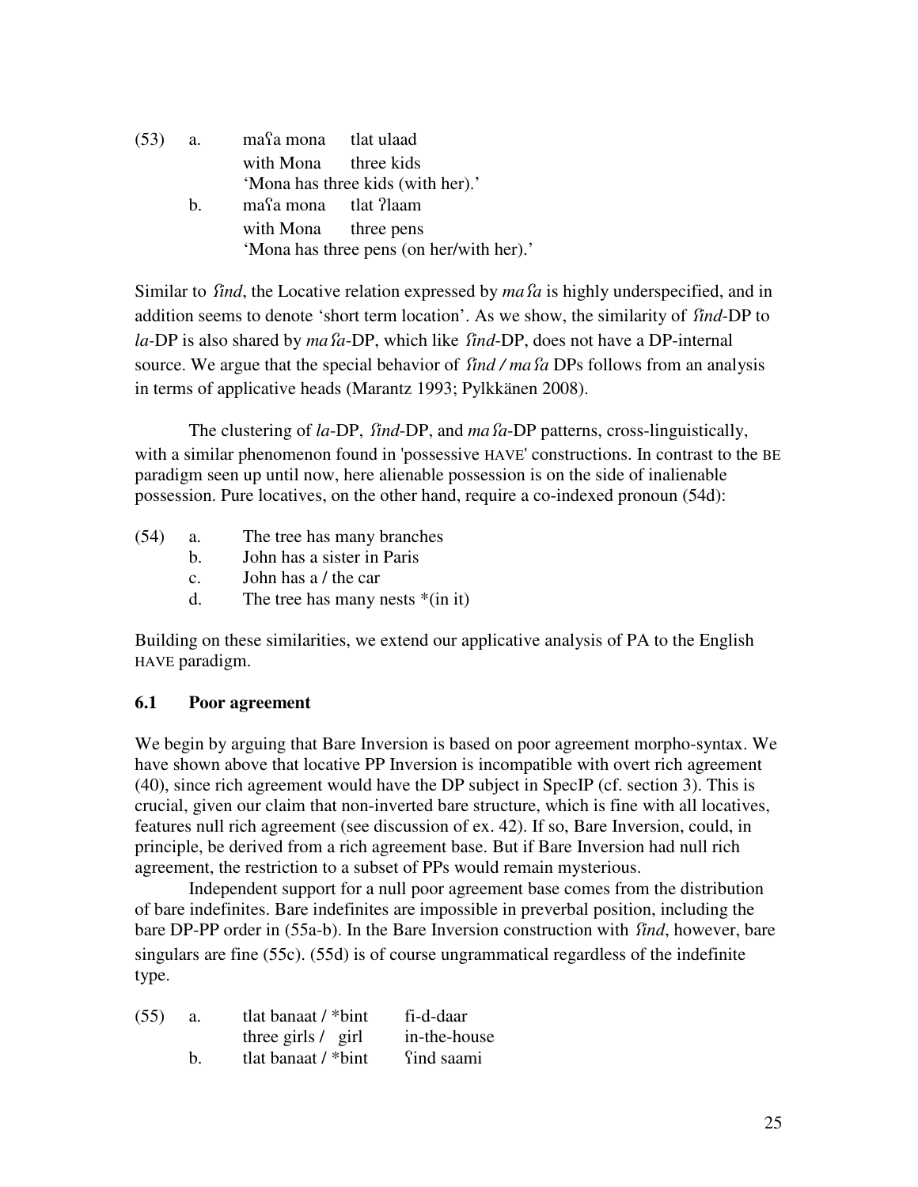(53) a. maʕa mona tlat ulaad
with Mona three kids
'Mona has three kids (with her).'

b. maʕa mona tlat ʔlaam
with Mona three pens
'Mona has three pens (on her/with her).'

Similar to *ʕind*, the Locative relation expressed by *maʕa* is highly underspecified, and in addition seems to denote 'short term location'. As we show, the similarity of *ʕind*-DP to *la*-DP is also shared by *maʕa*-DP, which like *ʕind*-DP, does not have a DP-internal source. We argue that the special behavior of *ʕind / maʕa* DPs follows from an analysis in terms of applicative heads (Marantz 1993; Pylkkänen 2008).

The clustering of *la*-DP, *ʕind*-DP, and *maʕa*-DP patterns, cross-linguistically, with a similar phenomenon found in 'possessive HAVE' constructions. In contrast to the BE paradigm seen up until now, here alienable possession is on the side of inalienable possession. Pure locatives, on the other hand, require a co-indexed pronoun (54d):

(54) a. The tree has many branches
b. John has a sister in Paris
c. John has a / the car
d. The tree has many nests *(in it)

Building on these similarities, we extend our applicative analysis of PA to the English HAVE paradigm.

### 6.1 Poor agreement

We begin by arguing that Bare Inversion is based on poor agreement morpho-syntax. We have shown above that locative PP Inversion is incompatible with overt rich agreement (40), since rich agreement would have the DP subject in SpecIP (cf. section 3). This is crucial, given our claim that non-inverted bare structure, which is fine with all locatives, features null rich agreement (see discussion of ex. 42). If so, Bare Inversion, could, in principle, be derived from a rich agreement base. But if Bare Inversion had null rich agreement, the restriction to a subset of PPs would remain mysterious.

Independent support for a null poor agreement base comes from the distribution of bare indefinites. Bare indefinites are impossible in preverbal position, including the bare DP-PP order in (55a-b). In the Bare Inversion construction with *ʕind*, however, bare singulars are fine (55c). (55d) is of course ungrammatical regardless of the indefinite type.

(55) a. tlat banaat / *bint fi-d-daar
three girls / girl in-the-house

b. tlat banaat / *bint ʕind saami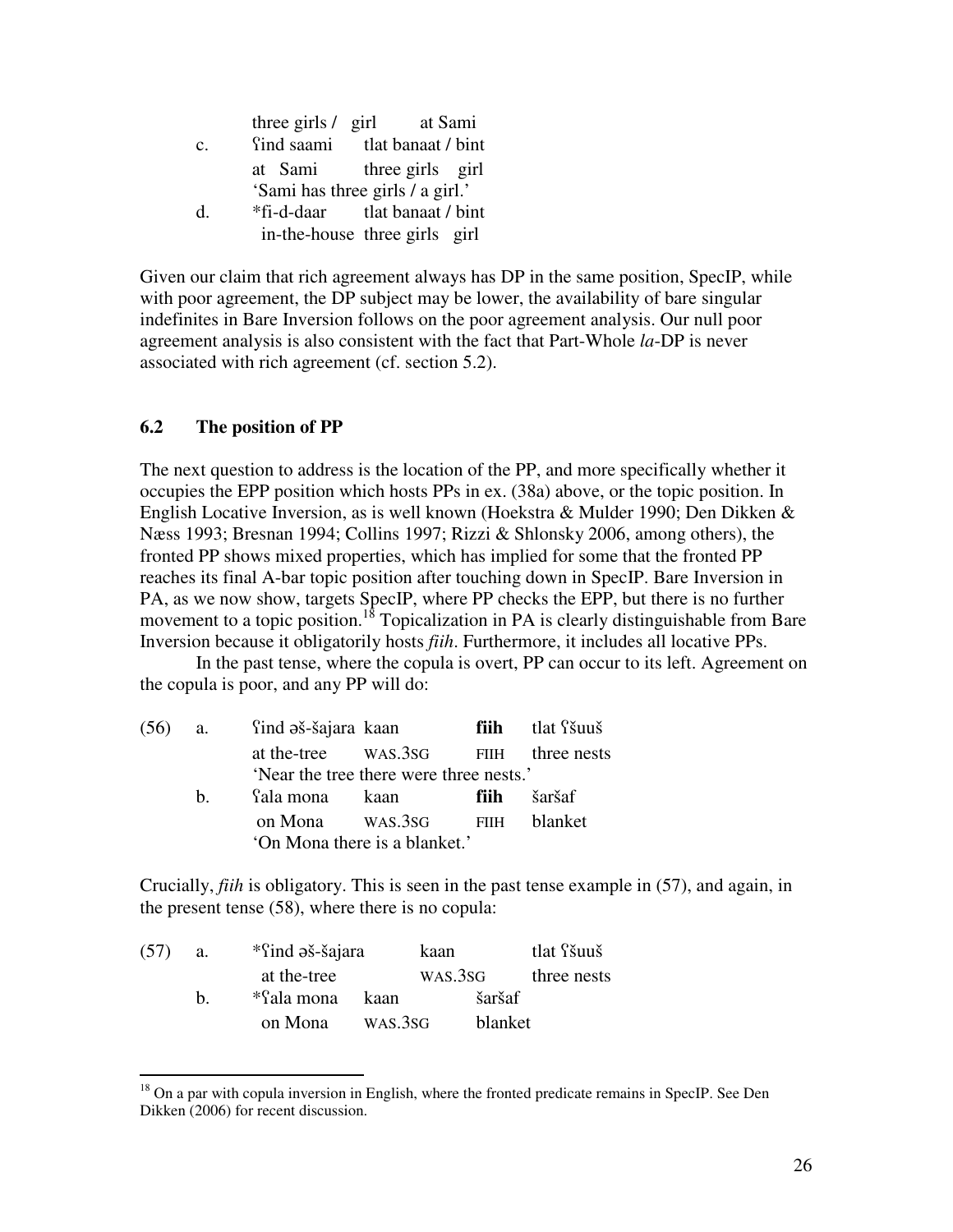three girls / girl at Sami

c. ʕind saami tlat banaat / bint
at Sami three girls girl
'Sami has three girls / a girl.'

d. *fi-d-daar tlat banaat / bint
in-the-house three girls girl

Given our claim that rich agreement always has DP in the same position, SpecIP, while with poor agreement, the DP subject may be lower, the availability of bare singular indefinites in Bare Inversion follows on the poor agreement analysis. Our null poor agreement analysis is also consistent with the fact that Part-Whole *la*-DP is never associated with rich agreement (cf. section 5.2).

## 6.2 The position of PP

The next question to address is the location of the PP, and more specifically whether it occupies the EPP position which hosts PPs in ex. (38a) above, or the topic position. In English Locative Inversion, as is well known (Hoekstra & Mulder 1990; Den Dikken & Næss 1993; Bresnan 1994; Collins 1997; Rizzi & Shlonsky 2006, among others), the fronted PP shows mixed properties, which has implied for some that the fronted PP reaches its final A-bar topic position after touching down in SpecIP. Bare Inversion in PA, as we now show, targets SpecIP, where PP checks the EPP, but there is no further movement to a topic position.[18] Topicalization in PA is clearly distinguishable from Bare Inversion because it obligatorily hosts *fiih*. Furthermore, it includes all locative PPs.

In the past tense, where the copula is overt, PP can occur to its left. Agreement on the copula is poor, and any PP will do:

(56) a. ʕind əš-šajara kaan **fiih** tlat ʕšuuš
at the-tree WAS.3SG FIIH three nests
'Near the tree there were three nests.'

b. ʕala mona kaan **fiih** šaršaf
on Mona WAS.3SG FIIH blanket
'On Mona there is a blanket.'

Crucially, *fiih* is obligatory. This is seen in the past tense example in (57), and again, in the present tense (58), where there is no copula:

(57) a. *ʕind əš-šajara kaan tlat ʕšuuš
at the-tree WAS.3SG three nests

b. *ʕala mona kaan šaršaf
on Mona WAS.3SG blanket

[18] On a par with copula inversion in English, where the fronted predicate remains in SpecIP. See Den Dikken (2006) for recent discussion.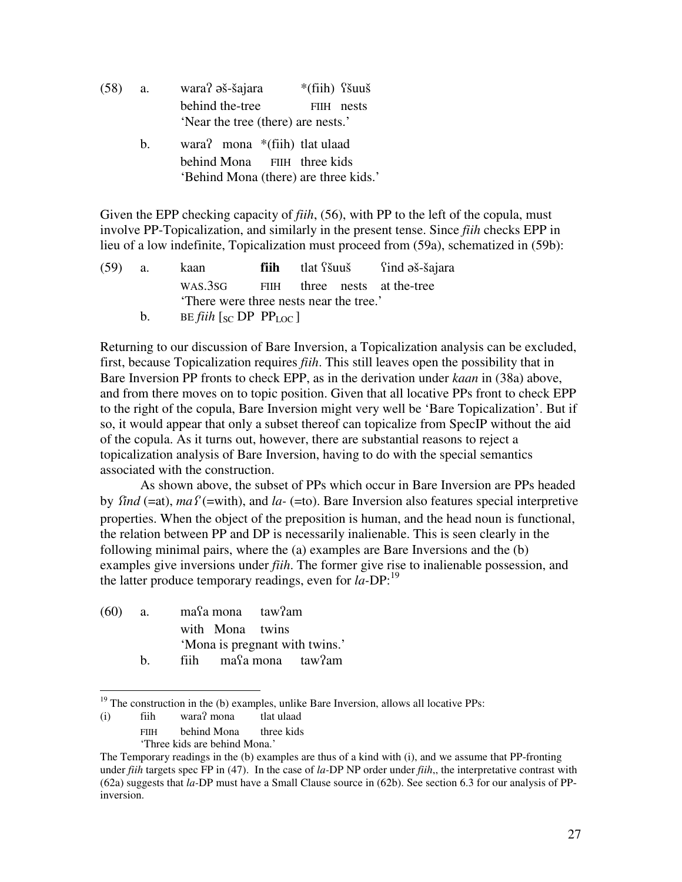(58) a. waraʔ əš-šajara *(fiih) ʕšuuš
behind the-tree FIIH nests
'Near the tree (there) are nests.'

b. waraʔ mona *(fiih) tlat ulaad
behind Mona FIIH three kids
'Behind Mona (there) are three kids.'

Given the EPP checking capacity of *fiih*, (56), with PP to the left of the copula, must involve PP-Topicalization, and similarly in the present tense. Since *fiih* checks EPP in lieu of a low indefinite, Topicalization must proceed from (59a), schematized in (59b):

(59) a. kaan **fiih** tlat ʕšuuš ʕind əš-šajara
WAS.3SG FIIH three nests at the-tree
'There were three nests near the tree.'

b. BE *fiih* [$_{SC}$ DP PP$_{LOC}$ ]

Returning to our discussion of Bare Inversion, a Topicalization analysis can be excluded, first, because Topicalization requires *fiih*. This still leaves open the possibility that in Bare Inversion PP fronts to check EPP, as in the derivation under *kaan* in (38a) above, and from there moves on to topic position. Given that all locative PPs front to check EPP to the right of the copula, Bare Inversion might very well be 'Bare Topicalization'. But if so, it would appear that only a subset thereof can topicalize from SpecIP without the aid of the copula. As it turns out, however, there are substantial reasons to reject a topicalization analysis of Bare Inversion, having to do with the special semantics associated with the construction.

As shown above, the subset of PPs which occur in Bare Inversion are PPs headed by *ʕind* (=at), *maʕ* (=with), and *la-* (=to). Bare Inversion also features special interpretive properties. When the object of the preposition is human, and the head noun is functional, the relation between PP and DP is necessarily inalienable. This is seen clearly in the following minimal pairs, where the (a) examples are Bare Inversions and the (b) examples give inversions under *fiih*. The former give rise to inalienable possession, and the latter produce temporary readings, even for *la*-DP:[19]

(60) a. maʕa mona tawʔam
with Mona twins
'Mona is pregnant with twins.'

b. fiih maʕa mona tawʔam

---

[19] The construction in the (b) examples, unlike Bare Inversion, allows all locative PPs:

(i) fiih waraʔ mona tlat ulaad
FIIH behind Mona three kids
'Three kids are behind Mona.'

The Temporary readings in the (b) examples are thus of a kind with (i), and we assume that PP-fronting under *fiih* targets spec FP in (47). In the case of *la*-DP NP order under *fiih*,, the interpretative contrast with (62a) suggests that *la*-DP must have a Small Clause source in (62b). See section 6.3 for our analysis of PP-inversion.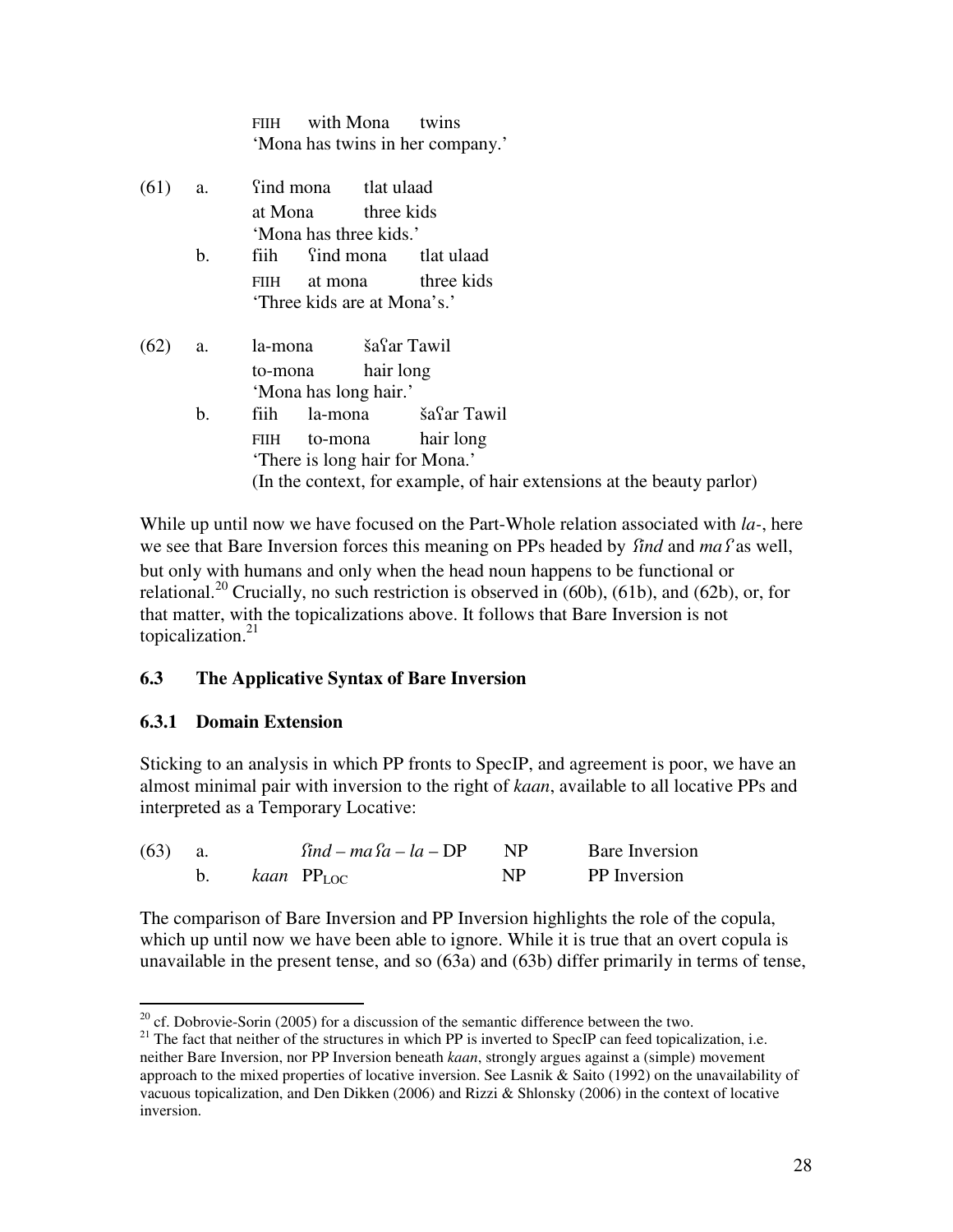FIIH with Mona twins
'Mona has twins in her company.'

(61) a. ʕind mona tlat ulaad
at Mona three kids
'Mona has three kids.'

b. fiih ʕind mona tlat ulaad
FIIH at mona three kids
'Three kids are at Mona's.'

(62) a. la-mona šaʕar Tawil
to-mona hair long
'Mona has long hair.'

b. fiih la-mona šaʕar Tawil
FIIH to-mona hair long
'There is long hair for Mona.'
(In the context, for example, of hair extensions at the beauty parlor)

While up until now we have focused on the Part-Whole relation associated with *la-*, here we see that Bare Inversion forces this meaning on PPs headed by *ʕind* and *maʕ* as well, but only with humans and only when the head noun happens to be functional or relational.[20] Crucially, no such restriction is observed in (60b), (61b), and (62b), or, for that matter, with the topicalizations above. It follows that Bare Inversion is not topicalization.[21]

## 6.3 The Applicative Syntax of Bare Inversion

### 6.3.1 Domain Extension

Sticking to an analysis in which PP fronts to SpecIP, and agreement is poor, we have an almost minimal pair with inversion to the right of *kaan*, available to all locative PPs and interpreted as a Temporary Locative:

(63) a. *ʕind – maʕa – la* – DP NP Bare Inversion
b. *kaan* $PP_{LOC}$ NP PP Inversion

The comparison of Bare Inversion and PP Inversion highlights the role of the copula, which up until now we have been able to ignore. While it is true that an overt copula is unavailable in the present tense, and so (63a) and (63b) differ primarily in terms of tense,

[20] cf. Dobrovie-Sorin (2005) for a discussion of the semantic difference between the two.

[21] The fact that neither of the structures in which PP is inverted to SpecIP can feed topicalization, i.e. neither Bare Inversion, nor PP Inversion beneath *kaan*, strongly argues against a (simple) movement approach to the mixed properties of locative inversion. See Lasnik & Saito (1992) on the unavailability of vacuous topicalization, and Den Dikken (2006) and Rizzi & Shlonsky (2006) in the context of locative inversion.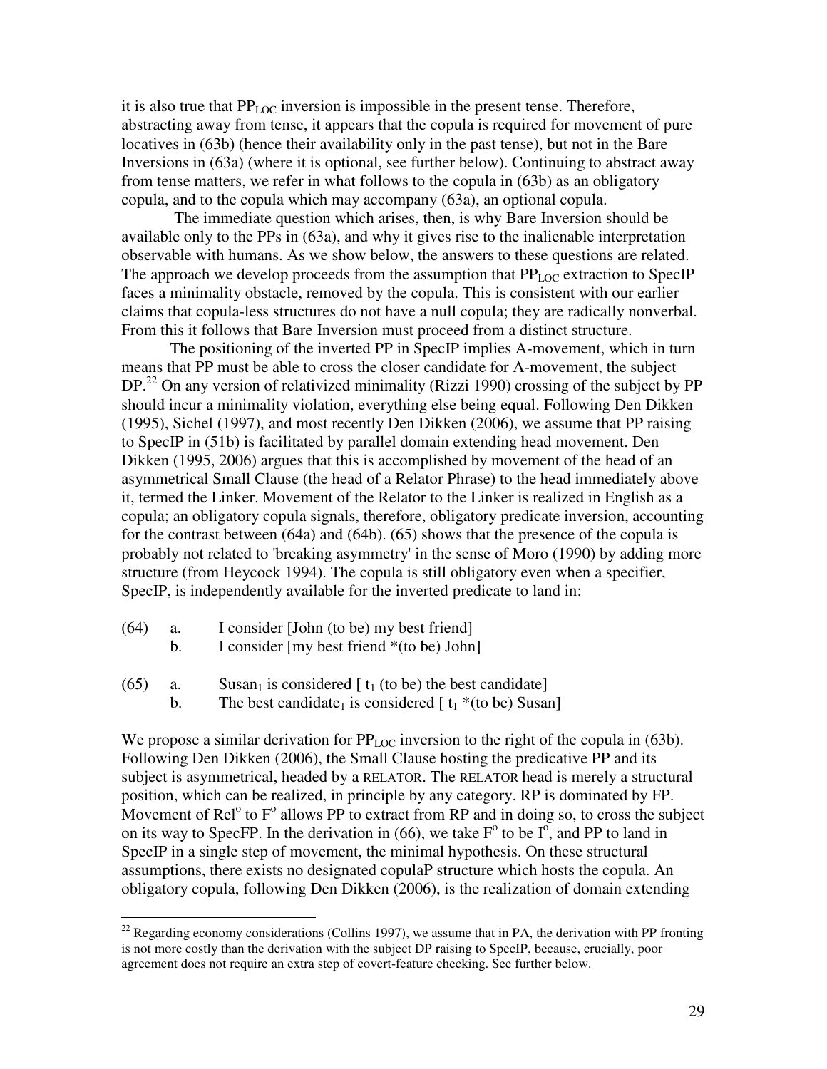it is also true that $PP_{LOC}$ inversion is impossible in the present tense. Therefore, abstracting away from tense, it appears that the copula is required for movement of pure locatives in (63b) (hence their availability only in the past tense), but not in the Bare Inversions in (63a) (where it is optional, see further below). Continuing to abstract away from tense matters, we refer in what follows to the copula in (63b) as an obligatory copula, and to the copula which may accompany (63a), an optional copula.

The immediate question which arises, then, is why Bare Inversion should be available only to the PPs in (63a), and why it gives rise to the inalienable interpretation observable with humans. As we show below, the answers to these questions are related. The approach we develop proceeds from the assumption that $PP_{LOC}$ extraction to SpecIP faces a minimality obstacle, removed by the copula. This is consistent with our earlier claims that copula-less structures do not have a null copula; they are radically nonverbal. From this it follows that Bare Inversion must proceed from a distinct structure.

The positioning of the inverted PP in SpecIP implies A-movement, which in turn means that PP must be able to cross the closer candidate for A-movement, the subject DP.[22] On any version of relativized minimality (Rizzi 1990) crossing of the subject by PP should incur a minimality violation, everything else being equal. Following Den Dikken (1995), Sichel (1997), and most recently Den Dikken (2006), we assume that PP raising to SpecIP in (51b) is facilitated by parallel domain extending head movement. Den Dikken (1995, 2006) argues that this is accomplished by movement of the head of an asymmetrical Small Clause (the head of a Relator Phrase) to the head immediately above it, termed the Linker. Movement of the Relator to the Linker is realized in English as a copula; an obligatory copula signals, therefore, obligatory predicate inversion, accounting for the contrast between (64a) and (64b). (65) shows that the presence of the copula is probably not related to 'breaking asymmetry' in the sense of Moro (1990) by adding more structure (from Heycock 1994). The copula is still obligatory even when a specifier, SpecIP, is independently available for the inverted predicate to land in:

(64) a. I consider [John (to be) my best friend]
     b. I consider [my best friend *(to be) John]

(65) a. Susan$_1$ is considered [ t$_1$ (to be) the best candidate]
     b. The best candidate$_1$ is considered [ t$_1$ *(to be) Susan]

We propose a similar derivation for $PP_{LOC}$ inversion to the right of the copula in (63b). Following Den Dikken (2006), the Small Clause hosting the predicative PP and its subject is asymmetrical, headed by a RELATOR. The RELATOR head is merely a structural position, which can be realized, in principle by any category. RP is dominated by FP. Movement of Rel$^o$ to F$^o$ allows PP to extract from RP and in doing so, to cross the subject on its way to SpecFP. In the derivation in (66), we take F$^o$ to be I$^o$, and PP to land in SpecIP in a single step of movement, the minimal hypothesis. On these structural assumptions, there exists no designated copulaP structure which hosts the copula. An obligatory copula, following Den Dikken (2006), is the realization of domain extending

[22] Regarding economy considerations (Collins 1997), we assume that in PA, the derivation with PP fronting is not more costly than the derivation with the subject DP raising to SpecIP, because, crucially, poor agreement does not require an extra step of covert-feature checking. See further below.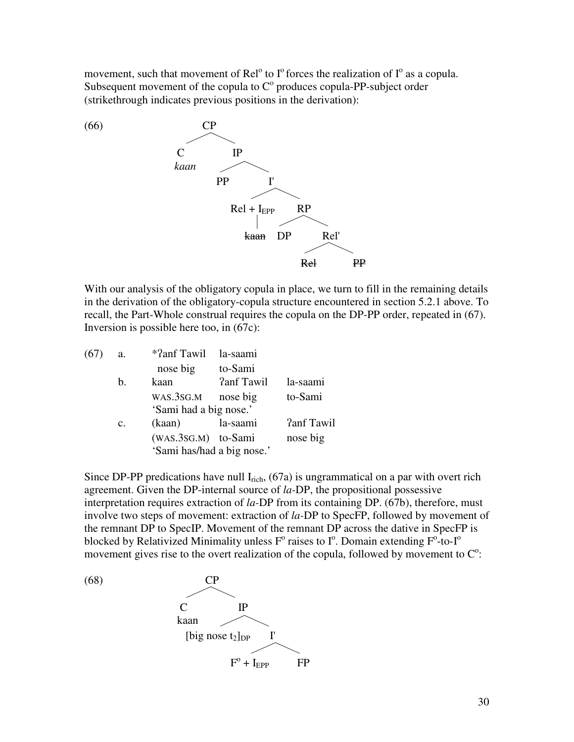movement, such that movement of Rel° to I° forces the realization of I° as a copula. Subsequent movement of the copula to C° produces copula-PP-subject order (strikethrough indicates previous positions in the derivation):

(66)

```
              CP
            /    \
           C      IP
         kaan    /   \
                PP    I'
                     /   \
             Rel + I_EPP   RP
                  |       /   \
               ~~kaan~~  DP    Rel'
                              /    \
                          ~~Rel~~  ~~PP~~
```

With our analysis of the obligatory copula in place, we turn to fill in the remaining details in the derivation of the obligatory-copula structure encountered in section 5.2.1 above. To recall, the Part-Whole construal requires the copula on the DP-PP order, repeated in (67). Inversion is possible here too, in (67c):

(67)
a. \*ʔanf Tawil la-saami
   nose big to-Sami

b. kaan ʔanf Tawil la-saami
   WAS.3SG.M nose big to-Sami
   'Sami had a big nose.'

c. (kaan) la-saami ʔanf Tawil
   (WAS.3SG.M) to-Sami nose big
   'Sami has/had a big nose.'

Since DP-PP predications have null $I_{rich}$, (67a) is ungrammatical on a par with overt rich agreement. Given the DP-internal source of *la*-DP, the propositional possessive interpretation requires extraction of *la*-DP from its containing DP. (67b), therefore, must involve two steps of movement: extraction of *la*-DP to SpecFP, followed by movement of the remnant DP to SpecIP. Movement of the remnant DP across the dative in SpecFP is blocked by Relativized Minimality unless F° raises to I°. Domain extending F°-to-I° movement gives rise to the overt realization of the copula, followed by movement to C°:

(68)

```
              CP
            /    \
           C      IP
         kaan    /    \
    [big nose t2]DP    I'
                      /   \
               F° + I_EPP   FP
```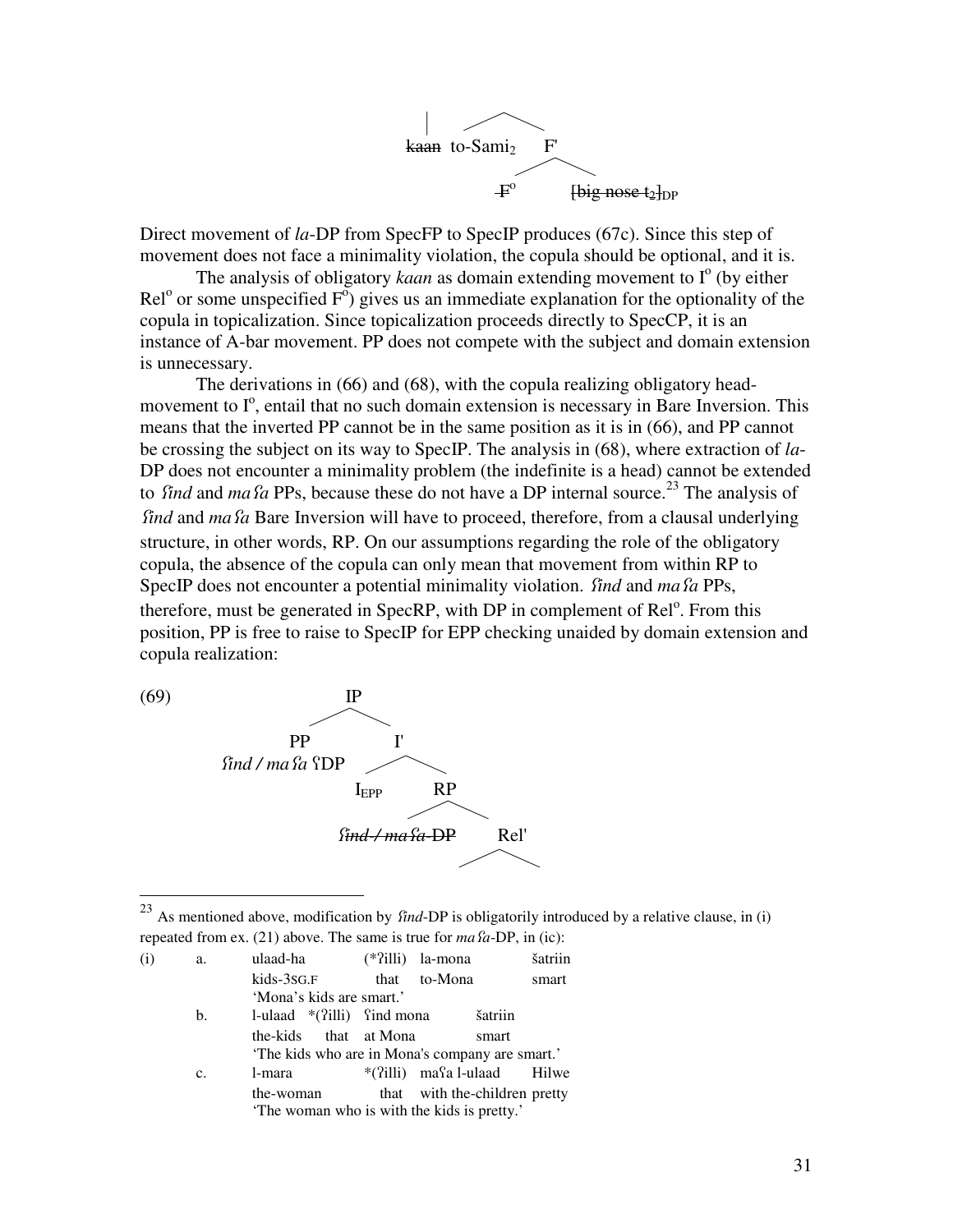```
          |        /\
        kaan  to-Sami₂    F'
                        /    \
                      F°      [big nose t₂]DP
```

Direct movement of *la*-DP from SpecFP to SpecIP produces (67c). Since this step of movement does not face a minimality violation, the copula should be optional, and it is.

The analysis of obligatory *kaan* as domain extending movement to I° (by either Rel° or some unspecified F°) gives us an immediate explanation for the optionality of the copula in topicalization. Since topicalization proceeds directly to SpecCP, it is an instance of A-bar movement. PP does not compete with the subject and domain extension is unnecessary.

The derivations in (66) and (68), with the copula realizing obligatory head-movement to I°, entail that no such domain extension is necessary in Bare Inversion. This means that the inverted PP cannot be in the same position as it is in (66), and PP cannot be crossing the subject on its way to SpecIP. The analysis in (68), where extraction of *la*-DP does not encounter a minimality problem (the indefinite is a head) cannot be extended to *ʕind* and *maʕa* PPs, because these do not have a DP internal source.[23] The analysis of *ʕind* and *maʕa* Bare Inversion will have to proceed, therefore, from a clausal underlying structure, in other words, RP. On our assumptions regarding the role of the obligatory copula, the absence of the copula can only mean that movement from within RP to SpecIP does not encounter a potential minimality violation. *ʕind* and *maʕa* PPs, therefore, must be generated in SpecRP, with DP in complement of Rel°. From this position, PP is free to raise to SpecIP for EPP checking unaided by domain extension and copula realization:

(69)

```
                    IP
                  /    \
               PP        I'
   ʕind / maʕa ʕDP     /    \
                   I_EPP     RP
                           /    \
            ~~ʕind / maʕa DP~~    Rel'
                                 /    \
```

---

[23] As mentioned above, modification by *ʕind*-DP is obligatorily introduced by a relative clause, in (i) repeated from ex. (21) above. The same is true for *maʕa*-DP, in (ic):

(i)
a. ulaad-ha (*ʔilli) la-mona šatriin
   kids-3SG.F that to-Mona smart
   'Mona's kids are smart.'

b. l-ulaad *(ʔilli) ʕind mona šatriin
   the-kids that at Mona smart
   'The kids who are in Mona's company are smart.'

c. l-mara *(ʔilli) maʕa l-ulaad Hilwe
   the-woman that with the-children pretty
   'The woman who is with the kids is pretty.'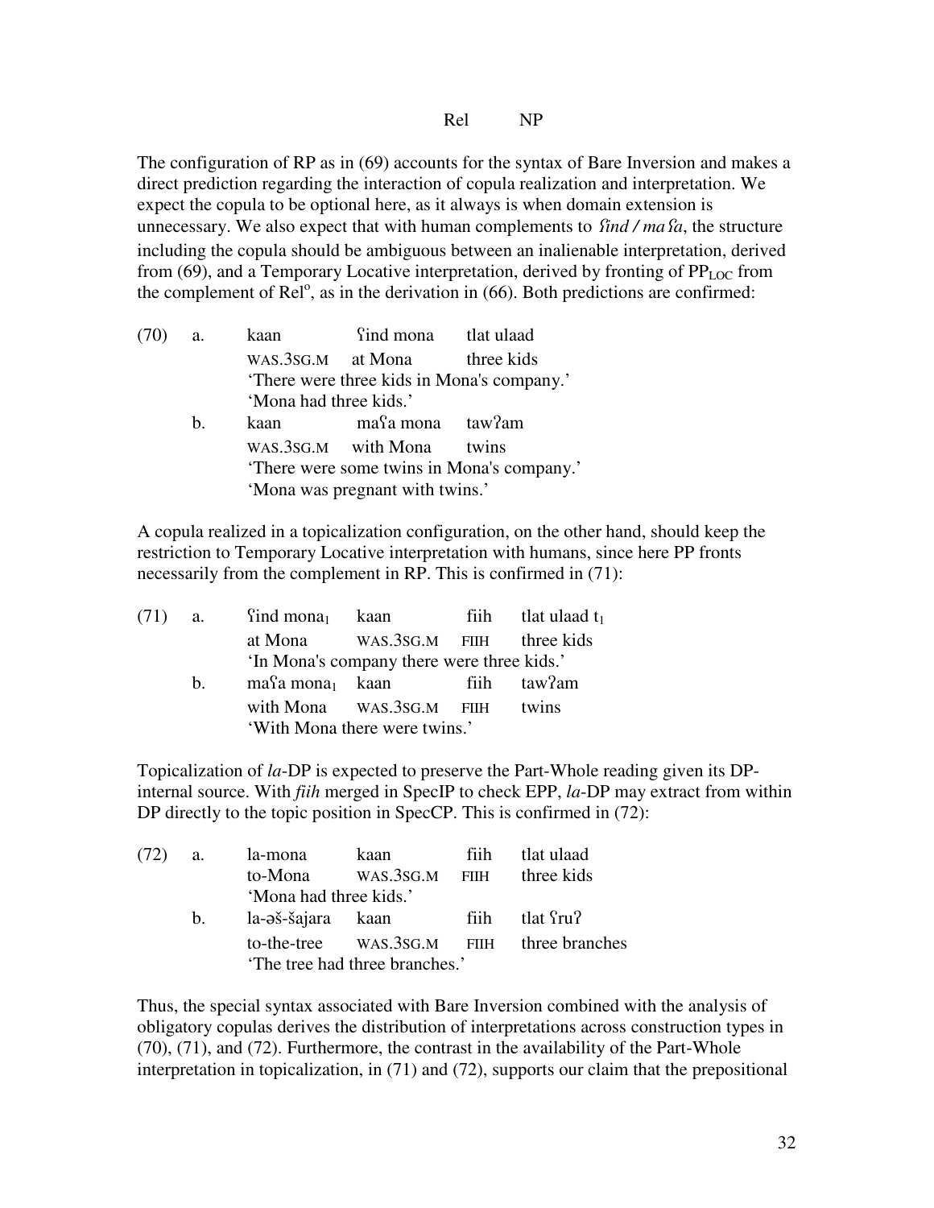Rel NP

The configuration of RP as in (69) accounts for the syntax of Bare Inversion and makes a direct prediction regarding the interaction of copula realization and interpretation. We expect the copula to be optional here, as it always is when domain extension is unnecessary. We also expect that with human complements to *ʕind / maʕa*, the structure including the copula should be ambiguous between an inalienable interpretation, derived from (69), and a Temporary Locative interpretation, derived by fronting of $PP_{LOC}$ from the complement of Rel°, as in the derivation in (66). Both predictions are confirmed:

(70) a. kaan ʕind mona tlat ulaad
WAS.3SG.M at Mona three kids
'There were three kids in Mona's company.'
'Mona had three kids.'

b. kaan maʕa mona tawʔam
WAS.3SG.M with Mona twins
'There were some twins in Mona's company.'
'Mona was pregnant with twins.'

A copula realized in a topicalization configuration, on the other hand, should keep the restriction to Temporary Locative interpretation with humans, since here PP fronts necessarily from the complement in RP. This is confirmed in (71):

(71) a. ʕind $mona_1$ kaan fiih tlat ulaad $t_1$
at Mona WAS.3SG.M FIIH three kids
'In Mona's company there were three kids.'

b. maʕa $mona_1$ kaan fiih tawʔam
with Mona WAS.3SG.M FIIH twins
'With Mona there were twins.'

Topicalization of *la*-DP is expected to preserve the Part-Whole reading given its DP-internal source. With *fiih* merged in SpecIP to check EPP, *la*-DP may extract from within DP directly to the topic position in SpecCP. This is confirmed in (72):

(72) a. la-mona kaan fiih tlat ulaad
to-Mona WAS.3SG.M FIIH three kids
'Mona had three kids.'

b. la-əš-šajara kaan fiih tlat ʕruʔ
to-the-tree WAS.3SG.M FIIH three branches
'The tree had three branches.'

Thus, the special syntax associated with Bare Inversion combined with the analysis of obligatory copulas derives the distribution of interpretations across construction types in (70), (71), and (72). Furthermore, the contrast in the availability of the Part-Whole interpretation in topicalization, in (71) and (72), supports our claim that the prepositional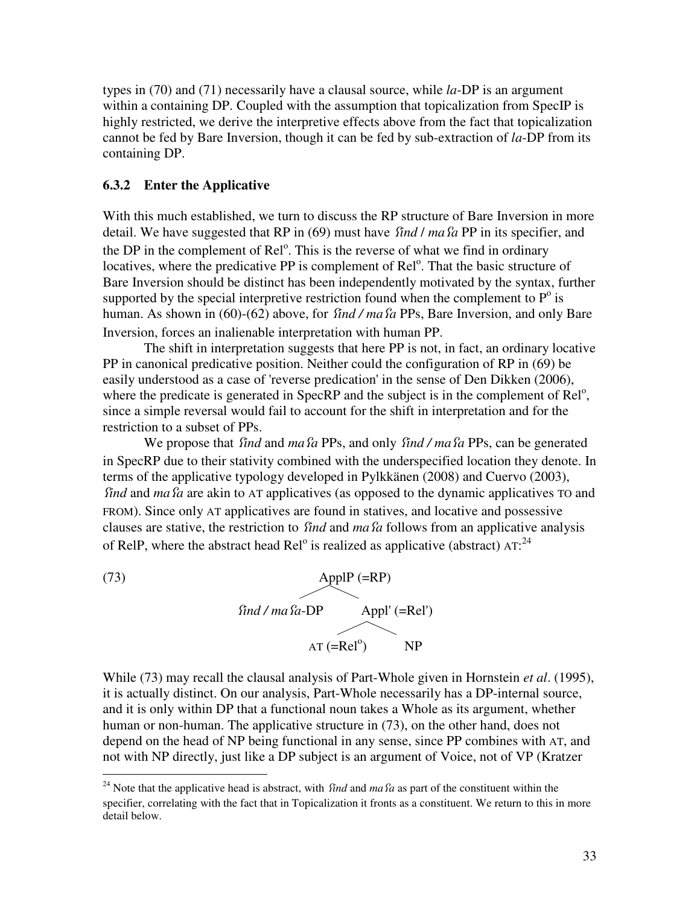types in (70) and (71) necessarily have a clausal source, while *la*-DP is an argument within a containing DP. Coupled with the assumption that topicalization from SpecIP is highly restricted, we derive the interpretive effects above from the fact that topicalization cannot be fed by Bare Inversion, though it can be fed by sub-extraction of *la*-DP from its containing DP.

### 6.3.2 Enter the Applicative

With this much established, we turn to discuss the RP structure of Bare Inversion in more detail. We have suggested that RP in (69) must have *ʕind* / *maʕa* PP in its specifier, and the DP in the complement of Rel°. This is the reverse of what we find in ordinary locatives, where the predicative PP is complement of Rel°. That the basic structure of Bare Inversion should be distinct has been independently motivated by the syntax, further supported by the special interpretive restriction found when the complement to P° is human. As shown in (60)-(62) above, for *ʕind / maʕa* PPs, Bare Inversion, and only Bare Inversion, forces an inalienable interpretation with human PP.

The shift in interpretation suggests that here PP is not, in fact, an ordinary locative PP in canonical predicative position. Neither could the configuration of RP in (69) be easily understood as a case of 'reverse predication' in the sense of Den Dikken (2006), where the predicate is generated in SpecRP and the subject is in the complement of Rel°, since a simple reversal would fail to account for the shift in interpretation and for the restriction to a subset of PPs.

We propose that *ʕind* and *maʕa* PPs, and only *ʕind / maʕa* PPs, can be generated in SpecRP due to their stativity combined with the underspecified location they denote. In terms of the applicative typology developed in Pylkkänen (2008) and Cuervo (2003), *ʕind* and *maʕa* are akin to AT applicatives (as opposed to the dynamic applicatives TO and FROM). Since only AT applicatives are found in statives, and locative and possessive clauses are stative, the restriction to *ʕind* and *maʕa* follows from an applicative analysis of RelP, where the abstract head Rel° is realized as applicative (abstract) AT:[24]

(73)

```
              ApplP (=RP)
             /           \
  ʕind / maʕa-DP      Appl' (=Rel')
                      /          \
               AT (=Rel°)        NP
```

While (73) may recall the clausal analysis of Part-Whole given in Hornstein *et al*. (1995), it is actually distinct. On our analysis, Part-Whole necessarily has a DP-internal source, and it is only within DP that a functional noun takes a Whole as its argument, whether human or non-human. The applicative structure in (73), on the other hand, does not depend on the head of NP being functional in any sense, since PP combines with AT, and not with NP directly, just like a DP subject is an argument of Voice, not of VP (Kratzer

---

[24] Note that the applicative head is abstract, with *ʕind* and *maʕa* as part of the constituent within the specifier, correlating with the fact that in Topicalization it fronts as a constituent. We return to this in more detail below.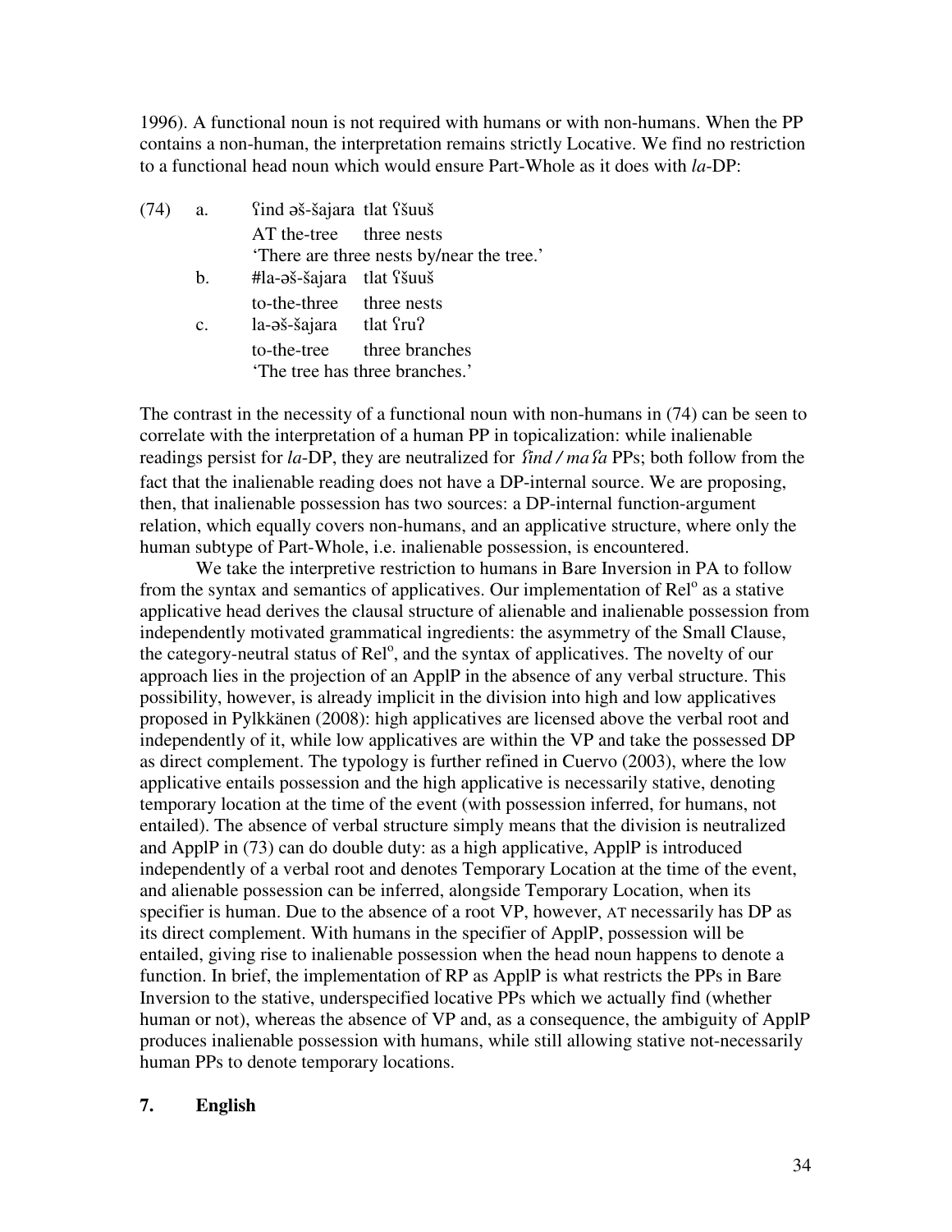1996). A functional noun is not required with humans or with non-humans. When the PP contains a non-human, the interpretation remains strictly Locative. We find no restriction to a functional head noun which would ensure Part-Whole as it does with *la*-DP:

(74) a. ʕind əš-šajara tlat ʕšuuš
  AT the-tree three nests
  'There are three nests by/near the tree.'

 b. #la-əš-šajara tlat ʕšuuš
  to-the-three three nests

 c. la-əš-šajara tlat ʕruʔ
  to-the-tree three branches
  'The tree has three branches.'

The contrast in the necessity of a functional noun with non-humans in (74) can be seen to correlate with the interpretation of a human PP in topicalization: while inalienable readings persist for *la*-DP, they are neutralized for *ʕind / maʕa* PPs; both follow from the fact that the inalienable reading does not have a DP-internal source. We are proposing, then, that inalienable possession has two sources: a DP-internal function-argument relation, which equally covers non-humans, and an applicative structure, where only the human subtype of Part-Whole, i.e. inalienable possession, is encountered.

We take the interpretive restriction to humans in Bare Inversion in PA to follow from the syntax and semantics of applicatives. Our implementation of Rel° as a stative applicative head derives the clausal structure of alienable and inalienable possession from independently motivated grammatical ingredients: the asymmetry of the Small Clause, the category-neutral status of Rel°, and the syntax of applicatives. The novelty of our approach lies in the projection of an ApplP in the absence of any verbal structure. This possibility, however, is already implicit in the division into high and low applicatives proposed in Pylkkänen (2008): high applicatives are licensed above the verbal root and independently of it, while low applicatives are within the VP and take the possessed DP as direct complement. The typology is further refined in Cuervo (2003), where the low applicative entails possession and the high applicative is necessarily stative, denoting temporary location at the time of the event (with possession inferred, for humans, not entailed). The absence of verbal structure simply means that the division is neutralized and ApplP in (73) can do double duty: as a high applicative, ApplP is introduced independently of a verbal root and denotes Temporary Location at the time of the event, and alienable possession can be inferred, alongside Temporary Location, when its specifier is human. Due to the absence of a root VP, however, AT necessarily has DP as its direct complement. With humans in the specifier of ApplP, possession will be entailed, giving rise to inalienable possession when the head noun happens to denote a function. In brief, the implementation of RP as ApplP is what restricts the PPs in Bare Inversion to the stative, underspecified locative PPs which we actually find (whether human or not), whereas the absence of VP and, as a consequence, the ambiguity of ApplP produces inalienable possession with humans, while still allowing stative not-necessarily human PPs to denote temporary locations.

## 7. English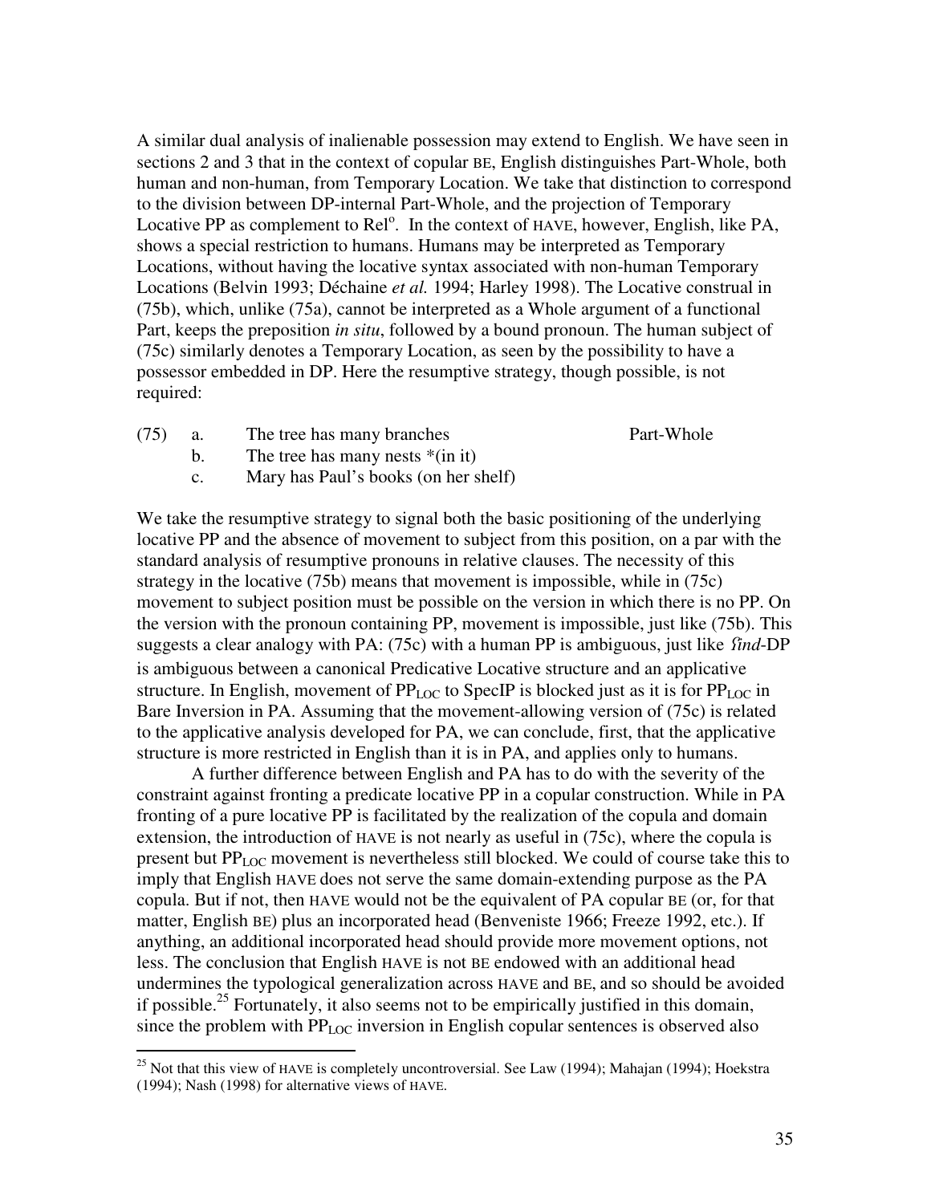A similar dual analysis of inalienable possession may extend to English. We have seen in sections 2 and 3 that in the context of copular BE, English distinguishes Part-Whole, both human and non-human, from Temporary Location. We take that distinction to correspond to the division between DP-internal Part-Whole, and the projection of Temporary Locative PP as complement to Rel°. In the context of HAVE, however, English, like PA, shows a special restriction to humans. Humans may be interpreted as Temporary Locations, without having the locative syntax associated with non-human Temporary Locations (Belvin 1993; Déchaine *et al.* 1994; Harley 1998). The Locative construal in (75b), which, unlike (75a), cannot be interpreted as a Whole argument of a functional Part, keeps the preposition *in situ*, followed by a bound pronoun. The human subject of (75c) similarly denotes a Temporary Location, as seen by the possibility to have a possessor embedded in DP. Here the resumptive strategy, though possible, is not required:

(75) a. The tree has many branches — Part-Whole
  b. The tree has many nests *(in it)
  c. Mary has Paul's books (on her shelf)

We take the resumptive strategy to signal both the basic positioning of the underlying locative PP and the absence of movement to subject from this position, on a par with the standard analysis of resumptive pronouns in relative clauses. The necessity of this strategy in the locative (75b) means that movement is impossible, while in (75c) movement to subject position must be possible on the version in which there is no PP. On the version with the pronoun containing PP, movement is impossible, just like (75b). This suggests a clear analogy with PA: (75c) with a human PP is ambiguous, just like *ʕind*-DP is ambiguous between a canonical Predicative Locative structure and an applicative structure. In English, movement of $PP_{LOC}$ to SpecIP is blocked just as it is for $PP_{LOC}$ in Bare Inversion in PA. Assuming that the movement-allowing version of (75c) is related to the applicative analysis developed for PA, we can conclude, first, that the applicative structure is more restricted in English than it is in PA, and applies only to humans.

A further difference between English and PA has to do with the severity of the constraint against fronting a predicate locative PP in a copular construction. While in PA fronting of a pure locative PP is facilitated by the realization of the copula and domain extension, the introduction of HAVE is not nearly as useful in (75c), where the copula is present but $PP_{LOC}$ movement is nevertheless still blocked. We could of course take this to imply that English HAVE does not serve the same domain-extending purpose as the PA copula. But if not, then HAVE would not be the equivalent of PA copular BE (or, for that matter, English BE) plus an incorporated head (Benveniste 1966; Freeze 1992, etc.). If anything, an additional incorporated head should provide more movement options, not less. The conclusion that English HAVE is not BE endowed with an additional head undermines the typological generalization across HAVE and BE, and so should be avoided if possible.[25] Fortunately, it also seems not to be empirically justified in this domain, since the problem with $PP_{LOC}$ inversion in English copular sentences is observed also

[25] Not that this view of HAVE is completely uncontroversial. See Law (1994); Mahajan (1994); Hoekstra (1994); Nash (1998) for alternative views of HAVE.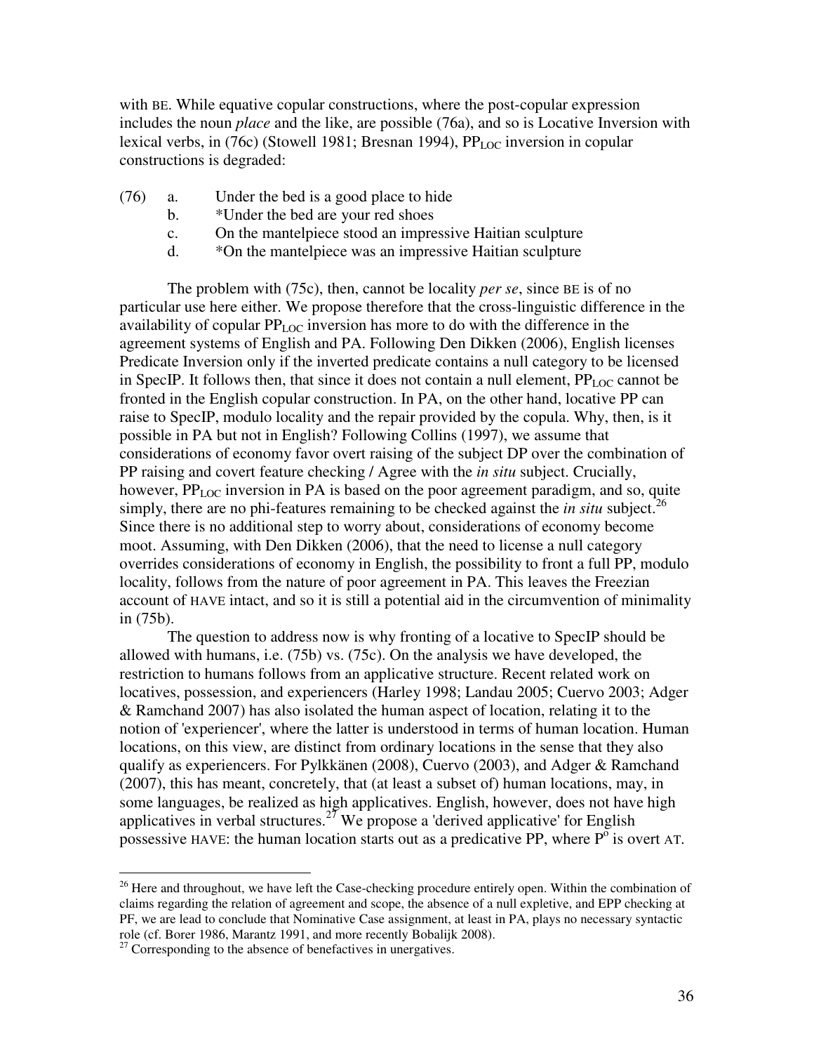with BE. While equative copular constructions, where the post-copular expression includes the noun *place* and the like, are possible (76a), and so is Locative Inversion with lexical verbs, in (76c) (Stowell 1981; Bresnan 1994), $PP_{LOC}$ inversion in copular constructions is degraded:

(76) a. Under the bed is a good place to hide
 b. *Under the bed are your red shoes
 c. On the mantelpiece stood an impressive Haitian sculpture
 d. *On the mantelpiece was an impressive Haitian sculpture

The problem with (75c), then, cannot be locality *per se*, since BE is of no particular use here either. We propose therefore that the cross-linguistic difference in the availability of copular $PP_{LOC}$ inversion has more to do with the difference in the agreement systems of English and PA. Following Den Dikken (2006), English licenses Predicate Inversion only if the inverted predicate contains a null category to be licensed in SpecIP. It follows then, that since it does not contain a null element, $PP_{LOC}$ cannot be fronted in the English copular construction. In PA, on the other hand, locative PP can raise to SpecIP, modulo locality and the repair provided by the copula. Why, then, is it possible in PA but not in English? Following Collins (1997), we assume that considerations of economy favor overt raising of the subject DP over the combination of PP raising and covert feature checking / Agree with the *in situ* subject. Crucially, however, $PP_{LOC}$ inversion in PA is based on the poor agreement paradigm, and so, quite simply, there are no phi-features remaining to be checked against the *in situ* subject.[26] Since there is no additional step to worry about, considerations of economy become moot. Assuming, with Den Dikken (2006), that the need to license a null category overrides considerations of economy in English, the possibility to front a full PP, modulo locality, follows from the nature of poor agreement in PA. This leaves the Freezian account of HAVE intact, and so it is still a potential aid in the circumvention of minimality in (75b).

The question to address now is why fronting of a locative to SpecIP should be allowed with humans, i.e. (75b) vs. (75c). On the analysis we have developed, the restriction to humans follows from an applicative structure. Recent related work on locatives, possession, and experiencers (Harley 1998; Landau 2005; Cuervo 2003; Adger & Ramchand 2007) has also isolated the human aspect of location, relating it to the notion of 'experiencer', where the latter is understood in terms of human location. Human locations, on this view, are distinct from ordinary locations in the sense that they also qualify as experiencers. For Pylkkänen (2008), Cuervo (2003), and Adger & Ramchand (2007), this has meant, concretely, that (at least a subset of) human locations, may, in some languages, be realized as high applicatives. English, however, does not have high applicatives in verbal structures.[27] We propose a 'derived applicative' for English possessive HAVE: the human location starts out as a predicative PP, where $P^{o}$ is overt AT.

---

[26] Here and throughout, we have left the Case-checking procedure entirely open. Within the combination of claims regarding the relation of agreement and scope, the absence of a null expletive, and EPP checking at PF, we are lead to conclude that Nominative Case assignment, at least in PA, plays no necessary syntactic role (cf. Borer 1986, Marantz 1991, and more recently Bobalijk 2008).

[27] Corresponding to the absence of benefactives in unergatives.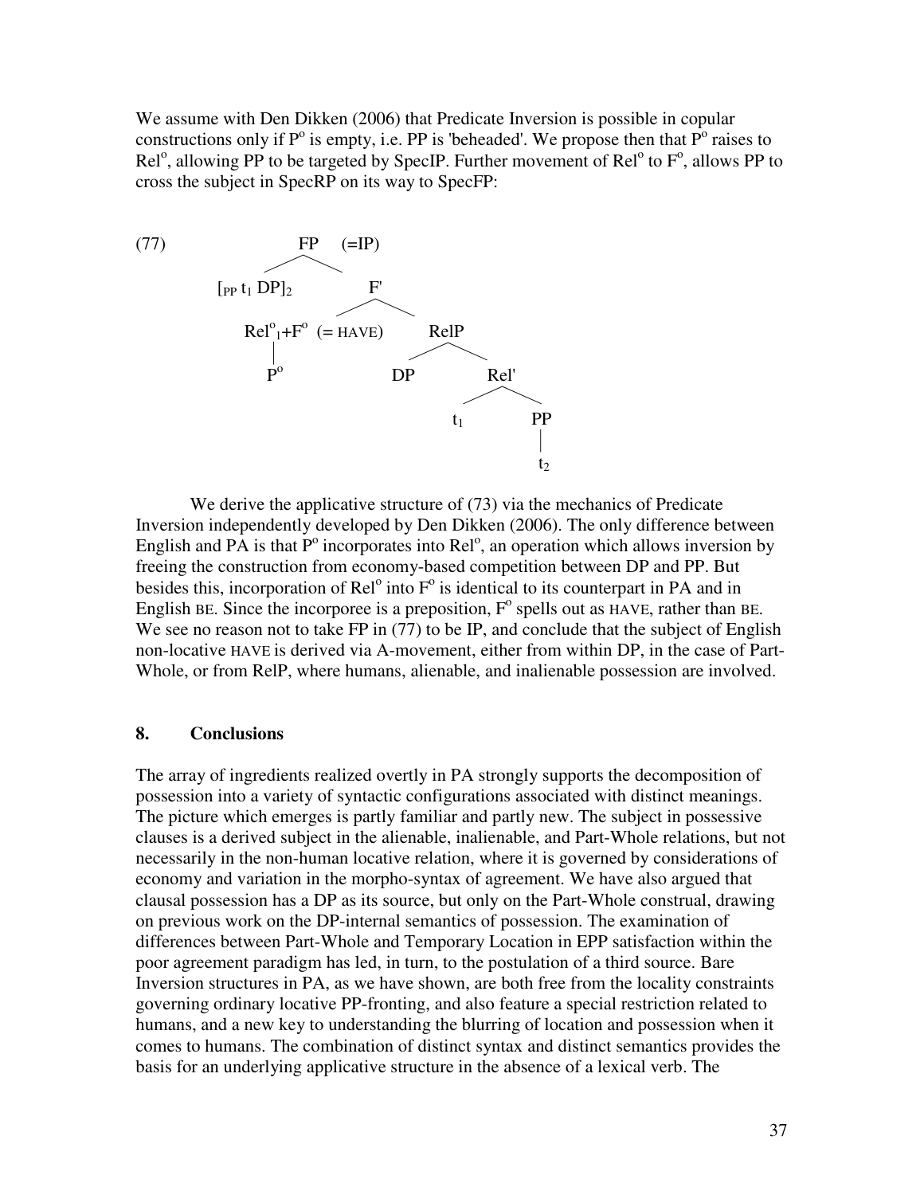We assume with Den Dikken (2006) that Predicate Inversion is possible in copular constructions only if P$^o$ is empty, i.e. PP is 'beheaded'. We propose then that P$^o$ raises to Rel$^o$, allowing PP to be targeted by SpecIP. Further movement of Rel$^o$ to F$^o$, allows PP to cross the subject in SpecRP on its way to SpecFP:

(77)

```
                    FP    (=IP)
                 /        \
     [PP t1 DP]2           F'
                        /      \
     Rel°1+F°  (= HAVE)         RelP
        |                      /     \
        P°                   DP       Rel'
                                     /    \
                                   t1      PP
                                           |
                                           t2
```

We derive the applicative structure of (73) via the mechanics of Predicate Inversion independently developed by Den Dikken (2006). The only difference between English and PA is that P$^o$ incorporates into Rel$^o$, an operation which allows inversion by freeing the construction from economy-based competition between DP and PP. But besides this, incorporation of Rel$^o$ into F$^o$ is identical to its counterpart in PA and in English BE. Since the incorporee is a preposition, F$^o$ spells out as HAVE, rather than BE. We see no reason not to take FP in (77) to be IP, and conclude that the subject of English non-locative HAVE is derived via A-movement, either from within DP, in the case of Part-Whole, or from RelP, where humans, alienable, and inalienable possession are involved.

## 8. Conclusions

The array of ingredients realized overtly in PA strongly supports the decomposition of possession into a variety of syntactic configurations associated with distinct meanings. The picture which emerges is partly familiar and partly new. The subject in possessive clauses is a derived subject in the alienable, inalienable, and Part-Whole relations, but not necessarily in the non-human locative relation, where it is governed by considerations of economy and variation in the morpho-syntax of agreement. We have also argued that clausal possession has a DP as its source, but only on the Part-Whole construal, drawing on previous work on the DP-internal semantics of possession. The examination of differences between Part-Whole and Temporary Location in EPP satisfaction within the poor agreement paradigm has led, in turn, to the postulation of a third source. Bare Inversion structures in PA, as we have shown, are both free from the locality constraints governing ordinary locative PP-fronting, and also feature a special restriction related to humans, and a new key to understanding the blurring of location and possession when it comes to humans. The combination of distinct syntax and distinct semantics provides the basis for an underlying applicative structure in the absence of a lexical verb. The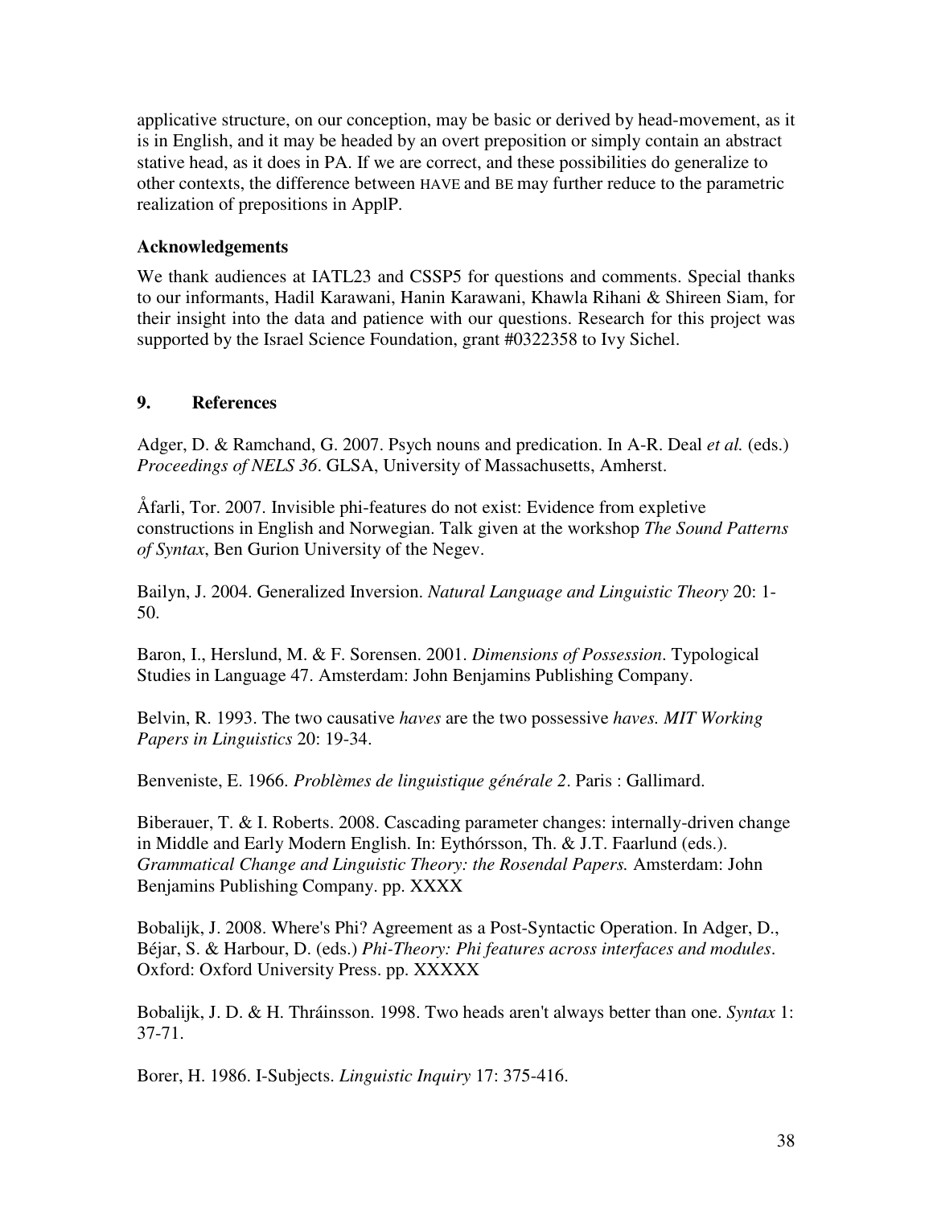applicative structure, on our conception, may be basic or derived by head-movement, as it is in English, and it may be headed by an overt preposition or simply contain an abstract stative head, as it does in PA. If we are correct, and these possibilities do generalize to other contexts, the difference between HAVE and BE may further reduce to the parametric realization of prepositions in ApplP.

**Acknowledgements**

We thank audiences at IATL23 and CSSP5 for questions and comments. Special thanks to our informants, Hadil Karawani, Hanin Karawani, Khawla Rihani & Shireen Siam, for their insight into the data and patience with our questions. Research for this project was supported by the Israel Science Foundation, grant #0322358 to Ivy Sichel.

## 9. References

Adger, D. & Ramchand, G. 2007. Psych nouns and predication. In A-R. Deal *et al.* (eds.) *Proceedings of NELS 36*. GLSA, University of Massachusetts, Amherst.

Åfarli, Tor. 2007. Invisible phi-features do not exist: Evidence from expletive constructions in English and Norwegian. Talk given at the workshop *The Sound Patterns of Syntax*, Ben Gurion University of the Negev.

Bailyn, J. 2004. Generalized Inversion. *Natural Language and Linguistic Theory* 20: 1-50.

Baron, I., Herslund, M. & F. Sorensen. 2001. *Dimensions of Possession*. Typological Studies in Language 47. Amsterdam: John Benjamins Publishing Company.

Belvin, R. 1993. The two causative *haves* are the two possessive *haves. MIT Working Papers in Linguistics* 20: 19-34.

Benveniste, E. 1966. *Problèmes de linguistique générale 2*. Paris : Gallimard.

Biberauer, T. & I. Roberts. 2008. Cascading parameter changes: internally-driven change in Middle and Early Modern English. In: Eythórsson, Th. & J.T. Faarlund (eds.). *Grammatical Change and Linguistic Theory: the Rosendal Papers.* Amsterdam: John Benjamins Publishing Company. pp. XXXX

Bobalijk, J. 2008. Where's Phi? Agreement as a Post-Syntactic Operation. In Adger, D., Béjar, S. & Harbour, D. (eds.) *Phi-Theory: Phi features across interfaces and modules*. Oxford: Oxford University Press. pp. XXXXX

Bobalijk, J. D. & H. Thráinsson. 1998. Two heads aren't always better than one. *Syntax* 1: 37-71.

Borer, H. 1986. I-Subjects. *Linguistic Inquiry* 17: 375-416.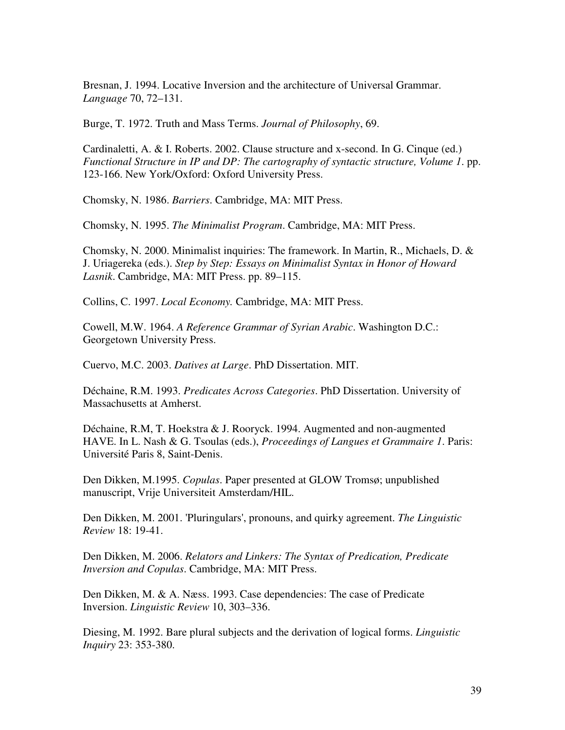Bresnan, J. 1994. Locative Inversion and the architecture of Universal Grammar. *Language* 70, 72–131.

Burge, T. 1972. Truth and Mass Terms. *Journal of Philosophy*, 69.

Cardinaletti, A. & I. Roberts. 2002. Clause structure and x-second. In G. Cinque (ed.) *Functional Structure in IP and DP: The cartography of syntactic structure, Volume 1*. pp. 123-166. New York/Oxford: Oxford University Press.

Chomsky, N. 1986. *Barriers*. Cambridge, MA: MIT Press.

Chomsky, N. 1995. *The Minimalist Program*. Cambridge, MA: MIT Press.

Chomsky, N. 2000. Minimalist inquiries: The framework. In Martin, R., Michaels, D. & J. Uriagereka (eds.). *Step by Step: Essays on Minimalist Syntax in Honor of Howard Lasnik*. Cambridge, MA: MIT Press. pp. 89–115.

Collins, C. 1997. *Local Economy.* Cambridge, MA: MIT Press.

Cowell, M.W. 1964. *A Reference Grammar of Syrian Arabic*. Washington D.C.: Georgetown University Press.

Cuervo, M.C. 2003. *Datives at Large*. PhD Dissertation. MIT.

Déchaine, R.M. 1993. *Predicates Across Categories*. PhD Dissertation. University of Massachusetts at Amherst.

Déchaine, R.M, T. Hoekstra & J. Rooryck. 1994. Augmented and non-augmented HAVE. In L. Nash & G. Tsoulas (eds.), *Proceedings of Langues et Grammaire 1*. Paris: Université Paris 8, Saint-Denis.

Den Dikken, M.1995. *Copulas*. Paper presented at GLOW Tromsø; unpublished manuscript, Vrije Universiteit Amsterdam/HIL.

Den Dikken, M. 2001. 'Pluringulars', pronouns, and quirky agreement. *The Linguistic Review* 18: 19-41.

Den Dikken, M. 2006. *Relators and Linkers: The Syntax of Predication, Predicate Inversion and Copulas*. Cambridge, MA: MIT Press.

Den Dikken, M. & A. Næss. 1993. Case dependencies: The case of Predicate Inversion. *Linguistic Review* 10, 303–336.

Diesing, M. 1992. Bare plural subjects and the derivation of logical forms. *Linguistic Inquiry* 23: 353-380.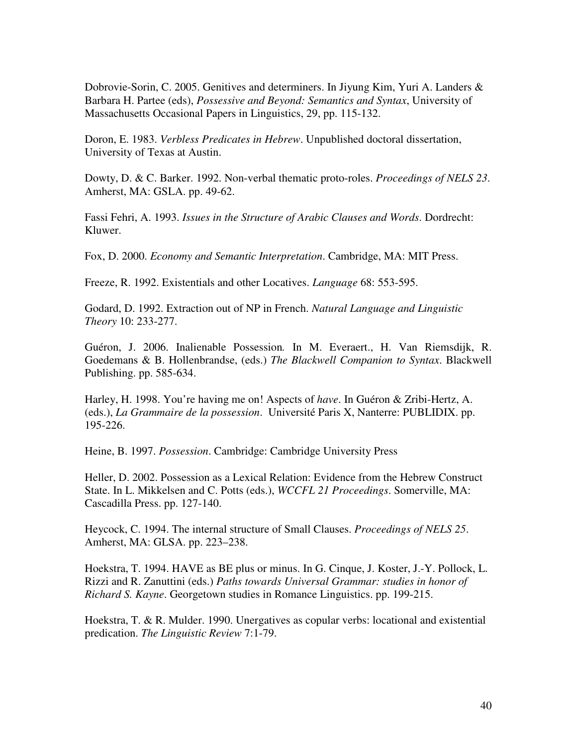Dobrovie-Sorin, C. 2005. Genitives and determiners. In Jiyung Kim, Yuri A. Landers & Barbara H. Partee (eds), *Possessive and Beyond: Semantics and Syntax*, University of Massachusetts Occasional Papers in Linguistics, 29, pp. 115-132.

Doron, E. 1983. *Verbless Predicates in Hebrew*. Unpublished doctoral dissertation, University of Texas at Austin.

Dowty, D. & C. Barker. 1992. Non-verbal thematic proto-roles. *Proceedings of NELS 23*. Amherst, MA: GSLA. pp. 49-62.

Fassi Fehri, A. 1993. *Issues in the Structure of Arabic Clauses and Words*. Dordrecht: Kluwer.

Fox, D. 2000. *Economy and Semantic Interpretation*. Cambridge, MA: MIT Press.

Freeze, R. 1992. Existentials and other Locatives. *Language* 68: 553-595.

Godard, D. 1992. Extraction out of NP in French. *Natural Language and Linguistic Theory* 10: 233-277.

Guéron, J. 2006. Inalienable Possession. In M. Everaert., H. Van Riemsdijk, R. Goedemans & B. Hollenbrandse, (eds.) *The Blackwell Companion to Syntax*. Blackwell Publishing. pp. 585-634.

Harley, H. 1998. You're having me on! Aspects of *have*. In Guéron & Zribi-Hertz, A. (eds.), *La Grammaire de la possession*. Université Paris X, Nanterre: PUBLIDIX. pp. 195-226.

Heine, B. 1997. *Possession*. Cambridge: Cambridge University Press

Heller, D. 2002. Possession as a Lexical Relation: Evidence from the Hebrew Construct State. In L. Mikkelsen and C. Potts (eds.), *WCCFL 21 Proceedings*. Somerville, MA: Cascadilla Press. pp. 127-140.

Heycock, C. 1994. The internal structure of Small Clauses. *Proceedings of NELS 25*. Amherst, MA: GLSA. pp. 223–238.

Hoekstra, T. 1994. HAVE as BE plus or minus. In G. Cinque, J. Koster, J.-Y. Pollock, L. Rizzi and R. Zanuttini (eds.) *Paths towards Universal Grammar: studies in honor of Richard S. Kayne*. Georgetown studies in Romance Linguistics. pp. 199-215.

Hoekstra, T. & R. Mulder. 1990. Unergatives as copular verbs: locational and existential predication. *The Linguistic Review* 7:1-79.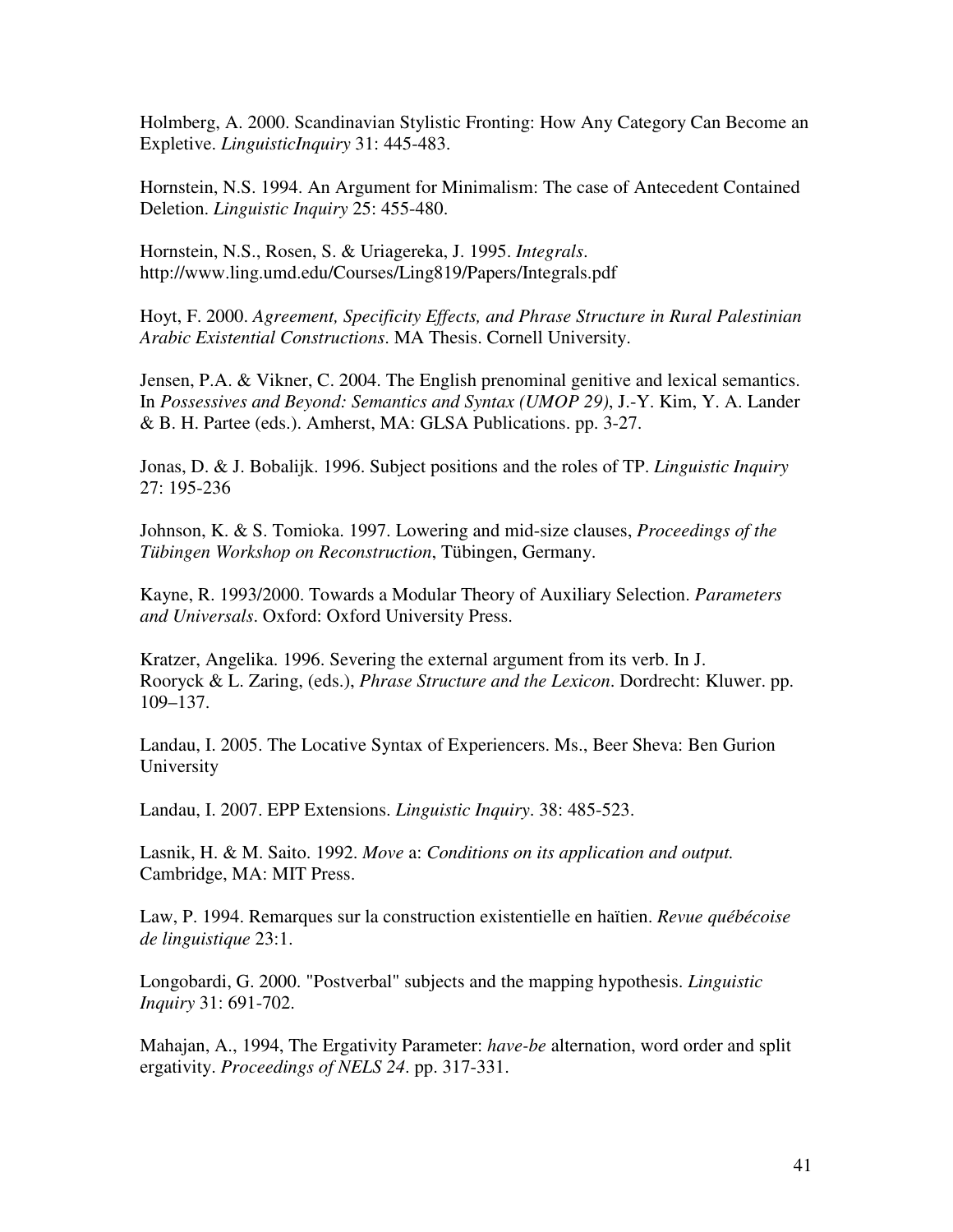Holmberg, A. 2000. Scandinavian Stylistic Fronting: How Any Category Can Become an Expletive. *LinguisticInquiry* 31: 445-483.

Hornstein, N.S. 1994. An Argument for Minimalism: The case of Antecedent Contained Deletion. *Linguistic Inquiry* 25: 455-480.

Hornstein, N.S., Rosen, S. & Uriagereka, J. 1995. *Integrals*. http://www.ling.umd.edu/Courses/Ling819/Papers/Integrals.pdf

Hoyt, F. 2000. *Agreement, Specificity Effects, and Phrase Structure in Rural Palestinian Arabic Existential Constructions*. MA Thesis. Cornell University.

Jensen, P.A. & Vikner, C. 2004. The English prenominal genitive and lexical semantics. In *Possessives and Beyond: Semantics and Syntax (UMOP 29)*, J.-Y. Kim, Y. A. Lander & B. H. Partee (eds.). Amherst, MA: GLSA Publications. pp. 3-27.

Jonas, D. & J. Bobalijk. 1996. Subject positions and the roles of TP. *Linguistic Inquiry* 27: 195-236

Johnson, K. & S. Tomioka. 1997. Lowering and mid-size clauses, *Proceedings of the Tübingen Workshop on Reconstruction*, Tübingen, Germany.

Kayne, R. 1993/2000. Towards a Modular Theory of Auxiliary Selection. *Parameters and Universals*. Oxford: Oxford University Press.

Kratzer, Angelika. 1996. Severing the external argument from its verb. In J. Rooryck & L. Zaring, (eds.), *Phrase Structure and the Lexicon*. Dordrecht: Kluwer. pp. 109–137.

Landau, I. 2005. The Locative Syntax of Experiencers. Ms., Beer Sheva: Ben Gurion University

Landau, I. 2007. EPP Extensions. *Linguistic Inquiry*. 38: 485-523.

Lasnik, H. & M. Saito. 1992. *Move* a: *Conditions on its application and output.* Cambridge, MA: MIT Press.

Law, P. 1994. Remarques sur la construction existentielle en haïtien. *Revue québécoise de linguistique* 23:1.

Longobardi, G. 2000. "Postverbal" subjects and the mapping hypothesis. *Linguistic Inquiry* 31: 691-702.

Mahajan, A., 1994, The Ergativity Parameter: *have-be* alternation, word order and split ergativity. *Proceedings of NELS 24*. pp. 317-331.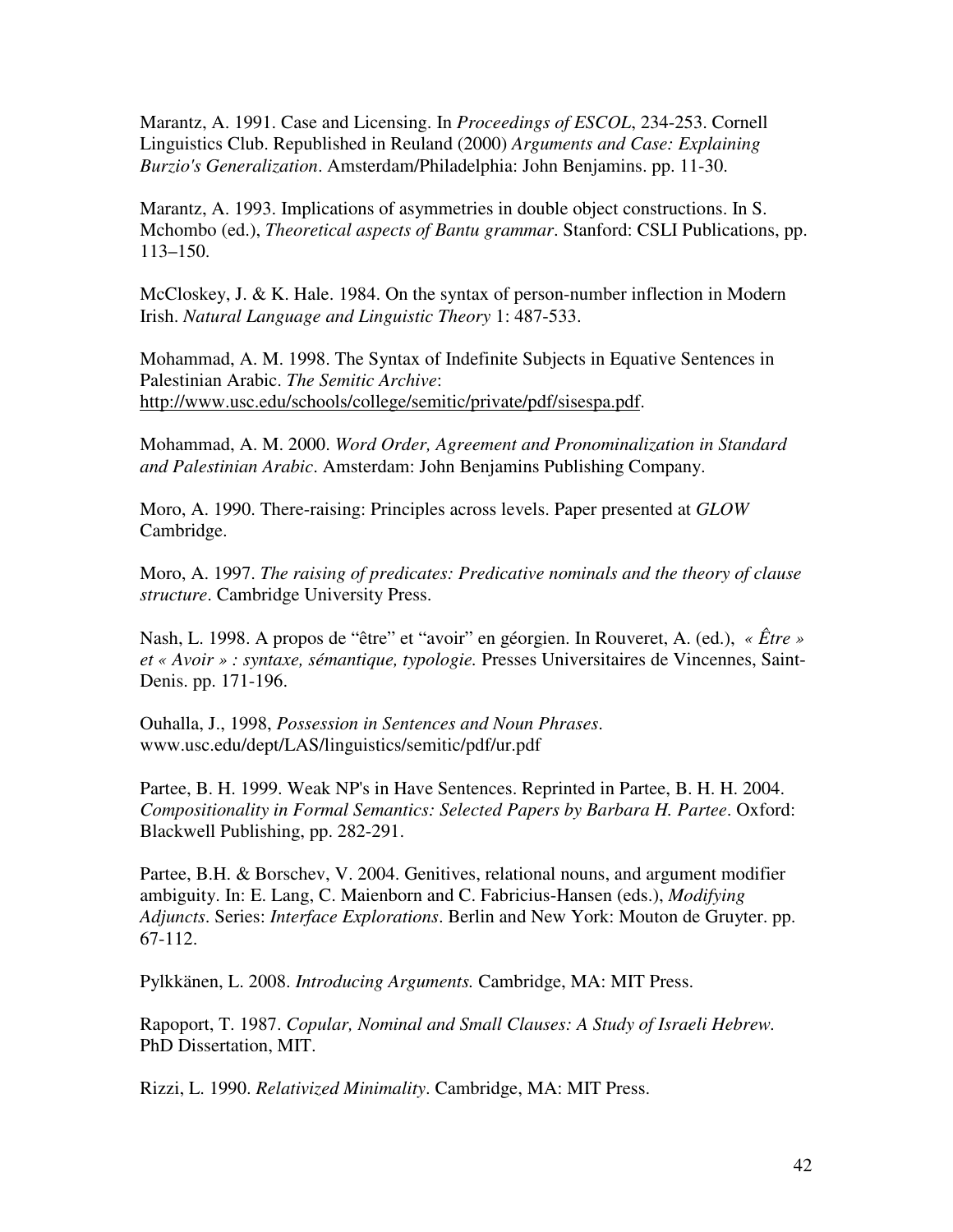Marantz, A. 1991. Case and Licensing. In *Proceedings of ESCOL*, 234-253. Cornell Linguistics Club. Republished in Reuland (2000) *Arguments and Case: Explaining Burzio's Generalization*. Amsterdam/Philadelphia: John Benjamins. pp. 11-30.

Marantz, A. 1993. Implications of asymmetries in double object constructions. In S. Mchombo (ed.), *Theoretical aspects of Bantu grammar*. Stanford: CSLI Publications, pp. 113–150.

McCloskey, J. & K. Hale. 1984. On the syntax of person-number inflection in Modern Irish. *Natural Language and Linguistic Theory* 1: 487-533.

Mohammad, A. M. 1998. The Syntax of Indefinite Subjects in Equative Sentences in Palestinian Arabic. *The Semitic Archive*: http://www.usc.edu/schools/college/semitic/private/pdf/sisespa.pdf.

Mohammad, A. M. 2000. *Word Order, Agreement and Pronominalization in Standard and Palestinian Arabic*. Amsterdam: John Benjamins Publishing Company.

Moro, A. 1990. There-raising: Principles across levels. Paper presented at *GLOW* Cambridge.

Moro, A. 1997. *The raising of predicates: Predicative nominals and the theory of clause structure*. Cambridge University Press.

Nash, L. 1998. A propos de "être" et "avoir" en géorgien. In Rouveret, A. (ed.), *« Être » et « Avoir » : syntaxe, sémantique, typologie.* Presses Universitaires de Vincennes, Saint-Denis. pp. 171-196.

Ouhalla, J., 1998, *Possession in Sentences and Noun Phrases*. www.usc.edu/dept/LAS/linguistics/semitic/pdf/ur.pdf

Partee, B. H. 1999. Weak NP's in Have Sentences. Reprinted in Partee, B. H. H. 2004. *Compositionality in Formal Semantics: Selected Papers by Barbara H. Partee*. Oxford: Blackwell Publishing, pp. 282-291.

Partee, B.H. & Borschev, V. 2004. Genitives, relational nouns, and argument modifier ambiguity. In: E. Lang, C. Maienborn and C. Fabricius-Hansen (eds.), *Modifying Adjuncts*. Series: *Interface Explorations*. Berlin and New York: Mouton de Gruyter. pp. 67-112.

Pylkkänen, L. 2008. *Introducing Arguments.* Cambridge, MA: MIT Press.

Rapoport, T. 1987. *Copular, Nominal and Small Clauses: A Study of Israeli Hebrew.* PhD Dissertation, MIT.

Rizzi, L. 1990. *Relativized Minimality*. Cambridge, MA: MIT Press.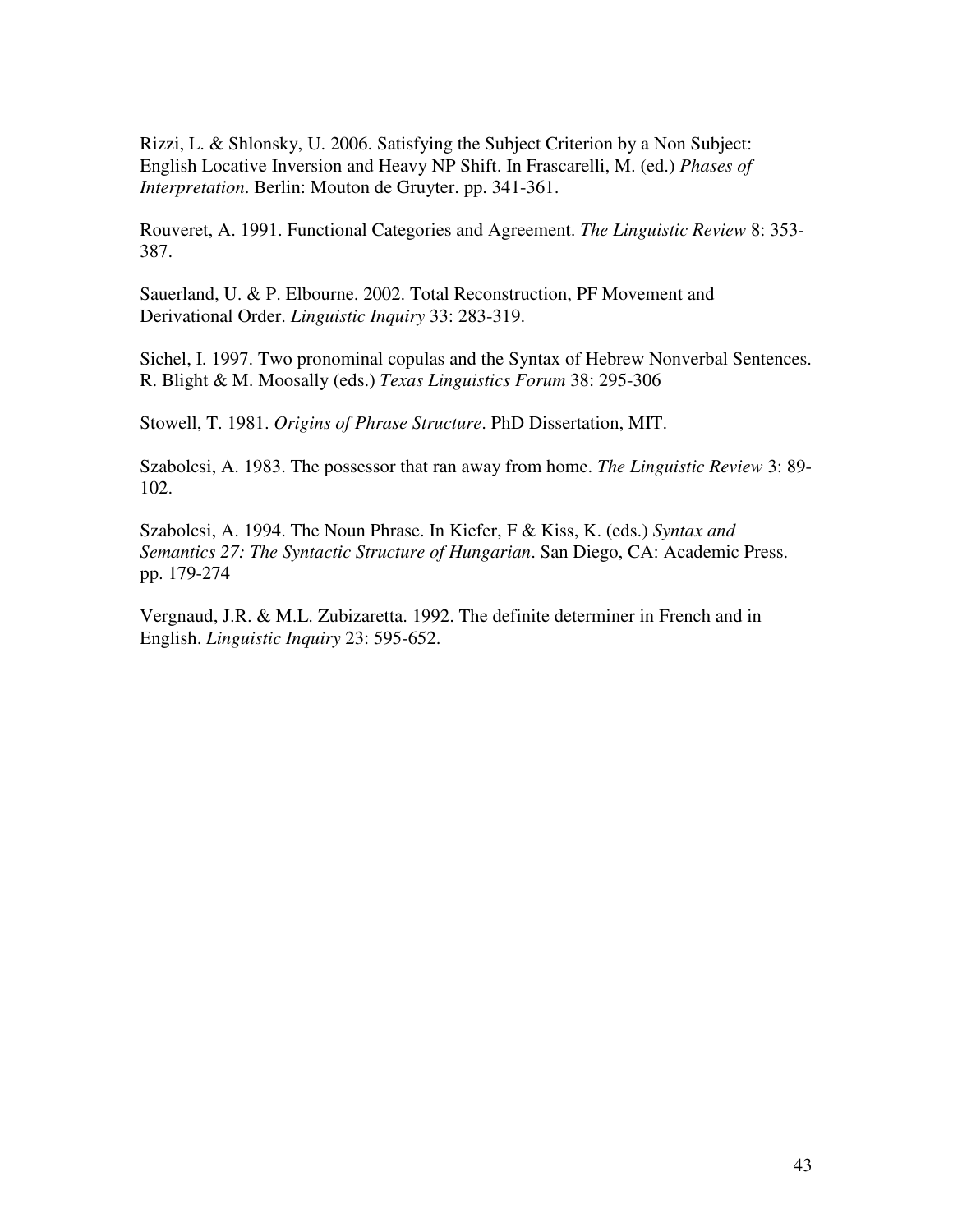Rizzi, L. & Shlonsky, U. 2006. Satisfying the Subject Criterion by a Non Subject: English Locative Inversion and Heavy NP Shift. In Frascarelli, M. (ed.) *Phases of Interpretation*. Berlin: Mouton de Gruyter. pp. 341-361.

Rouveret, A. 1991. Functional Categories and Agreement. *The Linguistic Review* 8: 353-387.

Sauerland, U. & P. Elbourne. 2002. Total Reconstruction, PF Movement and Derivational Order. *Linguistic Inquiry* 33: 283-319.

Sichel, I. 1997. Two pronominal copulas and the Syntax of Hebrew Nonverbal Sentences. R. Blight & M. Moosally (eds.) *Texas Linguistics Forum* 38: 295-306

Stowell, T. 1981. *Origins of Phrase Structure*. PhD Dissertation, MIT.

Szabolcsi, A. 1983. The possessor that ran away from home. *The Linguistic Review* 3: 89-102.

Szabolcsi, A. 1994. The Noun Phrase. In Kiefer, F & Kiss, K. (eds.) *Syntax and Semantics 27: The Syntactic Structure of Hungarian*. San Diego, CA: Academic Press. pp. 179-274

Vergnaud, J.R. & M.L. Zubizaretta. 1992. The definite determiner in French and in English. *Linguistic Inquiry* 23: 595-652.